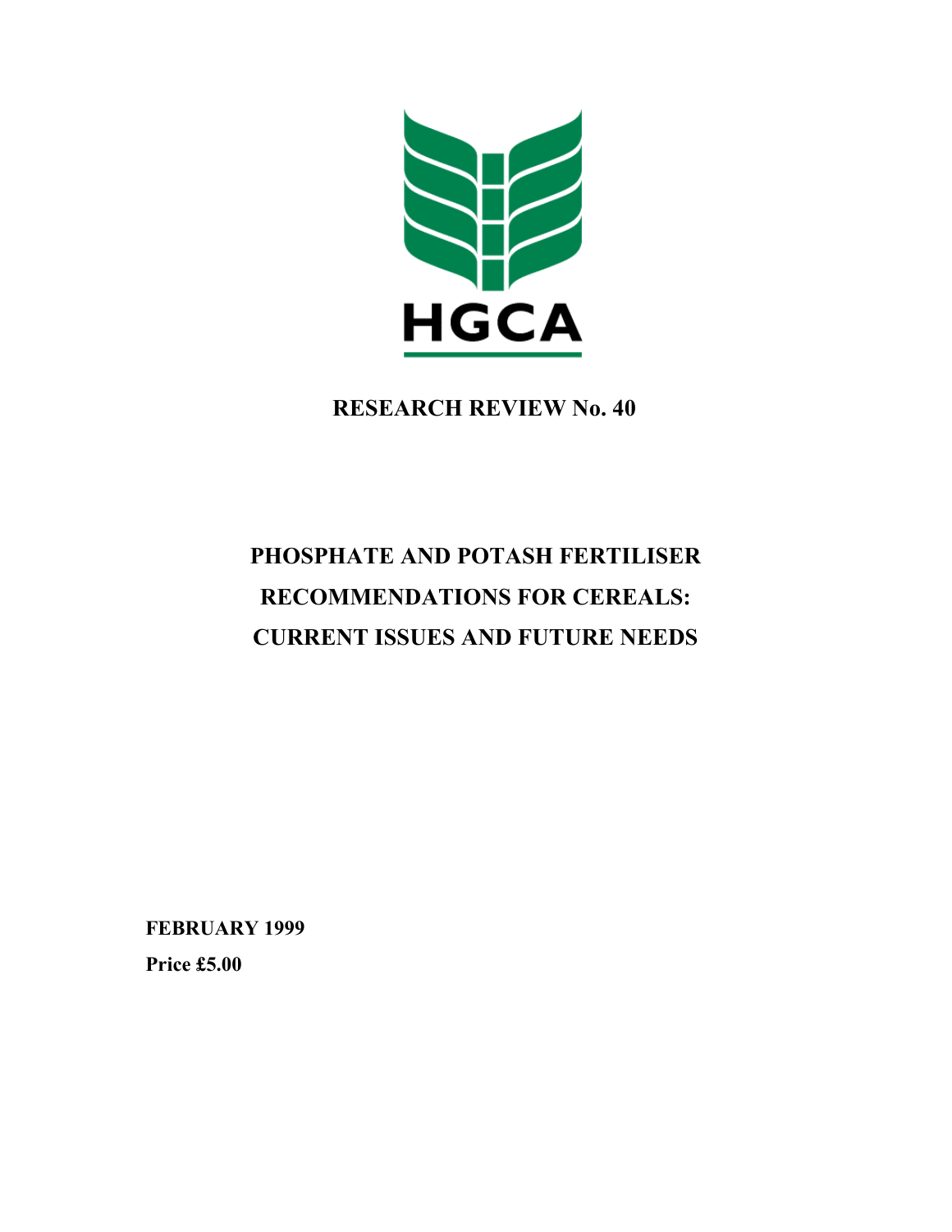HGCA

# RESEARCH REVIEW No. 40

# PHOSPHATE AND POTASH FERTILISER RECOMMENDATIONS FOR CEREALS: CURRENT ISSUES AND FUTURE NEEDS

**FEBRUARY 1999**

**Price £5.00**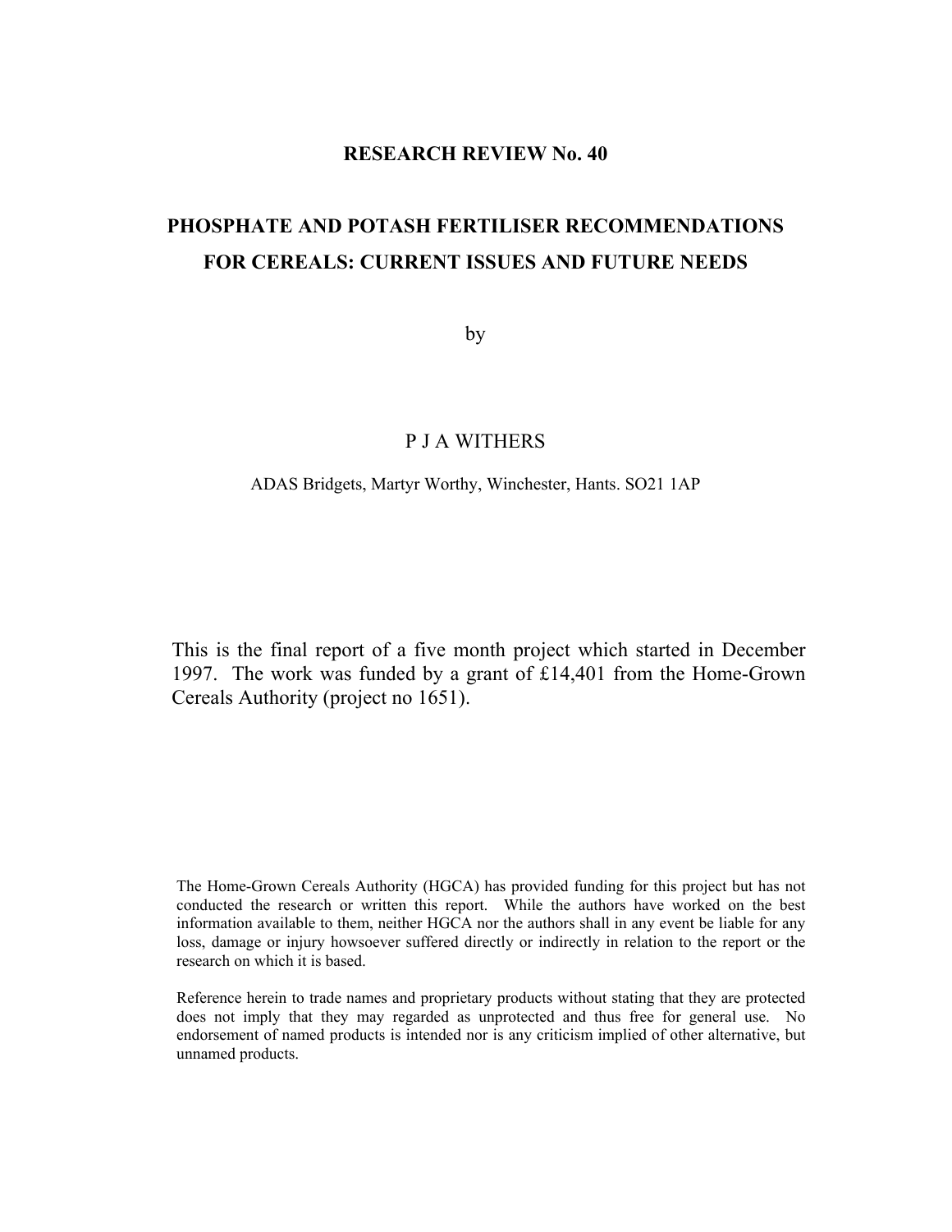**RESEARCH REVIEW No. 40**

# PHOSPHATE AND POTASH FERTILISER RECOMMENDATIONS FOR CEREALS: CURRENT ISSUES AND FUTURE NEEDS

by

P J A WITHERS

ADAS Bridgets, Martyr Worthy, Winchester, Hants. SO21 1AP

This is the final report of a five month project which started in December 1997. The work was funded by a grant of £14,401 from the Home-Grown Cereals Authority (project no 1651).

The Home-Grown Cereals Authority (HGCA) has provided funding for this project but has not conducted the research or written this report. While the authors have worked on the best information available to them, neither HGCA nor the authors shall in any event be liable for any loss, damage or injury howsoever suffered directly or indirectly in relation to the report or the research on which it is based.

Reference herein to trade names and proprietary products without stating that they are protected does not imply that they may regarded as unprotected and thus free for general use. No endorsement of named products is intended nor is any criticism implied of other alternative, but unnamed products.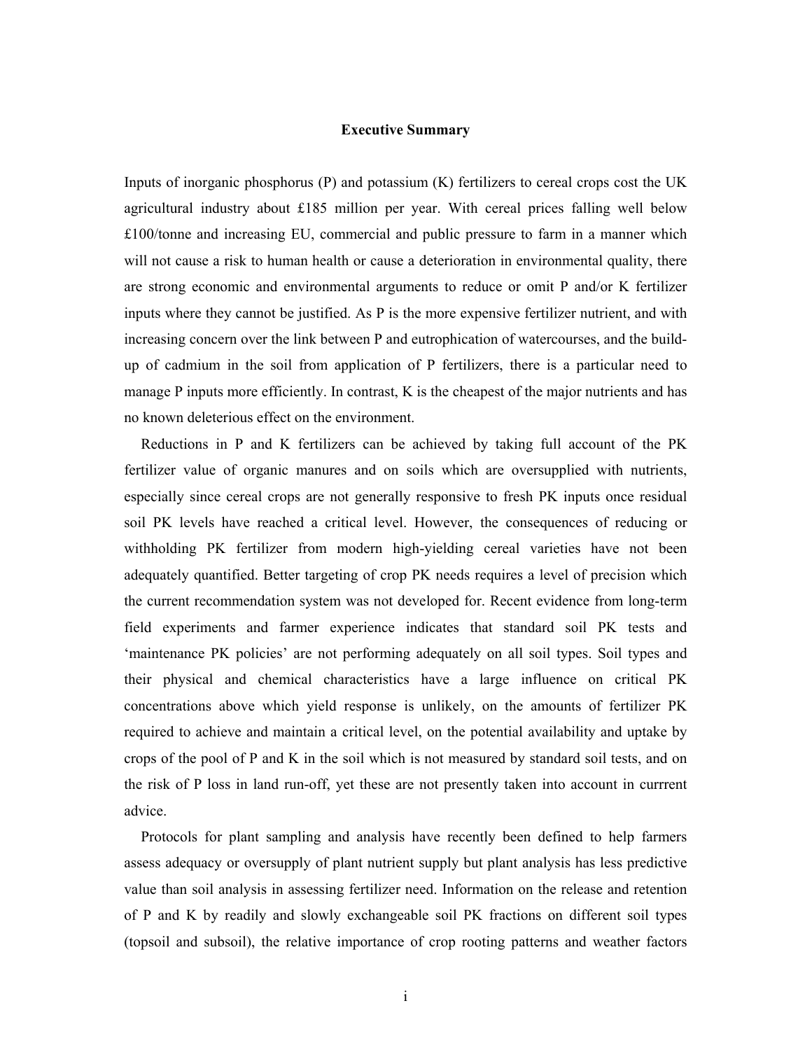## Executive Summary

Inputs of inorganic phosphorus (P) and potassium (K) fertilizers to cereal crops cost the UK agricultural industry about £185 million per year. With cereal prices falling well below £100/tonne and increasing EU, commercial and public pressure to farm in a manner which will not cause a risk to human health or cause a deterioration in environmental quality, there are strong economic and environmental arguments to reduce or omit P and/or K fertilizer inputs where they cannot be justified. As P is the more expensive fertilizer nutrient, and with increasing concern over the link between P and eutrophication of watercourses, and the build-up of cadmium in the soil from application of P fertilizers, there is a particular need to manage P inputs more efficiently. In contrast, K is the cheapest of the major nutrients and has no known deleterious effect on the environment.

Reductions in P and K fertilizers can be achieved by taking full account of the PK fertilizer value of organic manures and on soils which are oversupplied with nutrients, especially since cereal crops are not generally responsive to fresh PK inputs once residual soil PK levels have reached a critical level. However, the consequences of reducing or withholding PK fertilizer from modern high-yielding cereal varieties have not been adequately quantified. Better targeting of crop PK needs requires a level of precision which the current recommendation system was not developed for. Recent evidence from long-term field experiments and farmer experience indicates that standard soil PK tests and 'maintenance PK policies' are not performing adequately on all soil types. Soil types and their physical and chemical characteristics have a large influence on critical PK concentrations above which yield response is unlikely, on the amounts of fertilizer PK required to achieve and maintain a critical level, on the potential availability and uptake by crops of the pool of P and K in the soil which is not measured by standard soil tests, and on the risk of P loss in land run-off, yet these are not presently taken into account in currrent advice.

Protocols for plant sampling and analysis have recently been defined to help farmers assess adequacy or oversupply of plant nutrient supply but plant analysis has less predictive value than soil analysis in assessing fertilizer need. Information on the release and retention of P and K by readily and slowly exchangeable soil PK fractions on different soil types (topsoil and subsoil), the relative importance of crop rooting patterns and weather factors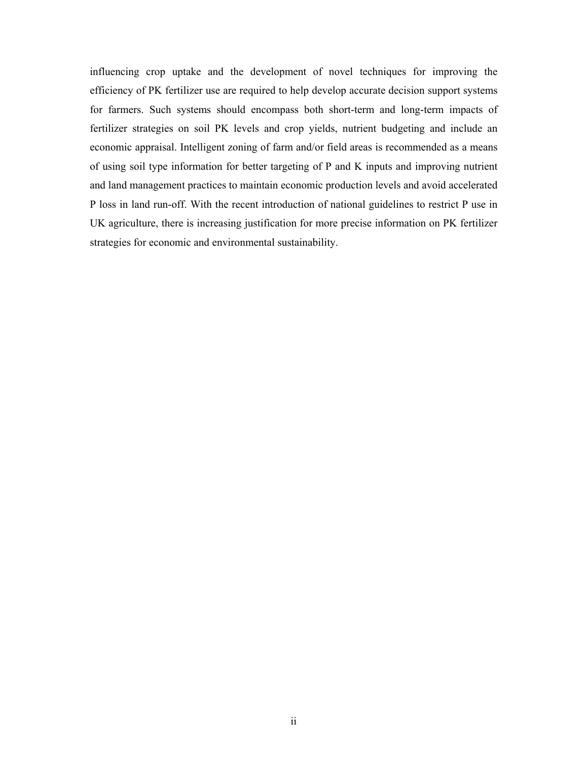influencing crop uptake and the development of novel techniques for improving the efficiency of PK fertilizer use are required to help develop accurate decision support systems for farmers. Such systems should encompass both short-term and long-term impacts of fertilizer strategies on soil PK levels and crop yields, nutrient budgeting and include an economic appraisal. Intelligent zoning of farm and/or field areas is recommended as a means of using soil type information for better targeting of P and K inputs and improving nutrient and land management practices to maintain economic production levels and avoid accelerated P loss in land run-off. With the recent introduction of national guidelines to restrict P use in UK agriculture, there is increasing justification for more precise information on PK fertilizer strategies for economic and environmental sustainability.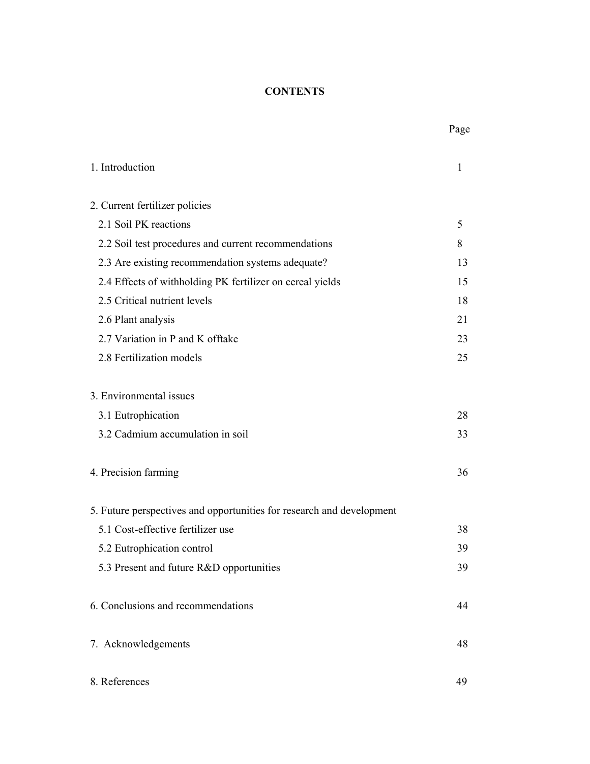# CONTENTS

| | Page |
|---|---|
| 1. Introduction | 1 |
| 2. Current fertilizer policies | |
| 2.1 Soil PK reactions | 5 |
| 2.2 Soil test procedures and current recommendations | 8 |
| 2.3 Are existing recommendation systems adequate? | 13 |
| 2.4 Effects of withholding PK fertilizer on cereal yields | 15 |
| 2.5 Critical nutrient levels | 18 |
| 2.6 Plant analysis | 21 |
| 2.7 Variation in P and K offtake | 23 |
| 2.8 Fertilization models | 25 |
| 3. Environmental issues | |
| 3.1 Eutrophication | 28 |
| 3.2 Cadmium accumulation in soil | 33 |
| 4. Precision farming | 36 |
| 5. Future perspectives and opportunities for research and development | |
| 5.1 Cost-effective fertilizer use | 38 |
| 5.2 Eutrophication control | 39 |
| 5.3 Present and future R&D opportunities | 39 |
| 6. Conclusions and recommendations | 44 |
| 7. Acknowledgements | 48 |
| 8. References | 49 |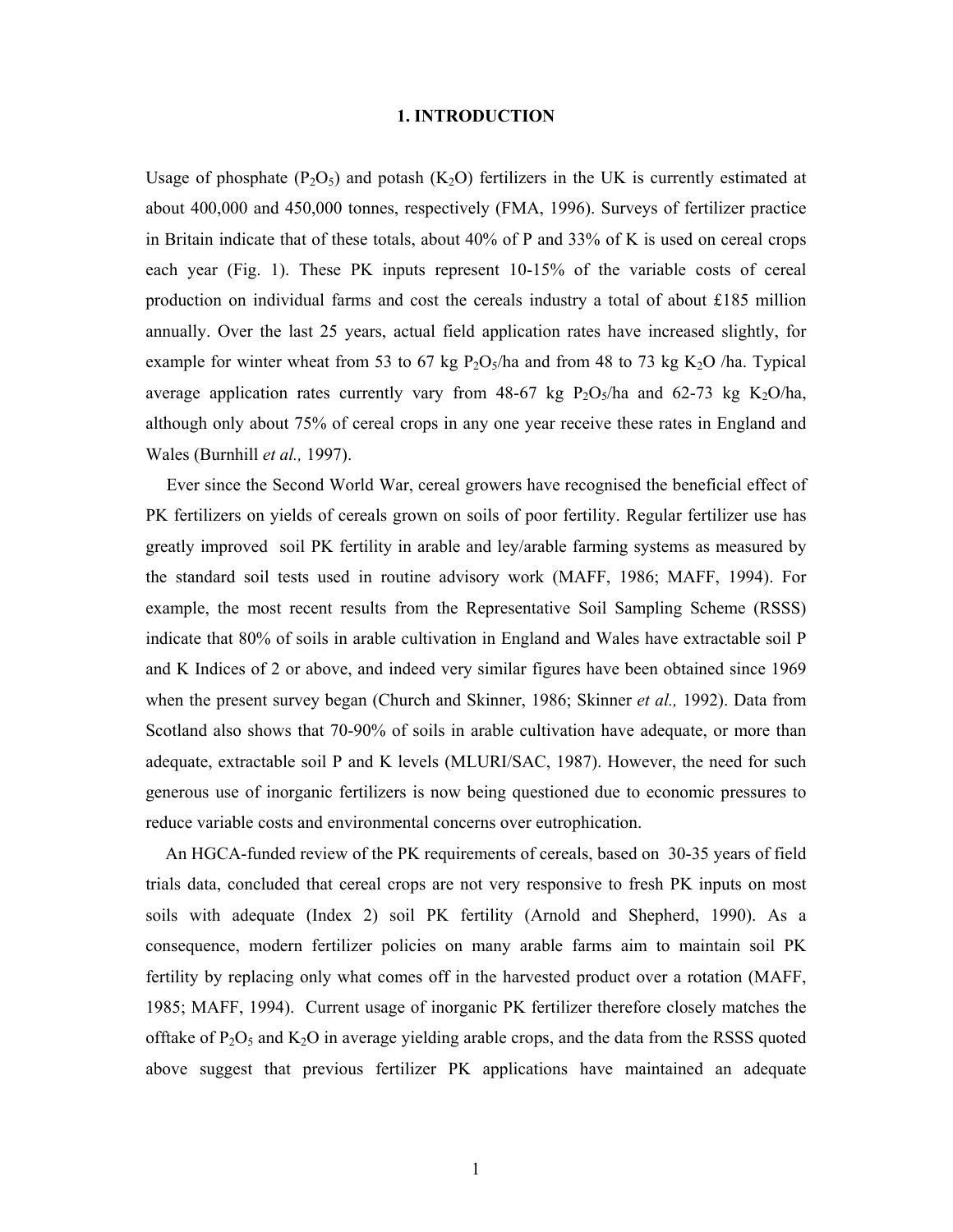# 1. INTRODUCTION

Usage of phosphate ($P_2O_5$) and potash ($K_2O$) fertilizers in the UK is currently estimated at about 400,000 and 450,000 tonnes, respectively (FMA, 1996). Surveys of fertilizer practice in Britain indicate that of these totals, about 40% of P and 33% of K is used on cereal crops each year (Fig. 1). These PK inputs represent 10-15% of the variable costs of cereal production on individual farms and cost the cereals industry a total of about £185 million annually. Over the last 25 years, actual field application rates have increased slightly, for example for winter wheat from 53 to 67 kg $P_2O_5$/ha and from 48 to 73 kg $K_2O$ /ha. Typical average application rates currently vary from 48-67 kg $P_2O_5$/ha and 62-73 kg $K_2O$/ha, although only about 75% of cereal crops in any one year receive these rates in England and Wales (Burnhill *et al.,* 1997).

Ever since the Second World War, cereal growers have recognised the beneficial effect of PK fertilizers on yields of cereals grown on soils of poor fertility. Regular fertilizer use has greatly improved soil PK fertility in arable and ley/arable farming systems as measured by the standard soil tests used in routine advisory work (MAFF, 1986; MAFF, 1994). For example, the most recent results from the Representative Soil Sampling Scheme (RSSS) indicate that 80% of soils in arable cultivation in England and Wales have extractable soil P and K Indices of 2 or above, and indeed very similar figures have been obtained since 1969 when the present survey began (Church and Skinner, 1986; Skinner *et al.,* 1992). Data from Scotland also shows that 70-90% of soils in arable cultivation have adequate, or more than adequate, extractable soil P and K levels (MLURI/SAC, 1987). However, the need for such generous use of inorganic fertilizers is now being questioned due to economic pressures to reduce variable costs and environmental concerns over eutrophication.

An HGCA-funded review of the PK requirements of cereals, based on 30-35 years of field trials data, concluded that cereal crops are not very responsive to fresh PK inputs on most soils with adequate (Index 2) soil PK fertility (Arnold and Shepherd, 1990). As a consequence, modern fertilizer policies on many arable farms aim to maintain soil PK fertility by replacing only what comes off in the harvested product over a rotation (MAFF, 1985; MAFF, 1994). Current usage of inorganic PK fertilizer therefore closely matches the offtake of $P_2O_5$ and $K_2O$ in average yielding arable crops, and the data from the RSSS quoted above suggest that previous fertilizer PK applications have maintained an adequate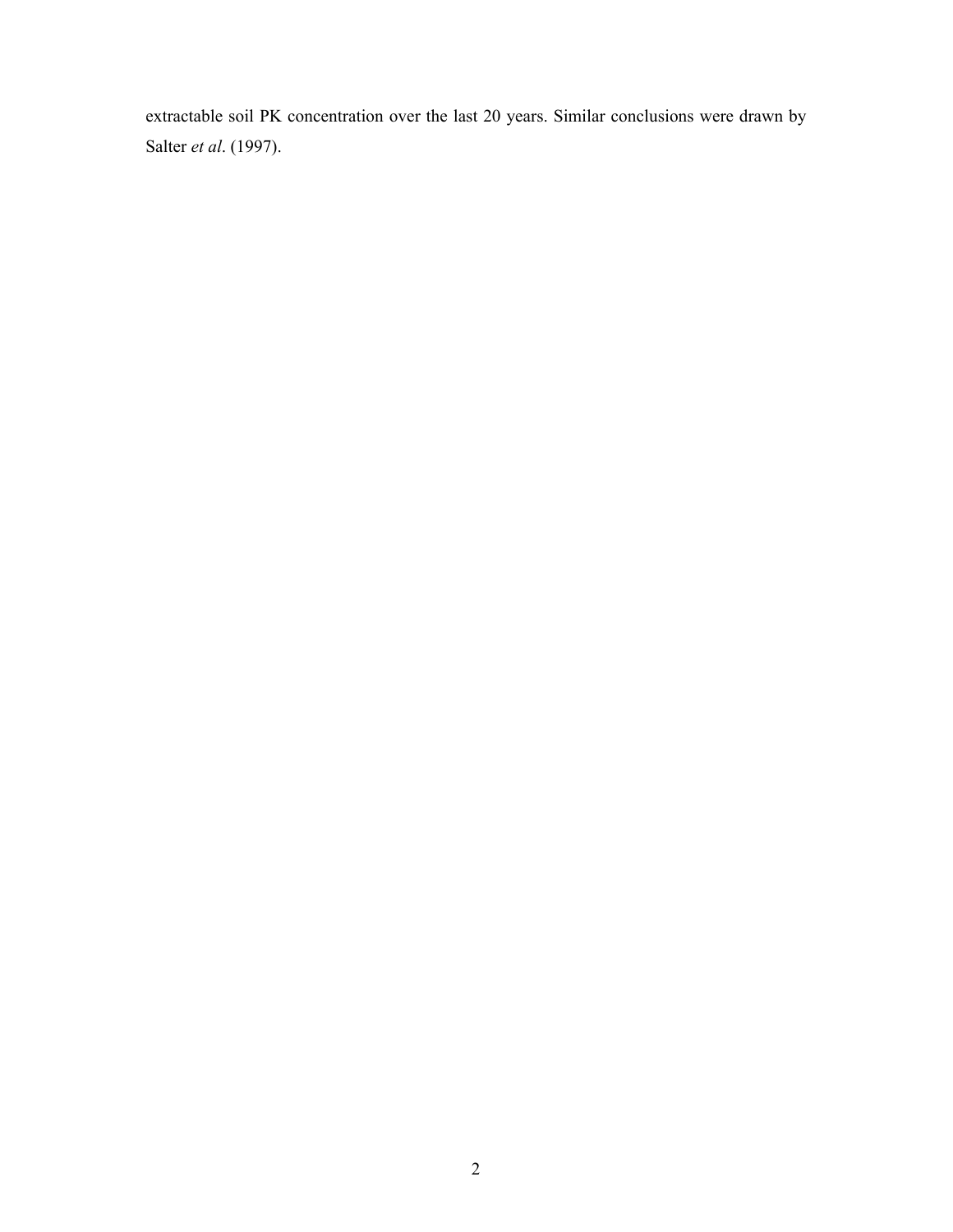extractable soil PK concentration over the last 20 years. Similar conclusions were drawn by Salter *et al*. (1997).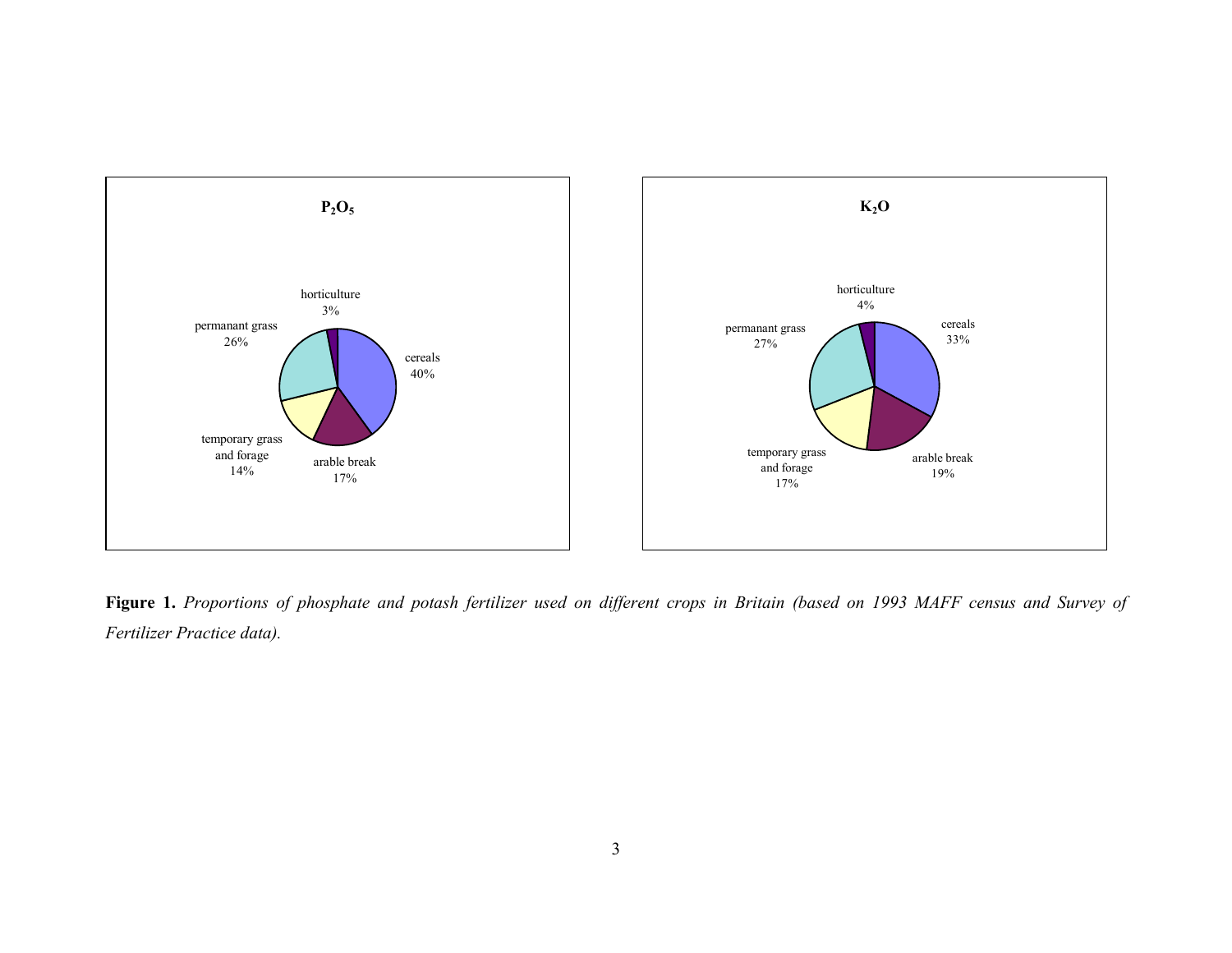$P_2O_5$

| Crop | Proportion |
| --- | --- |
| cereals | 40% |
| arable break | 17% |
| temporary grass and forage | 14% |
| permanant grass | 26% |
| horticulture | 3% |

$K_2O$

| Crop | Proportion |
| --- | --- |
| cereals | 33% |
| arable break | 19% |
| temporary grass and forage | 17% |
| permanant grass | 27% |
| horticulture | 4% |

**Figure 1.** *Proportions of phosphate and potash fertilizer used on different crops in Britain (based on 1993 MAFF census and Survey of Fertilizer Practice data).*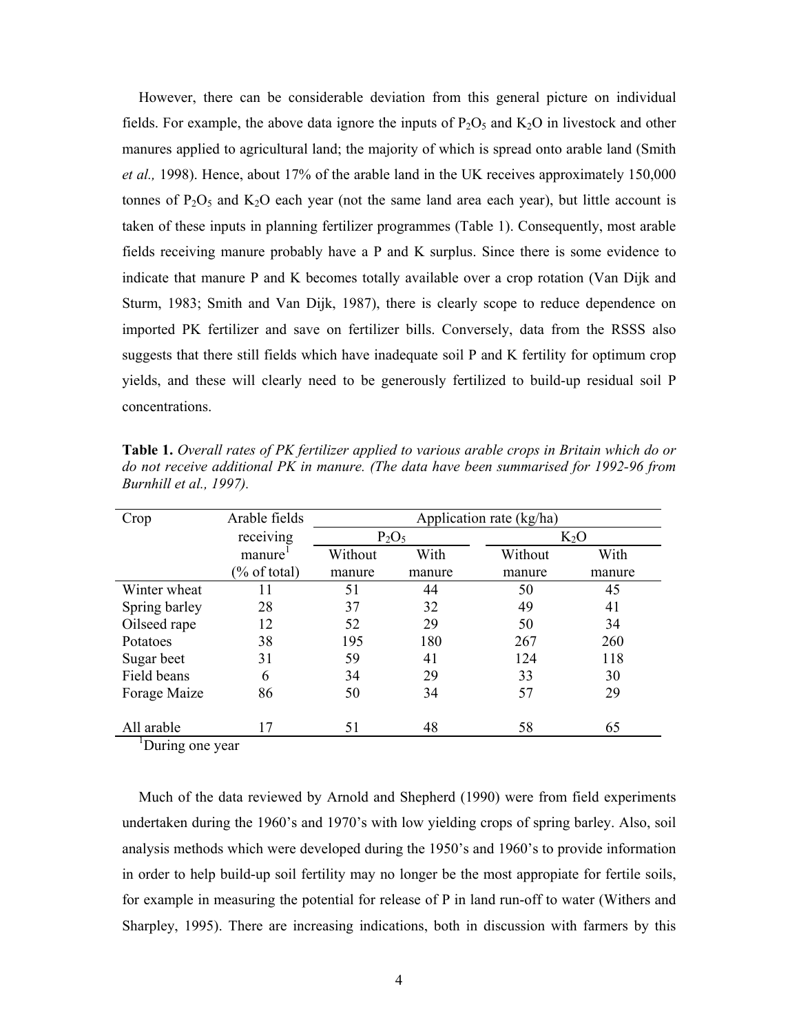However, there can be considerable deviation from this general picture on individual fields. For example, the above data ignore the inputs of $P_2O_5$ and $K_2O$ in livestock and other manures applied to agricultural land; the majority of which is spread onto arable land (Smith *et al.,* 1998). Hence, about 17% of the arable land in the UK receives approximately 150,000 tonnes of $P_2O_5$ and $K_2O$ each year (not the same land area each year), but little account is taken of these inputs in planning fertilizer programmes (Table 1). Consequently, most arable fields receiving manure probably have a P and K surplus. Since there is some evidence to indicate that manure P and K becomes totally available over a crop rotation (Van Dijk and Sturm, 1983; Smith and Van Dijk, 1987), there is clearly scope to reduce dependence on imported PK fertilizer and save on fertilizer bills. Conversely, data from the RSSS also suggests that there still fields which have inadequate soil P and K fertility for optimum crop yields, and these will clearly need to be generously fertilized to build-up residual soil P concentrations.

**Table 1.** *Overall rates of PK fertilizer applied to various arable crops in Britain which do or do not receive additional PK in manure. (The data have been summarised for 1992-96 from Burnhill et al., 1997).*

| Crop | Arable fields receiving manure[1] (% of total) | Application rate (kg/ha) | | | |
|---|---|---|---|---|---|
| | | $P_2O_5$ | | $K_2O$ | |
| | | Without manure | With manure | Without manure | With manure |
| Winter wheat | 11 | 51 | 44 | 50 | 45 |
| Spring barley | 28 | 37 | 32 | 49 | 41 |
| Oilseed rape | 12 | 52 | 29 | 50 | 34 |
| Potatoes | 38 | 195 | 180 | 267 | 260 |
| Sugar beet | 31 | 59 | 41 | 124 | 118 |
| Field beans | 6 | 34 | 29 | 33 | 30 |
| Forage Maize | 86 | 50 | 34 | 57 | 29 |
| All arable | 17 | 51 | 48 | 58 | 65 |

[1]During one year

Much of the data reviewed by Arnold and Shepherd (1990) were from field experiments undertaken during the 1960's and 1970's with low yielding crops of spring barley. Also, soil analysis methods which were developed during the 1950's and 1960's to provide information in order to help build-up soil fertility may no longer be the most appopiate for fertile soils, for example in measuring the potential for release of P in land run-off to water (Withers and Sharpley, 1995). There are increasing indications, both in discussion with farmers by this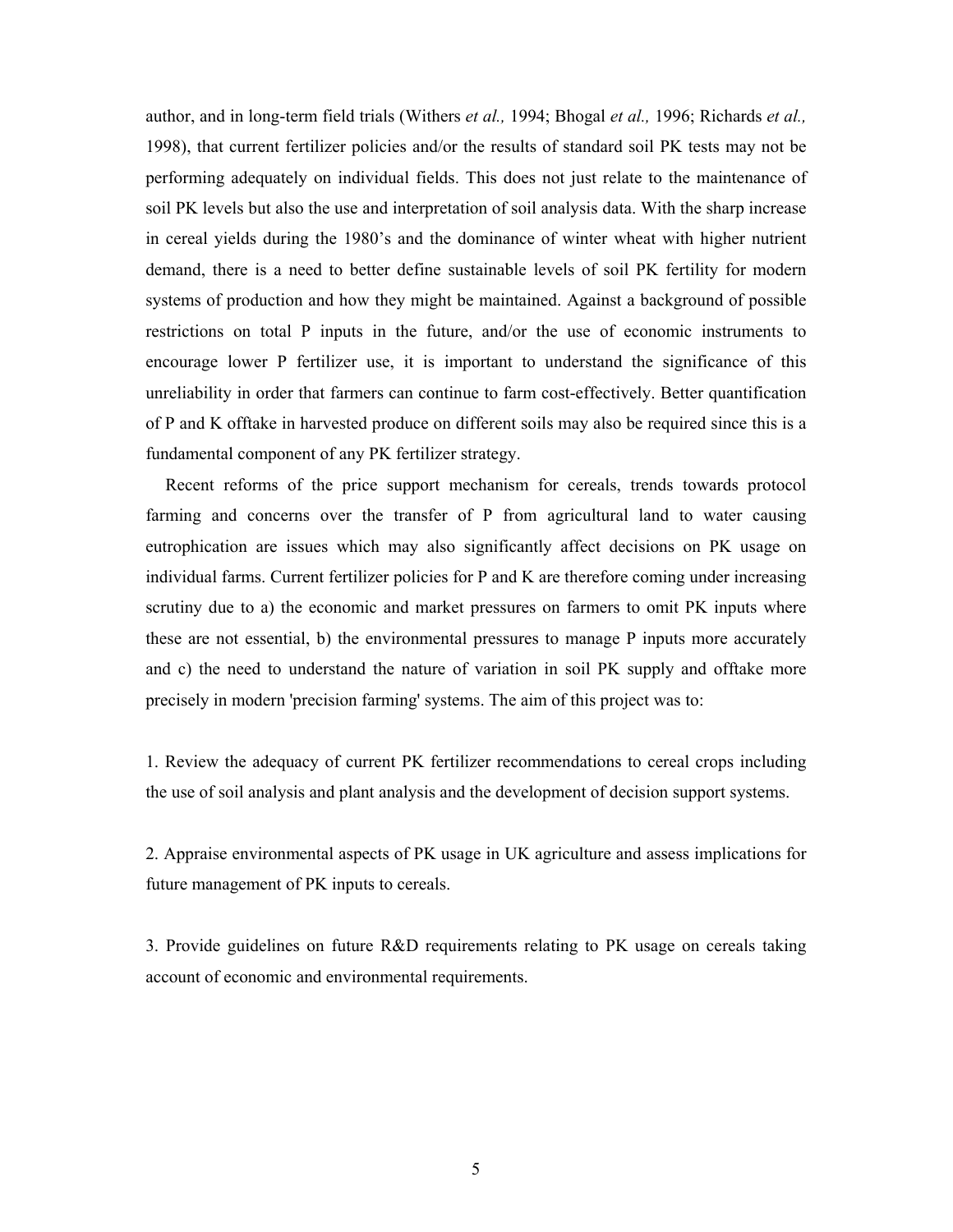author, and in long-term field trials (Withers *et al.,* 1994; Bhogal *et al.,* 1996; Richards *et al.,* 1998), that current fertilizer policies and/or the results of standard soil PK tests may not be performing adequately on individual fields. This does not just relate to the maintenance of soil PK levels but also the use and interpretation of soil analysis data. With the sharp increase in cereal yields during the 1980's and the dominance of winter wheat with higher nutrient demand, there is a need to better define sustainable levels of soil PK fertility for modern systems of production and how they might be maintained. Against a background of possible restrictions on total P inputs in the future, and/or the use of economic instruments to encourage lower P fertilizer use, it is important to understand the significance of this unreliability in order that farmers can continue to farm cost-effectively. Better quantification of P and K offtake in harvested produce on different soils may also be required since this is a fundamental component of any PK fertilizer strategy.

Recent reforms of the price support mechanism for cereals, trends towards protocol farming and concerns over the transfer of P from agricultural land to water causing eutrophication are issues which may also significantly affect decisions on PK usage on individual farms. Current fertilizer policies for P and K are therefore coming under increasing scrutiny due to a) the economic and market pressures on farmers to omit PK inputs where these are not essential, b) the environmental pressures to manage P inputs more accurately and c) the need to understand the nature of variation in soil PK supply and offtake more precisely in modern 'precision farming' systems. The aim of this project was to:

1. Review the adequacy of current PK fertilizer recommendations to cereal crops including the use of soil analysis and plant analysis and the development of decision support systems.

2. Appraise environmental aspects of PK usage in UK agriculture and assess implications for future management of PK inputs to cereals.

3. Provide guidelines on future R&D requirements relating to PK usage on cereals taking account of economic and environmental requirements.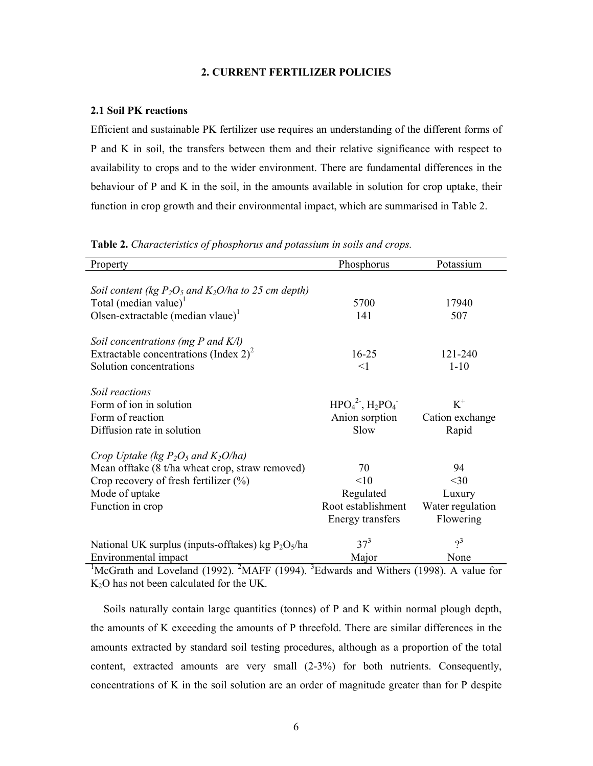## 2. CURRENT FERTILIZER POLICIES

### 2.1 Soil PK reactions

Efficient and sustainable PK fertilizer use requires an understanding of the different forms of P and K in soil, the transfers between them and their relative significance with respect to availability to crops and to the wider environment. There are fundamental differences in the behaviour of P and K in the soil, in the amounts available in solution for crop uptake, their function in crop growth and their environmental impact, which are summarised in Table 2.

**Table 2.** *Characteristics of phosphorus and potassium in soils and crops.*

| Property | Phosphorus | Potassium |
|---|---|---|
| *Soil content (kg $P_2O_5$ and $K_2O$/ha to 25 cm depth)* | | |
| Total (median value)[1] | 5700 | 17940 |
| Olsen-extractable (median vlaue)[1] | 141 | 507 |
| *Soil concentrations (mg P and K/l)* | | |
| Extractable concentrations (Index 2)[2] | 16-25 | 121-240 |
| Solution concentrations | <1 | 1-10 |
| *Soil reactions* | | |
| Form of ion in solution | $HPO_4^{2-}$, $H_2PO_4^-$ | $K^+$ |
| Form of reaction | Anion sorption | Cation exchange |
| Diffusion rate in solution | Slow | Rapid |
| *Crop Uptake (kg $P_2O_5$ and $K_2O$/ha)* | | |
| Mean offtake (8 t/ha wheat crop, straw removed) | 70 | 94 |
| Crop recovery of fresh fertilizer (%) | <10 | <30 |
| Mode of uptake | Regulated | Luxury |
| Function in crop | Root establishment<br>Energy transfers | Water regulation<br>Flowering |
| National UK surplus (inputs-offtakes) kg $P_2O_5$/ha | 37[3] | ?[3] |
| Environmental impact | Major | None |

[1]McGrath and Loveland (1992). [2]MAFF (1994). [3]Edwards and Withers (1998). A value for $K_2O$ has not been calculated for the UK.

Soils naturally contain large quantities (tonnes) of P and K within normal plough depth, the amounts of K exceeding the amounts of P threefold. There are similar differences in the amounts extracted by standard soil testing procedures, although as a proportion of the total content, extracted amounts are very small (2-3%) for both nutrients. Consequently, concentrations of K in the soil solution are an order of magnitude greater than for P despite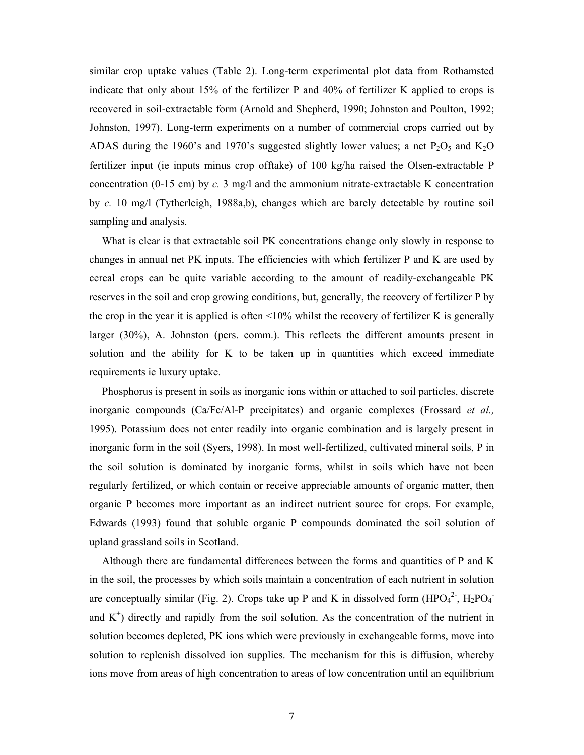similar crop uptake values (Table 2). Long-term experimental plot data from Rothamsted indicate that only about 15% of the fertilizer P and 40% of fertilizer K applied to crops is recovered in soil-extractable form (Arnold and Shepherd, 1990; Johnston and Poulton, 1992; Johnston, 1997). Long-term experiments on a number of commercial crops carried out by ADAS during the 1960's and 1970's suggested slightly lower values; a net $P_2O_5$ and $K_2O$ fertilizer input (ie inputs minus crop offtake) of 100 kg/ha raised the Olsen-extractable P concentration (0-15 cm) by *c.* 3 mg/l and the ammonium nitrate-extractable K concentration by *c.* 10 mg/l (Tytherleigh, 1988a,b), changes which are barely detectable by routine soil sampling and analysis.

What is clear is that extractable soil PK concentrations change only slowly in response to changes in annual net PK inputs. The efficiencies with which fertilizer P and K are used by cereal crops can be quite variable according to the amount of readily-exchangeable PK reserves in the soil and crop growing conditions, but, generally, the recovery of fertilizer P by the crop in the year it is applied is often <10% whilst the recovery of fertilizer K is generally larger (30%), A. Johnston (pers. comm.). This reflects the different amounts present in solution and the ability for K to be taken up in quantities which exceed immediate requirements ie luxury uptake.

Phosphorus is present in soils as inorganic ions within or attached to soil particles, discrete inorganic compounds (Ca/Fe/Al-P precipitates) and organic complexes (Frossard *et al.,* 1995). Potassium does not enter readily into organic combination and is largely present in inorganic form in the soil (Syers, 1998). In most well-fertilized, cultivated mineral soils, P in the soil solution is dominated by inorganic forms, whilst in soils which have not been regularly fertilized, or which contain or receive appreciable amounts of organic matter, then organic P becomes more important as an indirect nutrient source for crops. For example, Edwards (1993) found that soluble organic P compounds dominated the soil solution of upland grassland soils in Scotland.

Although there are fundamental differences between the forms and quantities of P and K in the soil, the processes by which soils maintain a concentration of each nutrient in solution are conceptually similar (Fig. 2). Crops take up P and K in dissolved form ($HPO_4^{2-}$, $H_2PO_4^-$ and $K^+$) directly and rapidly from the soil solution. As the concentration of the nutrient in solution becomes depleted, PK ions which were previously in exchangeable forms, move into solution to replenish dissolved ion supplies. The mechanism for this is diffusion, whereby ions move from areas of high concentration to areas of low concentration until an equilibrium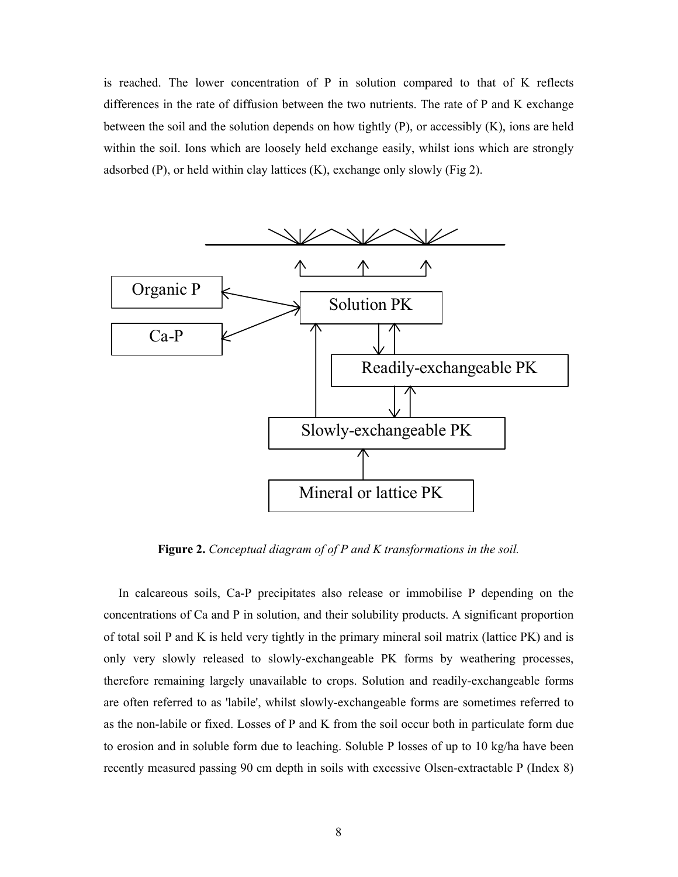is reached. The lower concentration of P in solution compared to that of K reflects differences in the rate of diffusion between the two nutrients. The rate of P and K exchange between the soil and the solution depends on how tightly (P), or accessibly (K), ions are held within the soil. Ions which are loosely held exchange easily, whilst ions which are strongly adsorbed (P), or held within clay lattices (K), exchange only slowly (Fig 2).

Organic P

Ca-P

Solution PK

Readily-exchangeable PK

Slowly-exchangeable PK

Mineral or lattice PK

**Figure 2.** *Conceptual diagram of of P and K transformations in the soil.*

In calcareous soils, Ca-P precipitates also release or immobilise P depending on the concentrations of Ca and P in solution, and their solubility products. A significant proportion of total soil P and K is held very tightly in the primary mineral soil matrix (lattice PK) and is only very slowly released to slowly-exchangeable PK forms by weathering processes, therefore remaining largely unavailable to crops. Solution and readily-exchangeable forms are often referred to as 'labile', whilst slowly-exchangeable forms are sometimes referred to as the non-labile or fixed. Losses of P and K from the soil occur both in particulate form due to erosion and in soluble form due to leaching. Soluble P losses of up to 10 kg/ha have been recently measured passing 90 cm depth in soils with excessive Olsen-extractable P (Index 8)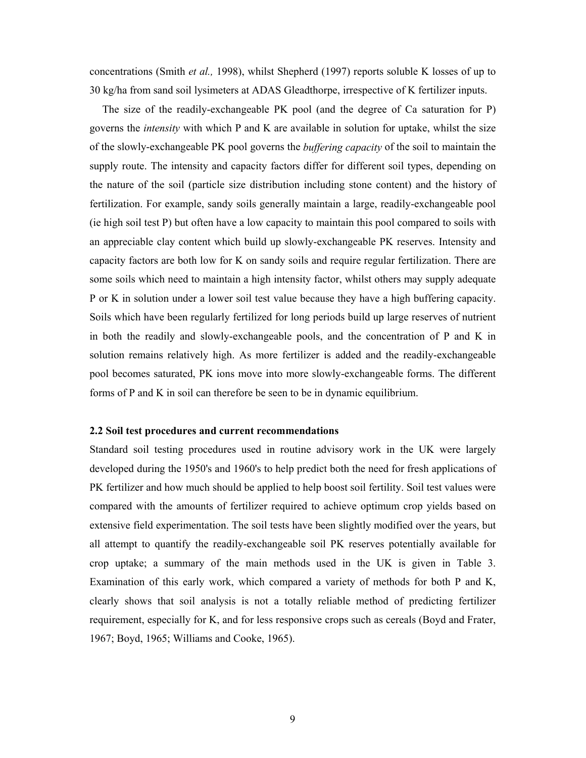concentrations (Smith *et al.,* 1998), whilst Shepherd (1997) reports soluble K losses of up to 30 kg/ha from sand soil lysimeters at ADAS Gleadthorpe, irrespective of K fertilizer inputs.

The size of the readily-exchangeable PK pool (and the degree of Ca saturation for P) governs the *intensity* with which P and K are available in solution for uptake, whilst the size of the slowly-exchangeable PK pool governs the *buffering capacity* of the soil to maintain the supply route. The intensity and capacity factors differ for different soil types, depending on the nature of the soil (particle size distribution including stone content) and the history of fertilization. For example, sandy soils generally maintain a large, readily-exchangeable pool (ie high soil test P) but often have a low capacity to maintain this pool compared to soils with an appreciable clay content which build up slowly-exchangeable PK reserves. Intensity and capacity factors are both low for K on sandy soils and require regular fertilization. There are some soils which need to maintain a high intensity factor, whilst others may supply adequate P or K in solution under a lower soil test value because they have a high buffering capacity. Soils which have been regularly fertilized for long periods build up large reserves of nutrient in both the readily and slowly-exchangeable pools, and the concentration of P and K in solution remains relatively high. As more fertilizer is added and the readily-exchangeable pool becomes saturated, PK ions move into more slowly-exchangeable forms. The different forms of P and K in soil can therefore be seen to be in dynamic equilibrium.

### 2.2 Soil test procedures and current recommendations

Standard soil testing procedures used in routine advisory work in the UK were largely developed during the 1950's and 1960's to help predict both the need for fresh applications of PK fertilizer and how much should be applied to help boost soil fertility. Soil test values were compared with the amounts of fertilizer required to achieve optimum crop yields based on extensive field experimentation. The soil tests have been slightly modified over the years, but all attempt to quantify the readily-exchangeable soil PK reserves potentially available for crop uptake; a summary of the main methods used in the UK is given in Table 3. Examination of this early work, which compared a variety of methods for both P and K, clearly shows that soil analysis is not a totally reliable method of predicting fertilizer requirement, especially for K, and for less responsive crops such as cereals (Boyd and Frater, 1967; Boyd, 1965; Williams and Cooke, 1965).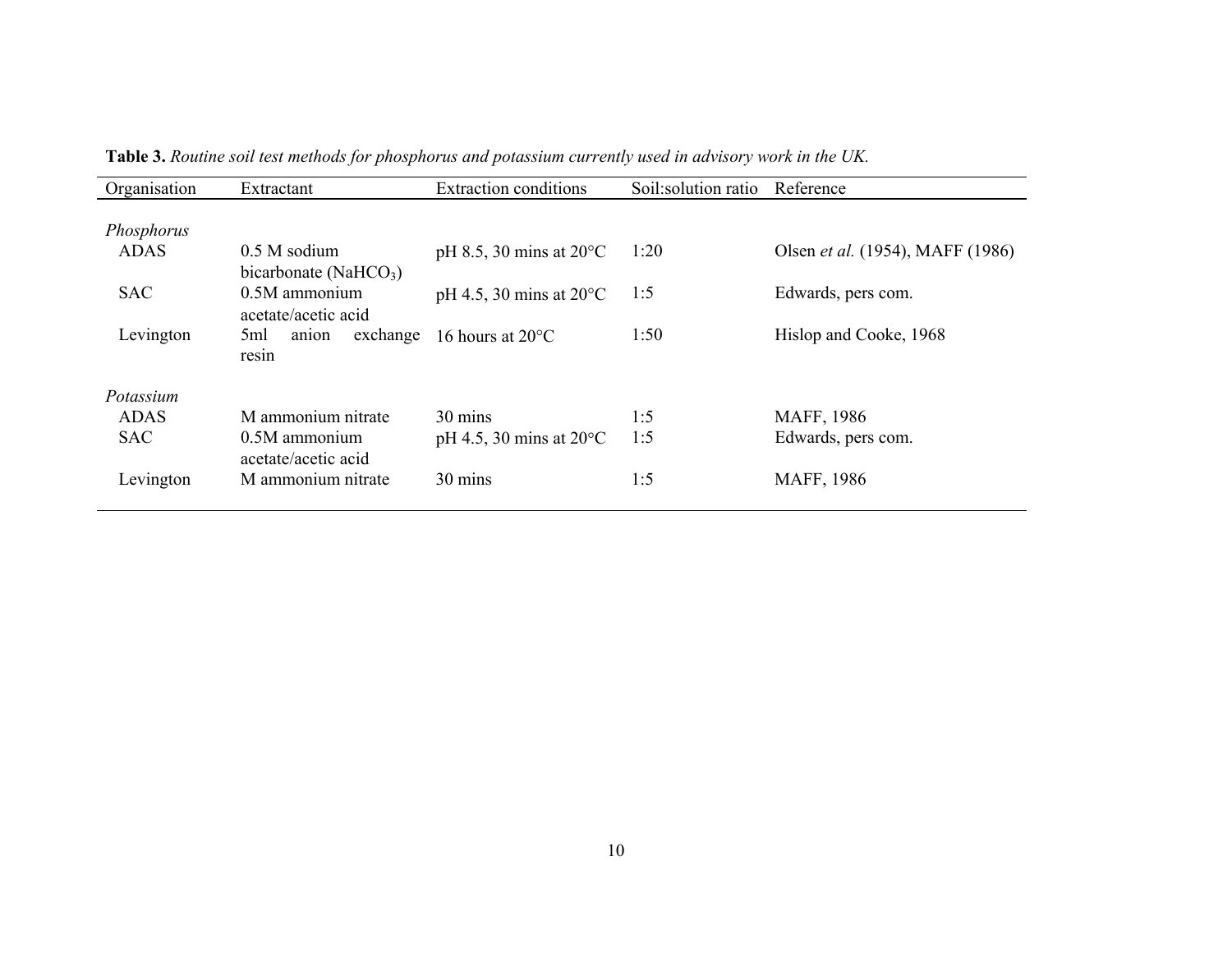**Table 3.** *Routine soil test methods for phosphorus and potassium currently used in advisory work in the UK.*

| Organisation | Extractant | Extraction conditions | Soil:solution ratio | Reference |
|---|---|---|---|---|
| *Phosphorus* | | | | |
| ADAS | 0.5 M sodium bicarbonate ($NaHCO_3$) | pH 8.5, 30 mins at 20°C | 1:20 | Olsen *et al.* (1954), MAFF (1986) |
| SAC | 0.5M ammonium acetate/acetic acid | pH 4.5, 30 mins at 20°C | 1:5 | Edwards, pers com. |
| Levington | 5ml anion exchange resin | 16 hours at 20°C | 1:50 | Hislop and Cooke, 1968 |
| *Potassium* | | | | |
| ADAS | M ammonium nitrate | 30 mins | 1:5 | MAFF, 1986 |
| SAC | 0.5M ammonium acetate/acetic acid | pH 4.5, 30 mins at 20°C | 1:5 | Edwards, pers com. |
| Levington | M ammonium nitrate | 30 mins | 1:5 | MAFF, 1986 |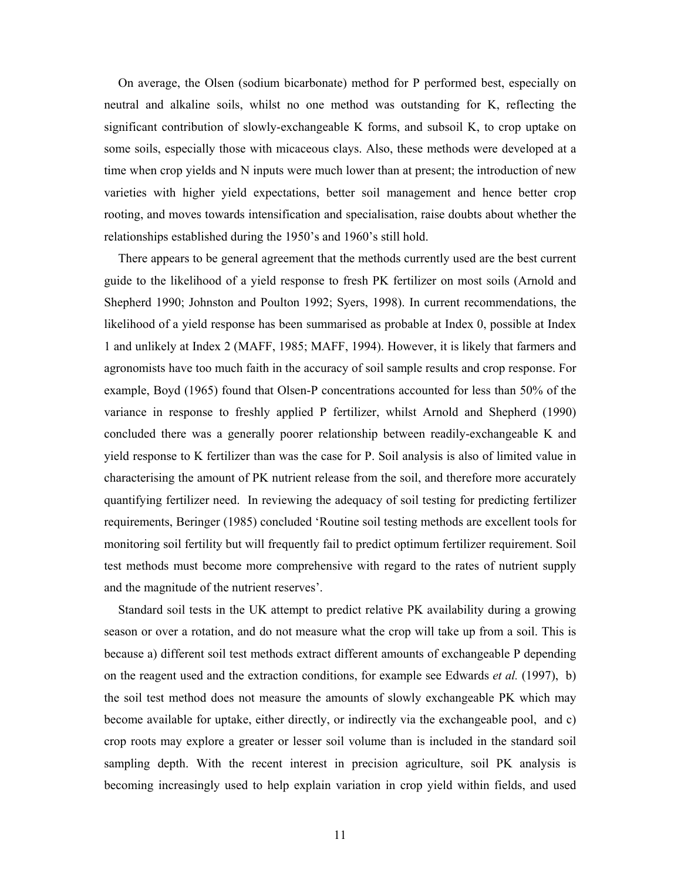On average, the Olsen (sodium bicarbonate) method for P performed best, especially on neutral and alkaline soils, whilst no one method was outstanding for K, reflecting the significant contribution of slowly-exchangeable K forms, and subsoil K, to crop uptake on some soils, especially those with micaceous clays. Also, these methods were developed at a time when crop yields and N inputs were much lower than at present; the introduction of new varieties with higher yield expectations, better soil management and hence better crop rooting, and moves towards intensification and specialisation, raise doubts about whether the relationships established during the 1950's and 1960's still hold.

There appears to be general agreement that the methods currently used are the best current guide to the likelihood of a yield response to fresh PK fertilizer on most soils (Arnold and Shepherd 1990; Johnston and Poulton 1992; Syers, 1998). In current recommendations, the likelihood of a yield response has been summarised as probable at Index 0, possible at Index 1 and unlikely at Index 2 (MAFF, 1985; MAFF, 1994). However, it is likely that farmers and agronomists have too much faith in the accuracy of soil sample results and crop response. For example, Boyd (1965) found that Olsen-P concentrations accounted for less than 50% of the variance in response to freshly applied P fertilizer, whilst Arnold and Shepherd (1990) concluded there was a generally poorer relationship between readily-exchangeable K and yield response to K fertilizer than was the case for P. Soil analysis is also of limited value in characterising the amount of PK nutrient release from the soil, and therefore more accurately quantifying fertilizer need. In reviewing the adequacy of soil testing for predicting fertilizer requirements, Beringer (1985) concluded 'Routine soil testing methods are excellent tools for monitoring soil fertility but will frequently fail to predict optimum fertilizer requirement. Soil test methods must become more comprehensive with regard to the rates of nutrient supply and the magnitude of the nutrient reserves'.

Standard soil tests in the UK attempt to predict relative PK availability during a growing season or over a rotation, and do not measure what the crop will take up from a soil. This is because a) different soil test methods extract different amounts of exchangeable P depending on the reagent used and the extraction conditions, for example see Edwards *et al.* (1997), b) the soil test method does not measure the amounts of slowly exchangeable PK which may become available for uptake, either directly, or indirectly via the exchangeable pool, and c) crop roots may explore a greater or lesser soil volume than is included in the standard soil sampling depth. With the recent interest in precision agriculture, soil PK analysis is becoming increasingly used to help explain variation in crop yield within fields, and used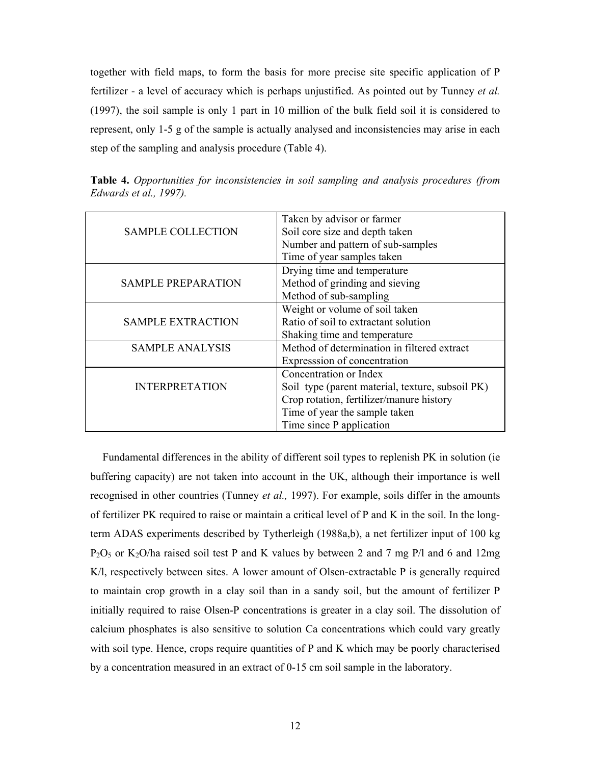together with field maps, to form the basis for more precise site specific application of P fertilizer - a level of accuracy which is perhaps unjustified. As pointed out by Tunney *et al.* (1997), the soil sample is only 1 part in 10 million of the bulk field soil it is considered to represent, only 1-5 g of the sample is actually analysed and inconsistencies may arise in each step of the sampling and analysis procedure (Table 4).

**Table 4.** *Opportunities for inconsistencies in soil sampling and analysis procedures (from Edwards et al., 1997).*

| | |
|---|---|
| SAMPLE COLLECTION | Taken by advisor or farmer<br>Soil core size and depth taken<br>Number and pattern of sub-samples<br>Time of year samples taken |
| SAMPLE PREPARATION | Drying time and temperature<br>Method of grinding and sieving<br>Method of sub-sampling |
| SAMPLE EXTRACTION | Weight or volume of soil taken<br>Ratio of soil to extractant solution<br>Shaking time and temperature |
| SAMPLE ANALYSIS | Method of determination in filtered extract<br>Expresssion of concentration |
| INTERPRETATION | Concentration or Index<br>Soil type (parent material, texture, subsoil PK)<br>Crop rotation, fertilizer/manure history<br>Time of year the sample taken<br>Time since P application |

Fundamental differences in the ability of different soil types to replenish PK in solution (ie buffering capacity) are not taken into account in the UK, although their importance is well recognised in other countries (Tunney *et al.,* 1997). For example, soils differ in the amounts of fertilizer PK required to raise or maintain a critical level of P and K in the soil. In the long-term ADAS experiments described by Tytherleigh (1988a,b), a net fertilizer input of 100 kg $P_2O_5$ or $K_2O$/ha raised soil test P and K values by between 2 and 7 mg P/l and 6 and 12mg K/l, respectively between sites. A lower amount of Olsen-extractable P is generally required to maintain crop growth in a clay soil than in a sandy soil, but the amount of fertilizer P initially required to raise Olsen-P concentrations is greater in a clay soil. The dissolution of calcium phosphates is also sensitive to solution Ca concentrations which could vary greatly with soil type. Hence, crops require quantities of P and K which may be poorly characterised by a concentration measured in an extract of 0-15 cm soil sample in the laboratory.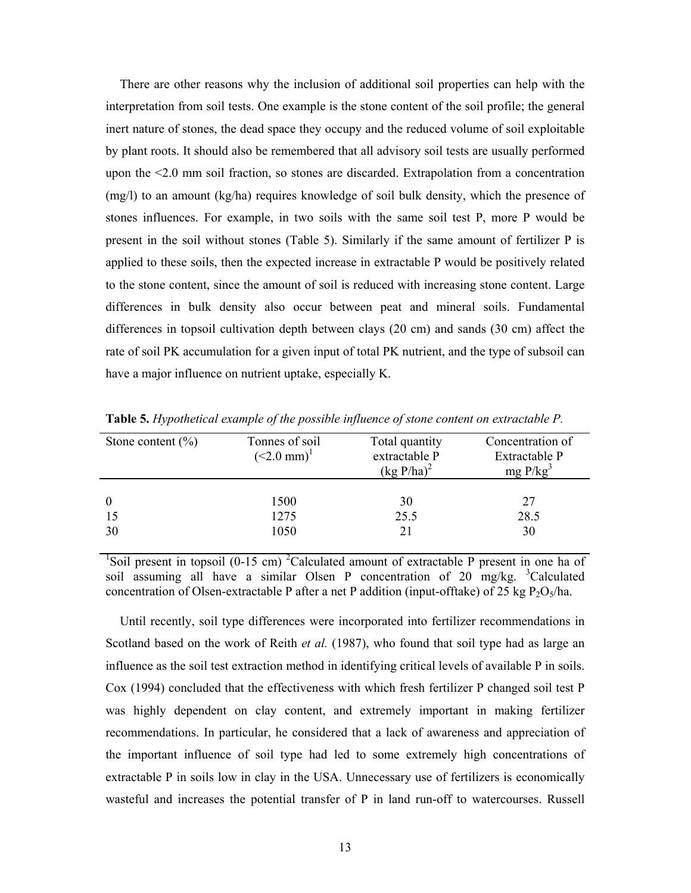There are other reasons why the inclusion of additional soil properties can help with the interpretation from soil tests. One example is the stone content of the soil profile; the general inert nature of stones, the dead space they occupy and the reduced volume of soil exploitable by plant roots. It should also be remembered that all advisory soil tests are usually performed upon the <2.0 mm soil fraction, so stones are discarded. Extrapolation from a concentration (mg/l) to an amount (kg/ha) requires knowledge of soil bulk density, which the presence of stones influences. For example, in two soils with the same soil test P, more P would be present in the soil without stones (Table 5). Similarly if the same amount of fertilizer P is applied to these soils, then the expected increase in extractable P would be positively related to the stone content, since the amount of soil is reduced with increasing stone content. Large differences in bulk density also occur between peat and mineral soils. Fundamental differences in topsoil cultivation depth between clays (20 cm) and sands (30 cm) affect the rate of soil PK accumulation for a given input of total PK nutrient, and the type of subsoil can have a major influence on nutrient uptake, especially K.

**Table 5.** *Hypothetical example of the possible influence of stone content on extractable P.*

| Stone content (%) | Tonnes of soil (<2.0 mm)[1] | Total quantity extractable P (kg P/ha)[2] | Concentration of Extractable P mg P/kg[3] |
|---|---|---|---|
| 0 | 1500 | 30 | 27 |
| 15 | 1275 | 25.5 | 28.5 |
| 30 | 1050 | 21 | 30 |

[1]Soil present in topsoil (0-15 cm) [2]Calculated amount of extractable P present in one ha of soil assuming all have a similar Olsen P concentration of 20 mg/kg. [3]Calculated concentration of Olsen-extractable P after a net P addition (input-offtake) of 25 kg $P_2O_5$/ha.

Until recently, soil type differences were incorporated into fertilizer recommendations in Scotland based on the work of Reith *et al.* (1987), who found that soil type had as large an influence as the soil test extraction method in identifying critical levels of available P in soils. Cox (1994) concluded that the effectiveness with which fresh fertilizer P changed soil test P was highly dependent on clay content, and extremely important in making fertilizer recommendations. In particular, he considered that a lack of awareness and appreciation of the important influence of soil type had led to some extremely high concentrations of extractable P in soils low in clay in the USA. Unnecessary use of fertilizers is economically wasteful and increases the potential transfer of P in land run-off to watercourses. Russell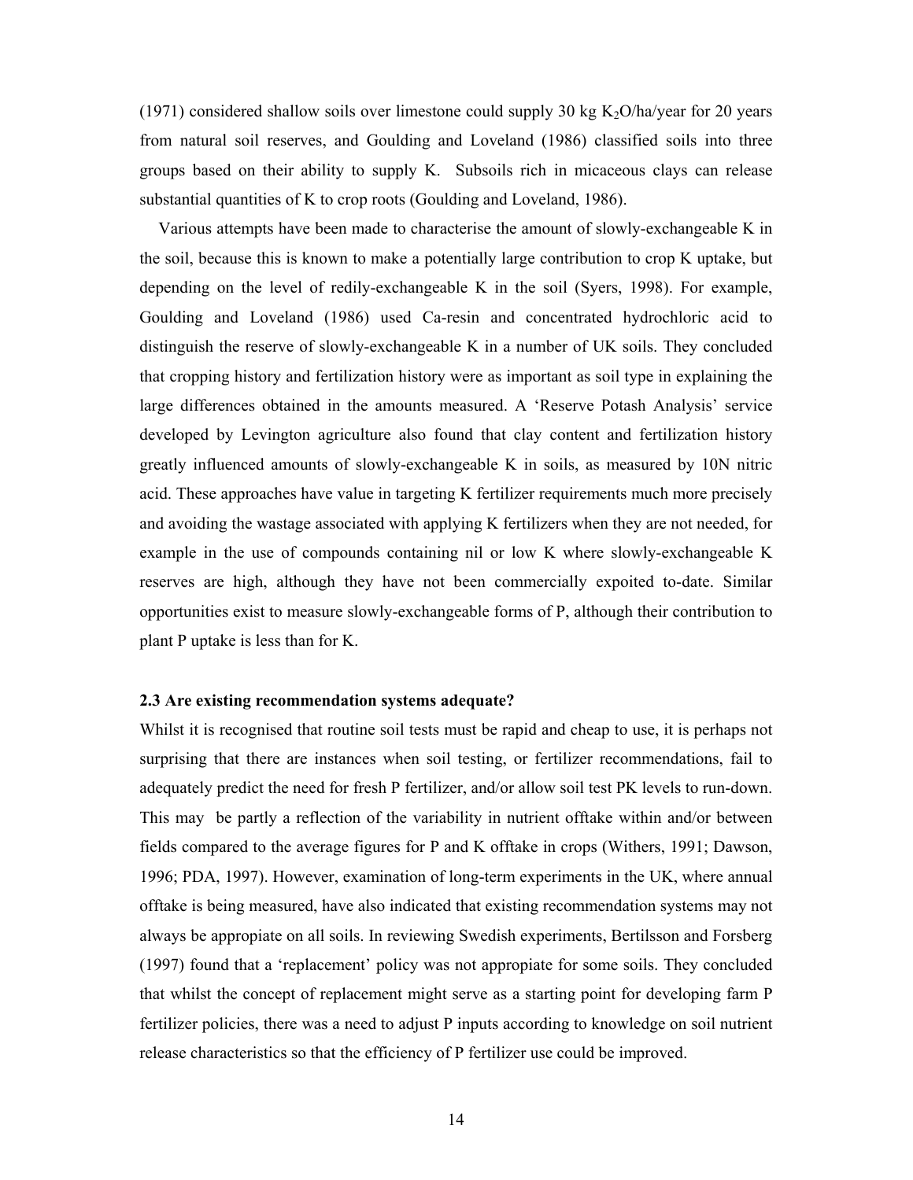(1971) considered shallow soils over limestone could supply 30 kg $K_2O$/ha/year for 20 years from natural soil reserves, and Goulding and Loveland (1986) classified soils into three groups based on their ability to supply K. Subsoils rich in micaceous clays can release substantial quantities of K to crop roots (Goulding and Loveland, 1986).

Various attempts have been made to characterise the amount of slowly-exchangeable K in the soil, because this is known to make a potentially large contribution to crop K uptake, but depending on the level of redily-exchangeable K in the soil (Syers, 1998). For example, Goulding and Loveland (1986) used Ca-resin and concentrated hydrochloric acid to distinguish the reserve of slowly-exchangeable K in a number of UK soils. They concluded that cropping history and fertilization history were as important as soil type in explaining the large differences obtained in the amounts measured. A 'Reserve Potash Analysis' service developed by Levington agriculture also found that clay content and fertilization history greatly influenced amounts of slowly-exchangeable K in soils, as measured by 10N nitric acid. These approaches have value in targeting K fertilizer requirements much more precisely and avoiding the wastage associated with applying K fertilizers when they are not needed, for example in the use of compounds containing nil or low K where slowly-exchangeable K reserves are high, although they have not been commercially expoited to-date. Similar opportunities exist to measure slowly-exchangeable forms of P, although their contribution to plant P uptake is less than for K.

### 2.3 Are existing recommendation systems adequate?

Whilst it is recognised that routine soil tests must be rapid and cheap to use, it is perhaps not surprising that there are instances when soil testing, or fertilizer recommendations, fail to adequately predict the need for fresh P fertilizer, and/or allow soil test PK levels to run-down. This may be partly a reflection of the variability in nutrient offtake within and/or between fields compared to the average figures for P and K offtake in crops (Withers, 1991; Dawson, 1996; PDA, 1997). However, examination of long-term experiments in the UK, where annual offtake is being measured, have also indicated that existing recommendation systems may not always be appropiate on all soils. In reviewing Swedish experiments, Bertilsson and Forsberg (1997) found that a 'replacement' policy was not appropiate for some soils. They concluded that whilst the concept of replacement might serve as a starting point for developing farm P fertilizer policies, there was a need to adjust P inputs according to knowledge on soil nutrient release characteristics so that the efficiency of P fertilizer use could be improved.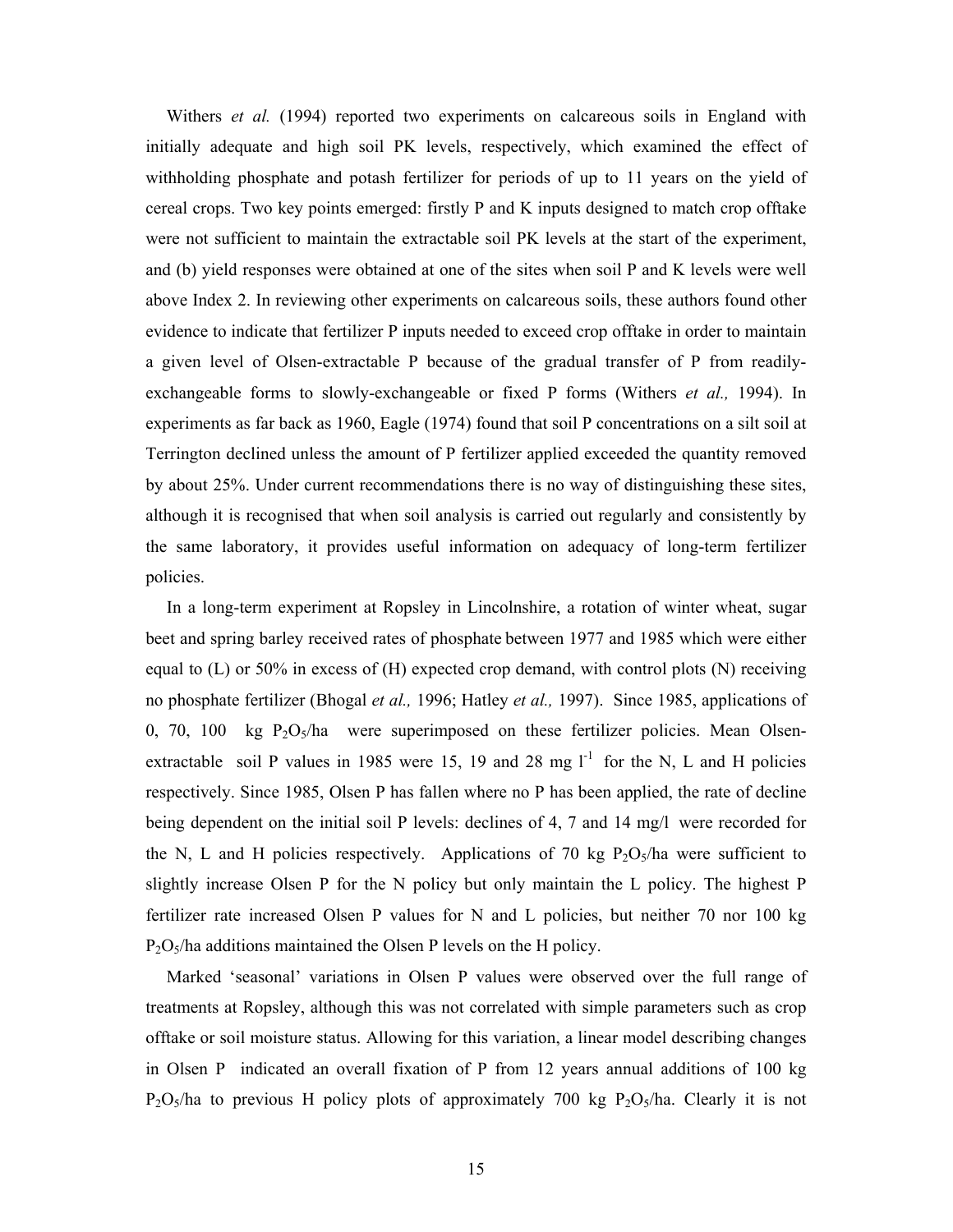Withers *et al.* (1994) reported two experiments on calcareous soils in England with initially adequate and high soil PK levels, respectively, which examined the effect of withholding phosphate and potash fertilizer for periods of up to 11 years on the yield of cereal crops. Two key points emerged: firstly P and K inputs designed to match crop offtake were not sufficient to maintain the extractable soil PK levels at the start of the experiment, and (b) yield responses were obtained at one of the sites when soil P and K levels were well above Index 2. In reviewing other experiments on calcareous soils, these authors found other evidence to indicate that fertilizer P inputs needed to exceed crop offtake in order to maintain a given level of Olsen-extractable P because of the gradual transfer of P from readily-exchangeable forms to slowly-exchangeable or fixed P forms (Withers *et al.,* 1994). In experiments as far back as 1960, Eagle (1974) found that soil P concentrations on a silt soil at Terrington declined unless the amount of P fertilizer applied exceeded the quantity removed by about 25%. Under current recommendations there is no way of distinguishing these sites, although it is recognised that when soil analysis is carried out regularly and consistently by the same laboratory, it provides useful information on adequacy of long-term fertilizer policies.

In a long-term experiment at Ropsley in Lincolnshire, a rotation of winter wheat, sugar beet and spring barley received rates of phosphate between 1977 and 1985 which were either equal to (L) or 50% in excess of (H) expected crop demand, with control plots (N) receiving no phosphate fertilizer (Bhogal *et al.,* 1996; Hatley *et al.,* 1997). Since 1985, applications of 0, 70, 100 kg $P_2O_5$/ha were superimposed on these fertilizer policies. Mean Olsen-extractable soil P values in 1985 were 15, 19 and 28 mg $l^{-1}$ for the N, L and H policies respectively. Since 1985, Olsen P has fallen where no P has been applied, the rate of decline being dependent on the initial soil P levels: declines of 4, 7 and 14 mg/l were recorded for the N, L and H policies respectively. Applications of 70 kg $P_2O_5$/ha were sufficient to slightly increase Olsen P for the N policy but only maintain the L policy. The highest P fertilizer rate increased Olsen P values for N and L policies, but neither 70 nor 100 kg $P_2O_5$/ha additions maintained the Olsen P levels on the H policy.

Marked 'seasonal' variations in Olsen P values were observed over the full range of treatments at Ropsley, although this was not correlated with simple parameters such as crop offtake or soil moisture status. Allowing for this variation, a linear model describing changes in Olsen P indicated an overall fixation of P from 12 years annual additions of 100 kg $P_2O_5$/ha to previous H policy plots of approximately 700 kg $P_2O_5$/ha. Clearly it is not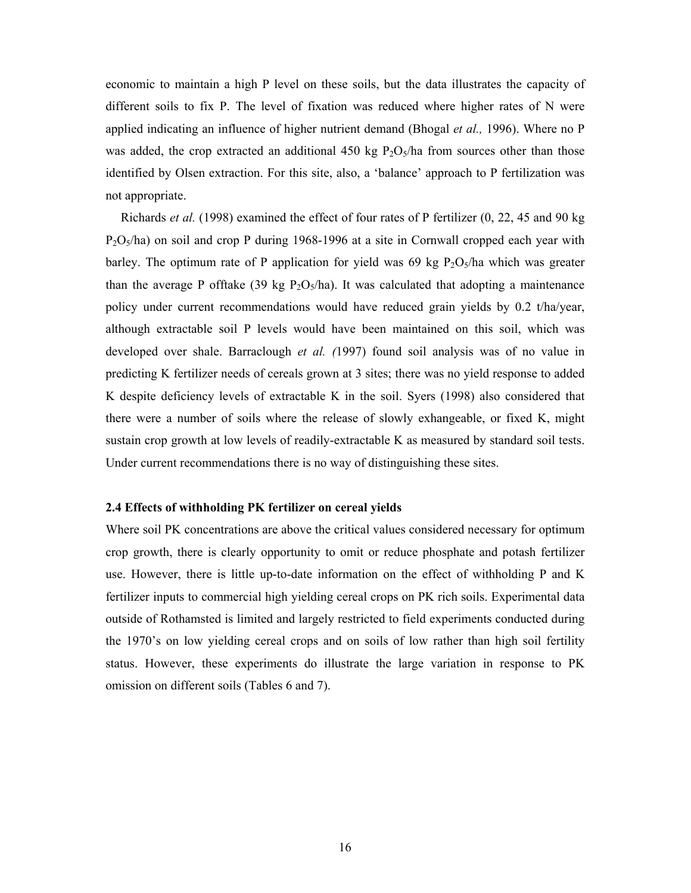economic to maintain a high P level on these soils, but the data illustrates the capacity of different soils to fix P. The level of fixation was reduced where higher rates of N were applied indicating an influence of higher nutrient demand (Bhogal *et al.,* 1996). Where no P was added, the crop extracted an additional 450 kg $P_2O_5$/ha from sources other than those identified by Olsen extraction. For this site, also, a 'balance' approach to P fertilization was not appropriate.

Richards *et al.* (1998) examined the effect of four rates of P fertilizer (0, 22, 45 and 90 kg $P_2O_5$/ha) on soil and crop P during 1968-1996 at a site in Cornwall cropped each year with barley. The optimum rate of P application for yield was 69 kg $P_2O_5$/ha which was greater than the average P offtake (39 kg $P_2O_5$/ha). It was calculated that adopting a maintenance policy under current recommendations would have reduced grain yields by 0.2 t/ha/year, although extractable soil P levels would have been maintained on this soil, which was developed over shale. Barraclough *et al. (*1997) found soil analysis was of no value in predicting K fertilizer needs of cereals grown at 3 sites; there was no yield response to added K despite deficiency levels of extractable K in the soil. Syers (1998) also considered that there were a number of soils where the release of slowly exhangeable, or fixed K, might sustain crop growth at low levels of readily-extractable K as measured by standard soil tests. Under current recommendations there is no way of distinguishing these sites.

### 2.4 Effects of withholding PK fertilizer on cereal yields

Where soil PK concentrations are above the critical values considered necessary for optimum crop growth, there is clearly opportunity to omit or reduce phosphate and potash fertilizer use. However, there is little up-to-date information on the effect of withholding P and K fertilizer inputs to commercial high yielding cereal crops on PK rich soils. Experimental data outside of Rothamsted is limited and largely restricted to field experiments conducted during the 1970's on low yielding cereal crops and on soils of low rather than high soil fertility status. However, these experiments do illustrate the large variation in response to PK omission on different soils (Tables 6 and 7).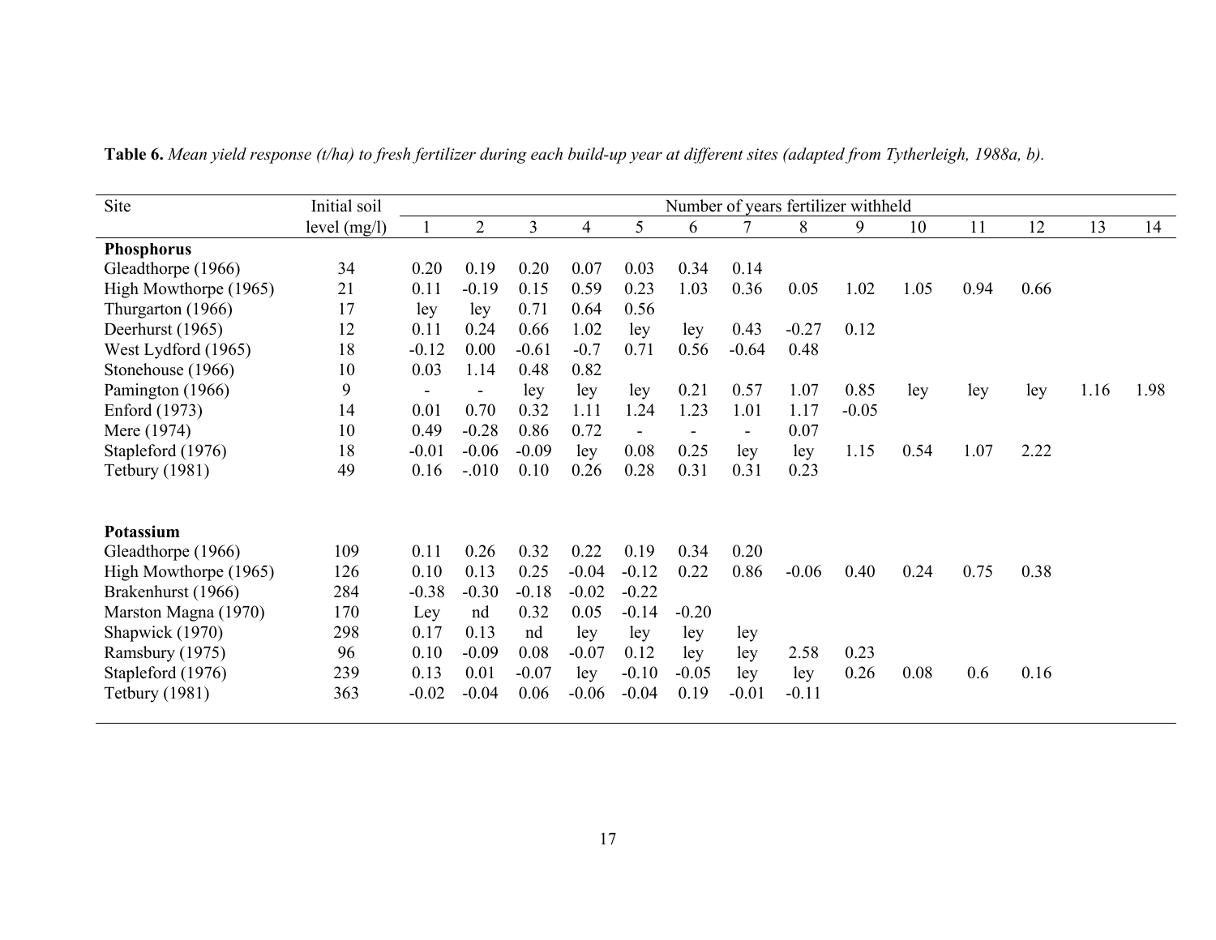**Table 6.** *Mean yield response (t/ha) to fresh fertilizer during each build-up year at different sites (adapted from Tytherleigh, 1988a, b).*

| Site | Initial soil level (mg/l) | Number of years fertilizer withheld | | | | | | | | | | | | | |
|---|---|---|---|---|---|---|---|---|---|---|---|---|---|---|---|
| | | 1 | 2 | 3 | 4 | 5 | 6 | 7 | 8 | 9 | 10 | 11 | 12 | 13 | 14 |
| **Phosphorus** | | | | | | | | | | | | | | | |
| Gleadthorpe (1966) | 34 | 0.20 | 0.19 | 0.20 | 0.07 | 0.03 | 0.34 | 0.14 | | | | | | | |
| High Mowthorpe (1965) | 21 | 0.11 | -0.19 | 0.15 | 0.59 | 0.23 | 1.03 | 0.36 | 0.05 | 1.02 | 1.05 | 0.94 | 0.66 | | |
| Thurgarton (1966) | 17 | ley | ley | 0.71 | 0.64 | 0.56 | | | | | | | | | |
| Deerhurst (1965) | 12 | 0.11 | 0.24 | 0.66 | 1.02 | ley | ley | 0.43 | -0.27 | 0.12 | | | | | |
| West Lydford (1965) | 18 | -0.12 | 0.00 | -0.61 | -0.7 | 0.71 | 0.56 | -0.64 | 0.48 | | | | | | |
| Stonehouse (1966) | 10 | 0.03 | 1.14 | 0.48 | 0.82 | | | | | | | | | | |
| Pamington (1966) | 9 | - | - | ley | ley | ley | 0.21 | 0.57 | 1.07 | 0.85 | ley | ley | ley | 1.16 | 1.98 |
| Enford (1973) | 14 | 0.01 | 0.70 | 0.32 | 1.11 | 1.24 | 1.23 | 1.01 | 1.17 | -0.05 | | | | | |
| Mere (1974) | 10 | 0.49 | -0.28 | 0.86 | 0.72 | - | - | - | 0.07 | | | | | | |
| Stapleford (1976) | 18 | -0.01 | -0.06 | -0.09 | ley | 0.08 | 0.25 | ley | ley | 1.15 | 0.54 | 1.07 | 2.22 | | |
| Tetbury (1981) | 49 | 0.16 | -.010 | 0.10 | 0.26 | 0.28 | 0.31 | 0.31 | 0.23 | | | | | | |
| **Potassium** | | | | | | | | | | | | | | | |
| Gleadthorpe (1966) | 109 | 0.11 | 0.26 | 0.32 | 0.22 | 0.19 | 0.34 | 0.20 | | | | | | | |
| High Mowthorpe (1965) | 126 | 0.10 | 0.13 | 0.25 | -0.04 | -0.12 | 0.22 | 0.86 | -0.06 | 0.40 | 0.24 | 0.75 | 0.38 | | |
| Brakenhurst (1966) | 284 | -0.38 | -0.30 | -0.18 | -0.02 | -0.22 | | | | | | | | | |
| Marston Magna (1970) | 170 | Ley | nd | 0.32 | 0.05 | -0.14 | -0.20 | | | | | | | | |
| Shapwick (1970) | 298 | 0.17 | 0.13 | nd | ley | ley | ley | ley | | | | | | | |
| Ramsbury (1975) | 96 | 0.10 | -0.09 | 0.08 | -0.07 | 0.12 | ley | ley | 2.58 | 0.23 | | | | | |
| Stapleford (1976) | 239 | 0.13 | 0.01 | -0.07 | ley | -0.10 | -0.05 | ley | ley | 0.26 | 0.08 | 0.6 | 0.16 | | |
| Tetbury (1981) | 363 | -0.02 | -0.04 | 0.06 | -0.06 | -0.04 | 0.19 | -0.01 | -0.11 | | | | | | |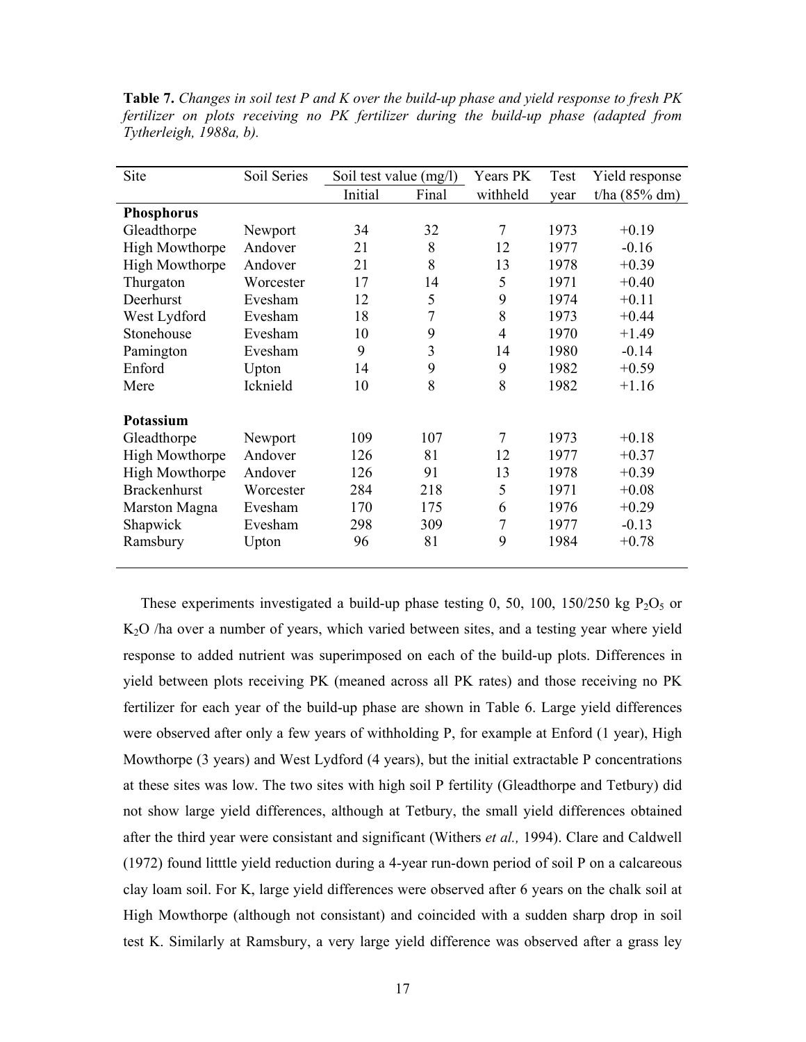**Table 7.** *Changes in soil test P and K over the build-up phase and yield response to fresh PK fertilizer on plots receiving no PK fertilizer during the build-up phase (adapted from Tytherleigh, 1988a, b).*

| Site | Soil Series | Soil test value (mg/l) | | Years PK | Test | Yield response |
|---|---|---|---|---|---|---|
| | | Initial | Final | withheld | year | t/ha (85% dm) |
| **Phosphorus** | | | | | | |
| Gleadthorpe | Newport | 34 | 32 | 7 | 1973 | +0.19 |
| High Mowthorpe | Andover | 21 | 8 | 12 | 1977 | -0.16 |
| High Mowthorpe | Andover | 21 | 8 | 13 | 1978 | +0.39 |
| Thurgaton | Worcester | 17 | 14 | 5 | 1971 | +0.40 |
| Deerhurst | Evesham | 12 | 5 | 9 | 1974 | +0.11 |
| West Lydford | Evesham | 18 | 7 | 8 | 1973 | +0.44 |
| Stonehouse | Evesham | 10 | 9 | 4 | 1970 | +1.49 |
| Pamington | Evesham | 9 | 3 | 14 | 1980 | -0.14 |
| Enford | Upton | 14 | 9 | 9 | 1982 | +0.59 |
| Mere | Icknield | 10 | 8 | 8 | 1982 | +1.16 |
| **Potassium** | | | | | | |
| Gleadthorpe | Newport | 109 | 107 | 7 | 1973 | +0.18 |
| High Mowthorpe | Andover | 126 | 81 | 12 | 1977 | +0.37 |
| High Mowthorpe | Andover | 126 | 91 | 13 | 1978 | +0.39 |
| Brackenhurst | Worcester | 284 | 218 | 5 | 1971 | +0.08 |
| Marston Magna | Evesham | 170 | 175 | 6 | 1976 | +0.29 |
| Shapwick | Evesham | 298 | 309 | 7 | 1977 | -0.13 |
| Ramsbury | Upton | 96 | 81 | 9 | 1984 | +0.78 |

These experiments investigated a build-up phase testing 0, 50, 100, 150/250 kg $P_2O_5$ or $K_2O$ /ha over a number of years, which varied between sites, and a testing year where yield response to added nutrient was superimposed on each of the build-up plots. Differences in yield between plots receiving PK (meaned across all PK rates) and those receiving no PK fertilizer for each year of the build-up phase are shown in Table 6. Large yield differences were observed after only a few years of withholding P, for example at Enford (1 year), High Mowthorpe (3 years) and West Lydford (4 years), but the initial extractable P concentrations at these sites was low. The two sites with high soil P fertility (Gleadthorpe and Tetbury) did not show large yield differences, although at Tetbury, the small yield differences obtained after the third year were consistant and significant (Withers *et al.,* 1994). Clare and Caldwell (1972) found litttle yield reduction during a 4-year run-down period of soil P on a calcareous clay loam soil. For K, large yield differences were observed after 6 years on the chalk soil at High Mowthorpe (although not consistant) and coincided with a sudden sharp drop in soil test K. Similarly at Ramsbury, a very large yield difference was observed after a grass ley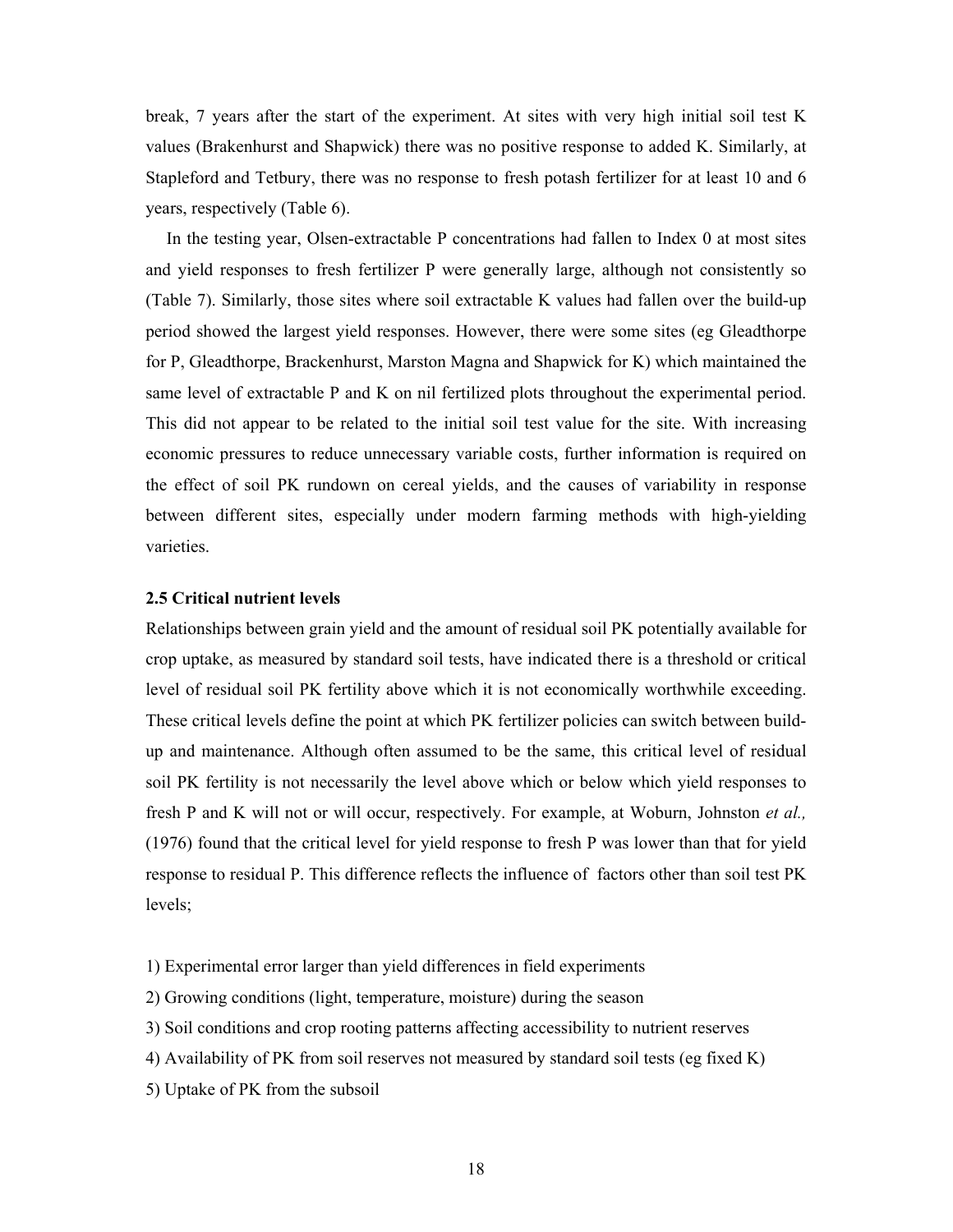break, 7 years after the start of the experiment. At sites with very high initial soil test K values (Brakenhurst and Shapwick) there was no positive response to added K. Similarly, at Stapleford and Tetbury, there was no response to fresh potash fertilizer for at least 10 and 6 years, respectively (Table 6).

In the testing year, Olsen-extractable P concentrations had fallen to Index 0 at most sites and yield responses to fresh fertilizer P were generally large, although not consistently so (Table 7). Similarly, those sites where soil extractable K values had fallen over the build-up period showed the largest yield responses. However, there were some sites (eg Gleadthorpe for P, Gleadthorpe, Brackenhurst, Marston Magna and Shapwick for K) which maintained the same level of extractable P and K on nil fertilized plots throughout the experimental period. This did not appear to be related to the initial soil test value for the site. With increasing economic pressures to reduce unnecessary variable costs, further information is required on the effect of soil PK rundown on cereal yields, and the causes of variability in response between different sites, especially under modern farming methods with high-yielding varieties.

### 2.5 Critical nutrient levels

Relationships between grain yield and the amount of residual soil PK potentially available for crop uptake, as measured by standard soil tests, have indicated there is a threshold or critical level of residual soil PK fertility above which it is not economically worthwhile exceeding. These critical levels define the point at which PK fertilizer policies can switch between build-up and maintenance. Although often assumed to be the same, this critical level of residual soil PK fertility is not necessarily the level above which or below which yield responses to fresh P and K will not or will occur, respectively. For example, at Woburn, Johnston *et al.,* (1976) found that the critical level for yield response to fresh P was lower than that for yield response to residual P. This difference reflects the influence of factors other than soil test PK levels;

1) Experimental error larger than yield differences in field experiments
2) Growing conditions (light, temperature, moisture) during the season
3) Soil conditions and crop rooting patterns affecting accessibility to nutrient reserves
4) Availability of PK from soil reserves not measured by standard soil tests (eg fixed K)
5) Uptake of PK from the subsoil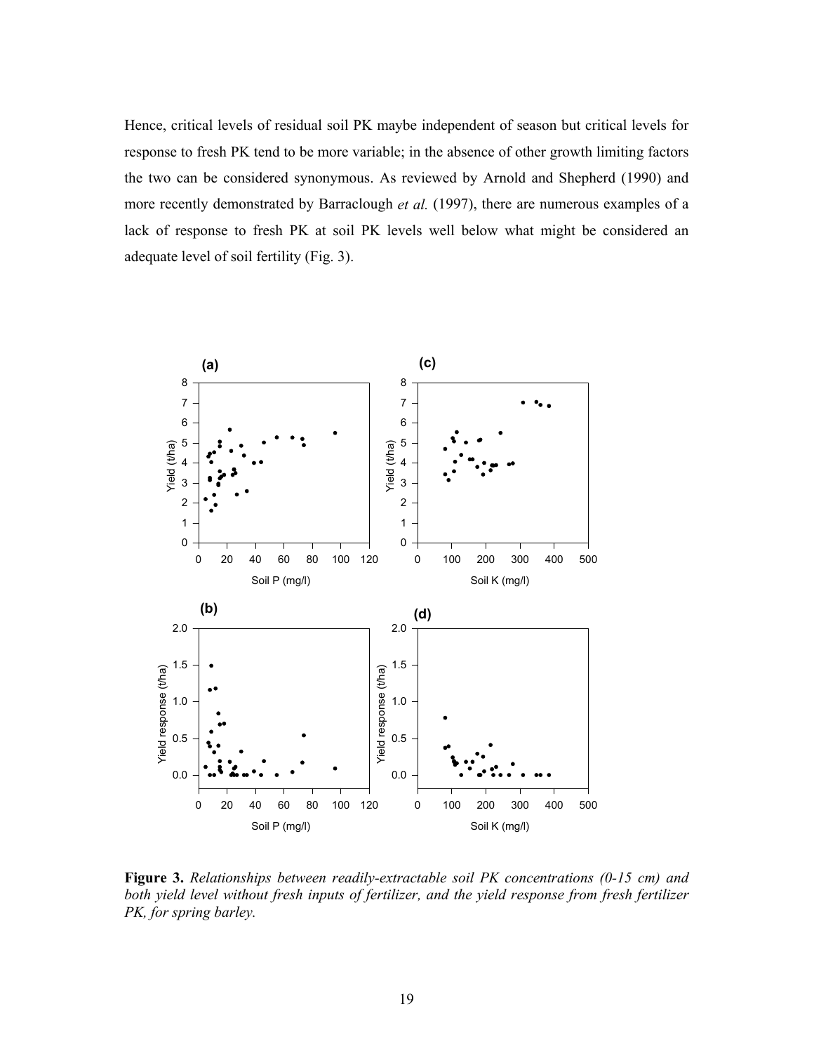Hence, critical levels of residual soil PK maybe independent of season but critical levels for response to fresh PK tend to be more variable; in the absence of other growth limiting factors the two can be considered synonymous. As reviewed by Arnold and Shepherd (1990) and more recently demonstrated by Barraclough *et al.* (1997), there are numerous examples of a lack of response to fresh PK at soil PK levels well below what might be considered an adequate level of soil fertility (Fig. 3).

**Figure 3.** *Relationships between readily-extractable soil PK concentrations (0-15 cm) and both yield level without fresh inputs of fertilizer, and the yield response from fresh fertilizer PK, for spring barley.*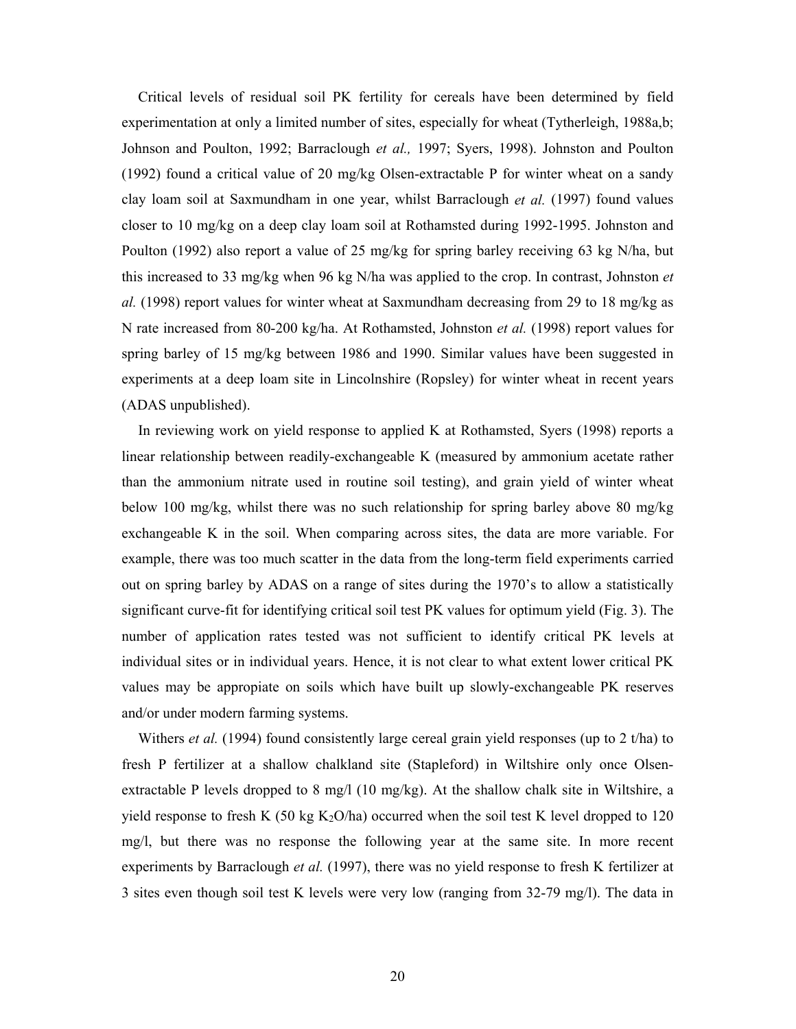Critical levels of residual soil PK fertility for cereals have been determined by field experimentation at only a limited number of sites, especially for wheat (Tytherleigh, 1988a,b; Johnson and Poulton, 1992; Barraclough *et al.,* 1997; Syers, 1998). Johnston and Poulton (1992) found a critical value of 20 mg/kg Olsen-extractable P for winter wheat on a sandy clay loam soil at Saxmundham in one year, whilst Barraclough *et al.* (1997) found values closer to 10 mg/kg on a deep clay loam soil at Rothamsted during 1992-1995. Johnston and Poulton (1992) also report a value of 25 mg/kg for spring barley receiving 63 kg N/ha, but this increased to 33 mg/kg when 96 kg N/ha was applied to the crop. In contrast, Johnston *et al.* (1998) report values for winter wheat at Saxmundham decreasing from 29 to 18 mg/kg as N rate increased from 80-200 kg/ha. At Rothamsted, Johnston *et al.* (1998) report values for spring barley of 15 mg/kg between 1986 and 1990. Similar values have been suggested in experiments at a deep loam site in Lincolnshire (Ropsley) for winter wheat in recent years (ADAS unpublished).

In reviewing work on yield response to applied K at Rothamsted, Syers (1998) reports a linear relationship between readily-exchangeable K (measured by ammonium acetate rather than the ammonium nitrate used in routine soil testing), and grain yield of winter wheat below 100 mg/kg, whilst there was no such relationship for spring barley above 80 mg/kg exchangeable K in the soil. When comparing across sites, the data are more variable. For example, there was too much scatter in the data from the long-term field experiments carried out on spring barley by ADAS on a range of sites during the 1970's to allow a statistically significant curve-fit for identifying critical soil test PK values for optimum yield (Fig. 3). The number of application rates tested was not sufficient to identify critical PK levels at individual sites or in individual years. Hence, it is not clear to what extent lower critical PK values may be appropiate on soils which have built up slowly-exchangeable PK reserves and/or under modern farming systems.

Withers *et al.* (1994) found consistently large cereal grain yield responses (up to 2 t/ha) to fresh P fertilizer at a shallow chalkland site (Stapleford) in Wiltshire only once Olsen-extractable P levels dropped to 8 mg/l (10 mg/kg). At the shallow chalk site in Wiltshire, a yield response to fresh K (50 kg $K_2O$/ha) occurred when the soil test K level dropped to 120 mg/l, but there was no response the following year at the same site. In more recent experiments by Barraclough *et al.* (1997), there was no yield response to fresh K fertilizer at 3 sites even though soil test K levels were very low (ranging from 32-79 mg/l). The data in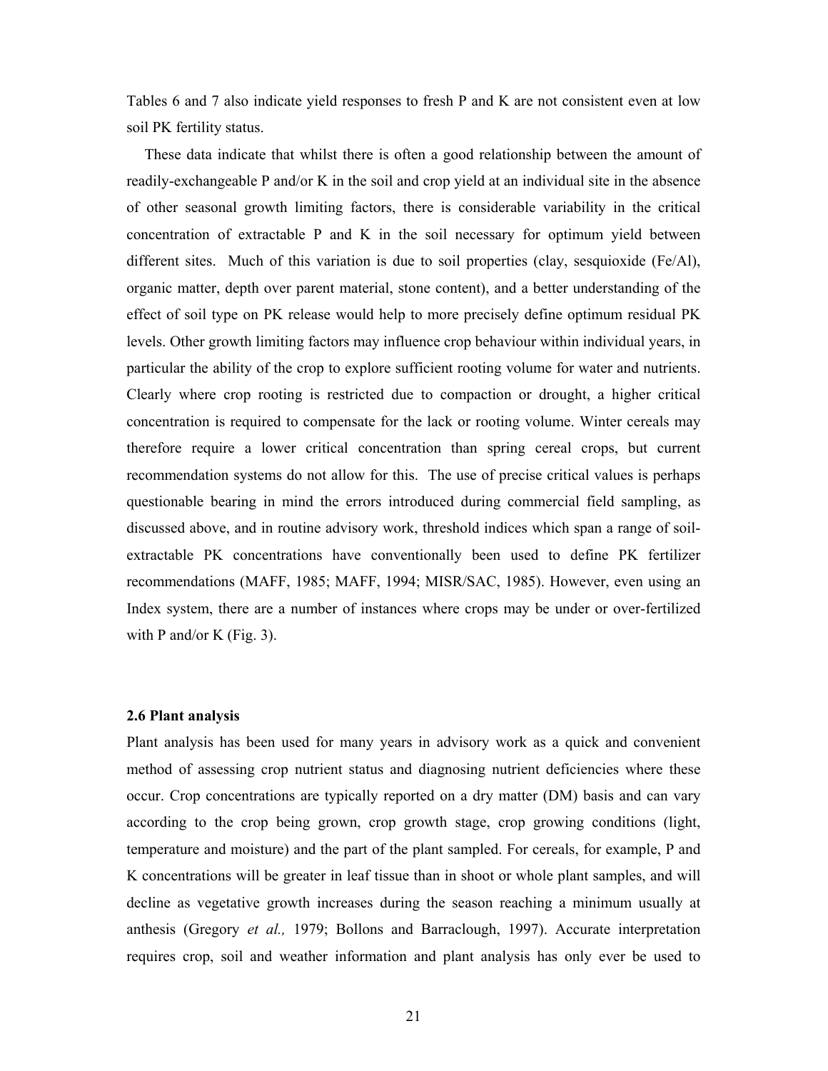Tables 6 and 7 also indicate yield responses to fresh P and K are not consistent even at low soil PK fertility status.

These data indicate that whilst there is often a good relationship between the amount of readily-exchangeable P and/or K in the soil and crop yield at an individual site in the absence of other seasonal growth limiting factors, there is considerable variability in the critical concentration of extractable P and K in the soil necessary for optimum yield between different sites. Much of this variation is due to soil properties (clay, sesquioxide (Fe/Al), organic matter, depth over parent material, stone content), and a better understanding of the effect of soil type on PK release would help to more precisely define optimum residual PK levels. Other growth limiting factors may influence crop behaviour within individual years, in particular the ability of the crop to explore sufficient rooting volume for water and nutrients. Clearly where crop rooting is restricted due to compaction or drought, a higher critical concentration is required to compensate for the lack or rooting volume. Winter cereals may therefore require a lower critical concentration than spring cereal crops, but current recommendation systems do not allow for this. The use of precise critical values is perhaps questionable bearing in mind the errors introduced during commercial field sampling, as discussed above, and in routine advisory work, threshold indices which span a range of soil-extractable PK concentrations have conventionally been used to define PK fertilizer recommendations (MAFF, 1985; MAFF, 1994; MISR/SAC, 1985). However, even using an Index system, there are a number of instances where crops may be under or over-fertilized with P and/or K (Fig. 3).

### 2.6 Plant analysis

Plant analysis has been used for many years in advisory work as a quick and convenient method of assessing crop nutrient status and diagnosing nutrient deficiencies where these occur. Crop concentrations are typically reported on a dry matter (DM) basis and can vary according to the crop being grown, crop growth stage, crop growing conditions (light, temperature and moisture) and the part of the plant sampled. For cereals, for example, P and K concentrations will be greater in leaf tissue than in shoot or whole plant samples, and will decline as vegetative growth increases during the season reaching a minimum usually at anthesis (Gregory *et al.,* 1979; Bollons and Barraclough, 1997). Accurate interpretation requires crop, soil and weather information and plant analysis has only ever be used to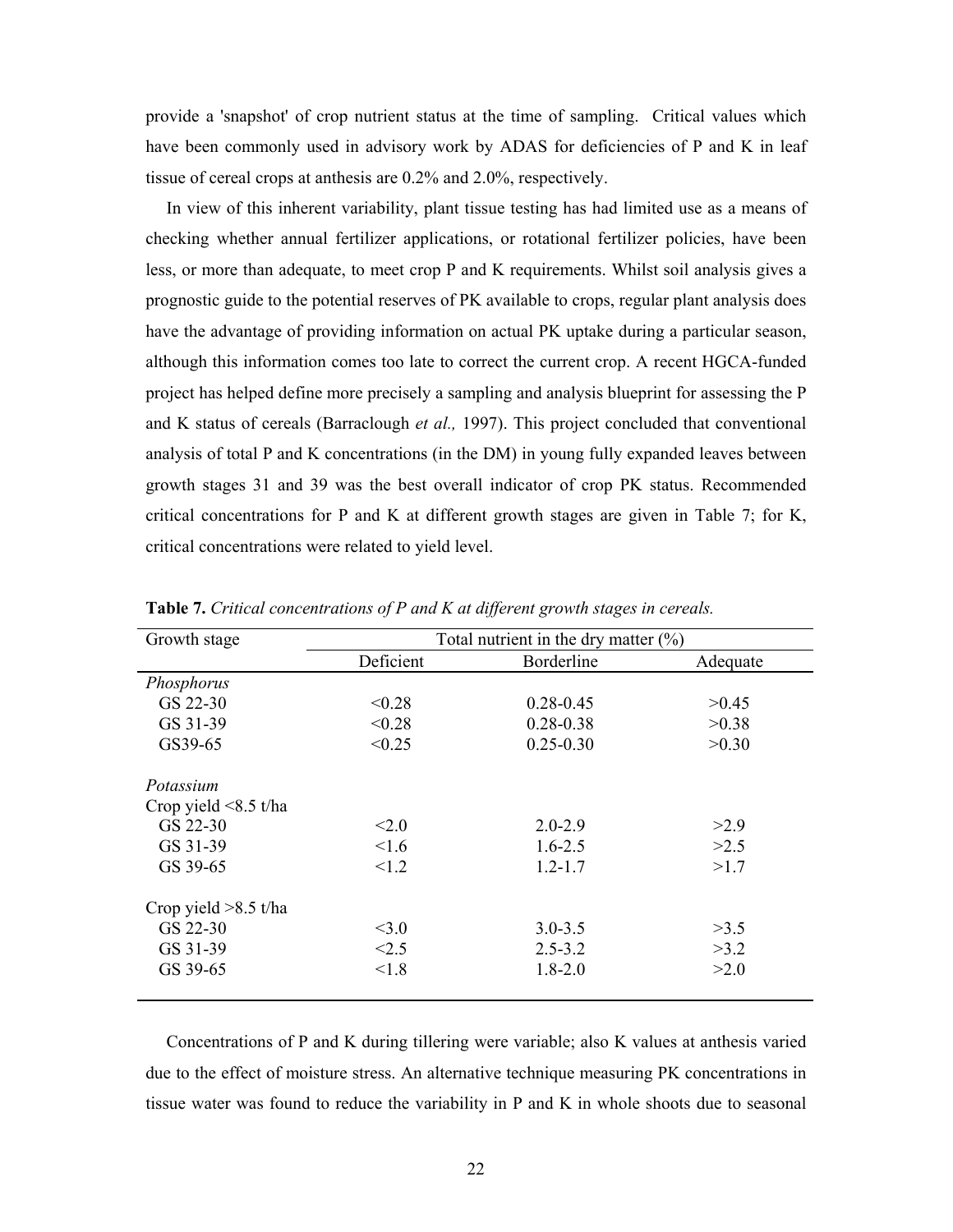provide a 'snapshot' of crop nutrient status at the time of sampling. Critical values which have been commonly used in advisory work by ADAS for deficiencies of P and K in leaf tissue of cereal crops at anthesis are 0.2% and 2.0%, respectively.

In view of this inherent variability, plant tissue testing has had limited use as a means of checking whether annual fertilizer applications, or rotational fertilizer policies, have been less, or more than adequate, to meet crop P and K requirements. Whilst soil analysis gives a prognostic guide to the potential reserves of PK available to crops, regular plant analysis does have the advantage of providing information on actual PK uptake during a particular season, although this information comes too late to correct the current crop. A recent HGCA-funded project has helped define more precisely a sampling and analysis blueprint for assessing the P and K status of cereals (Barraclough *et al.,* 1997). This project concluded that conventional analysis of total P and K concentrations (in the DM) in young fully expanded leaves between growth stages 31 and 39 was the best overall indicator of crop PK status. Recommended critical concentrations for P and K at different growth stages are given in Table 7; for K, critical concentrations were related to yield level.

**Table 7.** *Critical concentrations of P and K at different growth stages in cereals.*

| Growth stage | Total nutrient in the dry matter (%) | | |
|---|---|---|---|
| | Deficient | Borderline | Adequate |
| *Phosphorus* | | | |
| GS 22-30 | <0.28 | 0.28-0.45 | >0.45 |
| GS 31-39 | <0.28 | 0.28-0.38 | >0.38 |
| GS39-65 | <0.25 | 0.25-0.30 | >0.30 |
| *Potassium* | | | |
| Crop yield <8.5 t/ha | | | |
| GS 22-30 | <2.0 | 2.0-2.9 | >2.9 |
| GS 31-39 | <1.6 | 1.6-2.5 | >2.5 |
| GS 39-65 | <1.2 | 1.2-1.7 | >1.7 |
| Crop yield >8.5 t/ha | | | |
| GS 22-30 | <3.0 | 3.0-3.5 | >3.5 |
| GS 31-39 | <2.5 | 2.5-3.2 | >3.2 |
| GS 39-65 | <1.8 | 1.8-2.0 | >2.0 |

Concentrations of P and K during tillering were variable; also K values at anthesis varied due to the effect of moisture stress. An alternative technique measuring PK concentrations in tissue water was found to reduce the variability in P and K in whole shoots due to seasonal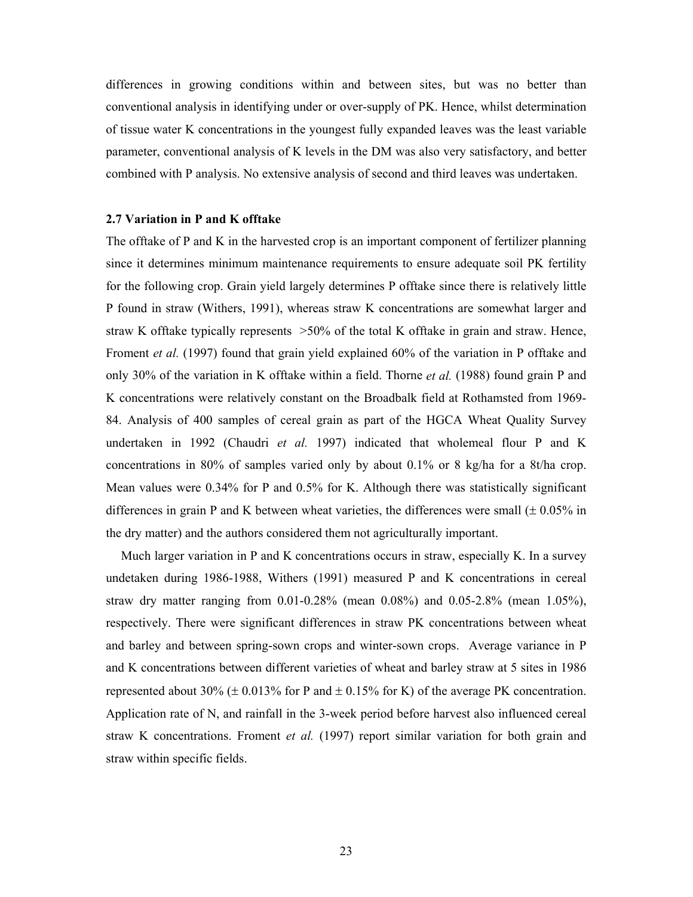differences in growing conditions within and between sites, but was no better than conventional analysis in identifying under or over-supply of PK. Hence, whilst determination of tissue water K concentrations in the youngest fully expanded leaves was the least variable parameter, conventional analysis of K levels in the DM was also very satisfactory, and better combined with P analysis. No extensive analysis of second and third leaves was undertaken.

### 2.7 Variation in P and K offtake

The offtake of P and K in the harvested crop is an important component of fertilizer planning since it determines minimum maintenance requirements to ensure adequate soil PK fertility for the following crop. Grain yield largely determines P offtake since there is relatively little P found in straw (Withers, 1991), whereas straw K concentrations are somewhat larger and straw K offtake typically represents >50% of the total K offtake in grain and straw. Hence, Froment *et al.* (1997) found that grain yield explained 60% of the variation in P offtake and only 30% of the variation in K offtake within a field. Thorne *et al.* (1988) found grain P and K concentrations were relatively constant on the Broadbalk field at Rothamsted from 1969-84. Analysis of 400 samples of cereal grain as part of the HGCA Wheat Quality Survey undertaken in 1992 (Chaudri *et al.* 1997) indicated that wholemeal flour P and K concentrations in 80% of samples varied only by about 0.1% or 8 kg/ha for a 8t/ha crop. Mean values were 0.34% for P and 0.5% for K. Although there was statistically significant differences in grain P and K between wheat varieties, the differences were small (± 0.05% in the dry matter) and the authors considered them not agriculturally important.

Much larger variation in P and K concentrations occurs in straw, especially K. In a survey undetaken during 1986-1988, Withers (1991) measured P and K concentrations in cereal straw dry matter ranging from 0.01-0.28% (mean 0.08%) and 0.05-2.8% (mean 1.05%), respectively. There were significant differences in straw PK concentrations between wheat and barley and between spring-sown crops and winter-sown crops. Average variance in P and K concentrations between different varieties of wheat and barley straw at 5 sites in 1986 represented about 30% (± 0.013% for P and ± 0.15% for K) of the average PK concentration. Application rate of N, and rainfall in the 3-week period before harvest also influenced cereal straw K concentrations. Froment *et al.* (1997) report similar variation for both grain and straw within specific fields.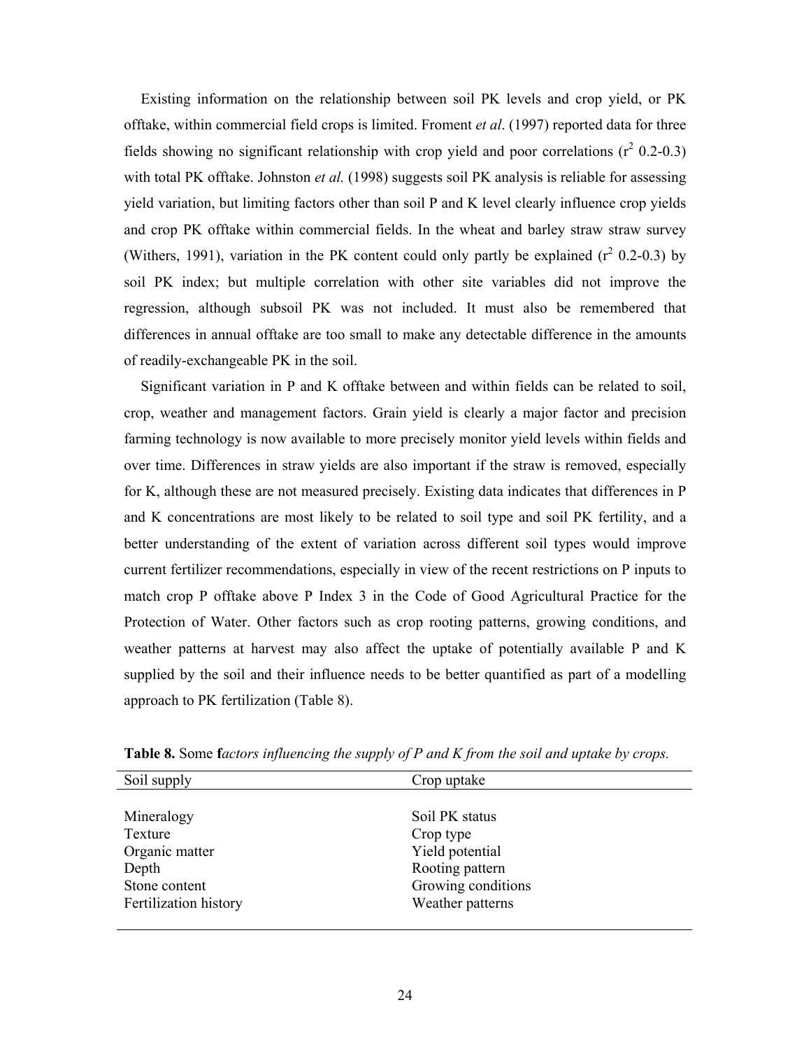Existing information on the relationship between soil PK levels and crop yield, or PK offtake, within commercial field crops is limited. Froment *et al*. (1997) reported data for three fields showing no significant relationship with crop yield and poor correlations ($r^2$ 0.2-0.3) with total PK offtake. Johnston *et al.* (1998) suggests soil PK analysis is reliable for assessing yield variation, but limiting factors other than soil P and K level clearly influence crop yields and crop PK offtake within commercial fields. In the wheat and barley straw straw survey (Withers, 1991), variation in the PK content could only partly be explained ($r^2$ 0.2-0.3) by soil PK index; but multiple correlation with other site variables did not improve the regression, although subsoil PK was not included. It must also be remembered that differences in annual offtake are too small to make any detectable difference in the amounts of readily-exchangeable PK in the soil.

Significant variation in P and K offtake between and within fields can be related to soil, crop, weather and management factors. Grain yield is clearly a major factor and precision farming technology is now available to more precisely monitor yield levels within fields and over time. Differences in straw yields are also important if the straw is removed, especially for K, although these are not measured precisely. Existing data indicates that differences in P and K concentrations are most likely to be related to soil type and soil PK fertility, and a better understanding of the extent of variation across different soil types would improve current fertilizer recommendations, especially in view of the recent restrictions on P inputs to match crop P offtake above P Index 3 in the Code of Good Agricultural Practice for the Protection of Water. Other factors such as crop rooting patterns, growing conditions, and weather patterns at harvest may also affect the uptake of potentially available P and K supplied by the soil and their influence needs to be better quantified as part of a modelling approach to PK fertilization (Table 8).

**Table 8.** Some **f***actors influencing the supply of P and K from the soil and uptake by crops.*

| Soil supply | Crop uptake |
|---|---|
| Mineralogy | Soil PK status |
| Texture | Crop type |
| Organic matter | Yield potential |
| Depth | Rooting pattern |
| Stone content | Growing conditions |
| Fertilization history | Weather patterns |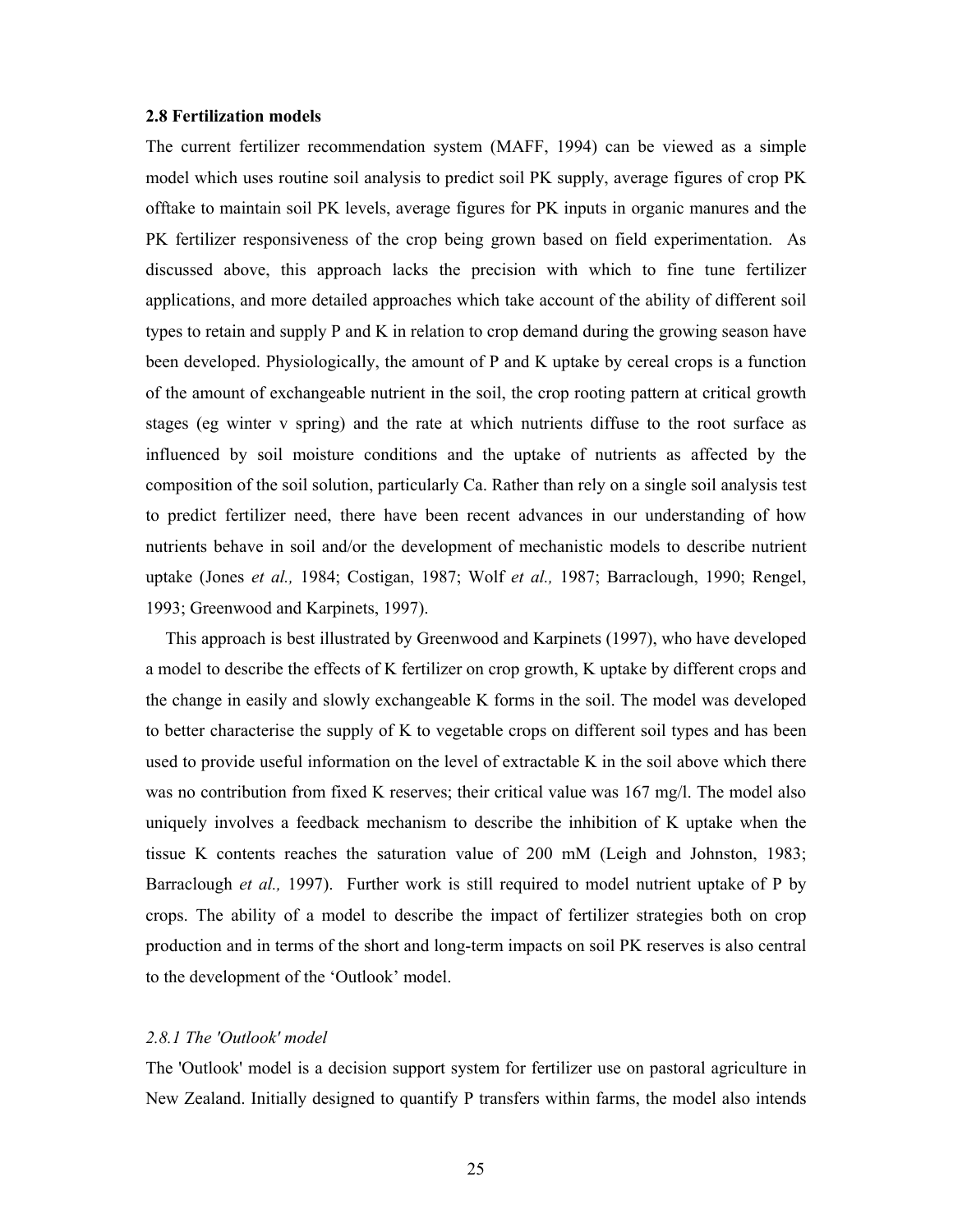### 2.8 Fertilization models

The current fertilizer recommendation system (MAFF, 1994) can be viewed as a simple model which uses routine soil analysis to predict soil PK supply, average figures of crop PK offtake to maintain soil PK levels, average figures for PK inputs in organic manures and the PK fertilizer responsiveness of the crop being grown based on field experimentation. As discussed above, this approach lacks the precision with which to fine tune fertilizer applications, and more detailed approaches which take account of the ability of different soil types to retain and supply P and K in relation to crop demand during the growing season have been developed. Physiologically, the amount of P and K uptake by cereal crops is a function of the amount of exchangeable nutrient in the soil, the crop rooting pattern at critical growth stages (eg winter v spring) and the rate at which nutrients diffuse to the root surface as influenced by soil moisture conditions and the uptake of nutrients as affected by the composition of the soil solution, particularly Ca. Rather than rely on a single soil analysis test to predict fertilizer need, there have been recent advances in our understanding of how nutrients behave in soil and/or the development of mechanistic models to describe nutrient uptake (Jones *et al.,* 1984; Costigan, 1987; Wolf *et al.,* 1987; Barraclough, 1990; Rengel, 1993; Greenwood and Karpinets, 1997).

This approach is best illustrated by Greenwood and Karpinets (1997), who have developed a model to describe the effects of K fertilizer on crop growth, K uptake by different crops and the change in easily and slowly exchangeable K forms in the soil. The model was developed to better characterise the supply of K to vegetable crops on different soil types and has been used to provide useful information on the level of extractable K in the soil above which there was no contribution from fixed K reserves; their critical value was 167 mg/l. The model also uniquely involves a feedback mechanism to describe the inhibition of K uptake when the tissue K contents reaches the saturation value of 200 mM (Leigh and Johnston, 1983; Barraclough *et al.,* 1997). Further work is still required to model nutrient uptake of P by crops. The ability of a model to describe the impact of fertilizer strategies both on crop production and in terms of the short and long-term impacts on soil PK reserves is also central to the development of the 'Outlook' model.

#### *2.8.1 The 'Outlook' model*

The 'Outlook' model is a decision support system for fertilizer use on pastoral agriculture in New Zealand. Initially designed to quantify P transfers within farms, the model also intends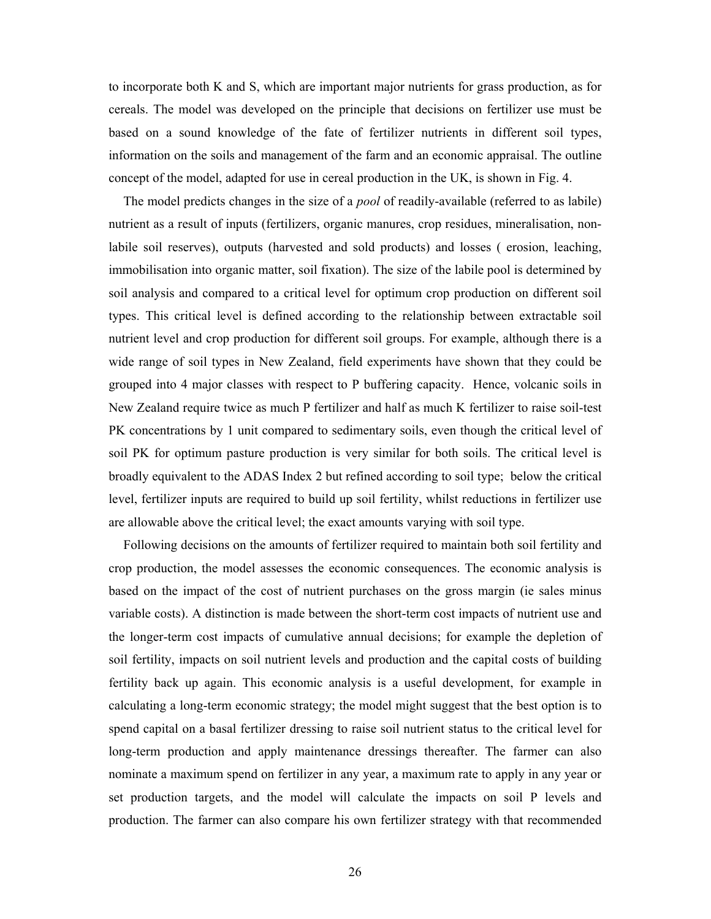to incorporate both K and S, which are important major nutrients for grass production, as for cereals. The model was developed on the principle that decisions on fertilizer use must be based on a sound knowledge of the fate of fertilizer nutrients in different soil types, information on the soils and management of the farm and an economic appraisal. The outline concept of the model, adapted for use in cereal production in the UK, is shown in Fig. 4.

The model predicts changes in the size of a *pool* of readily-available (referred to as labile) nutrient as a result of inputs (fertilizers, organic manures, crop residues, mineralisation, non-labile soil reserves), outputs (harvested and sold products) and losses ( erosion, leaching, immobilisation into organic matter, soil fixation). The size of the labile pool is determined by soil analysis and compared to a critical level for optimum crop production on different soil types. This critical level is defined according to the relationship between extractable soil nutrient level and crop production for different soil groups. For example, although there is a wide range of soil types in New Zealand, field experiments have shown that they could be grouped into 4 major classes with respect to P buffering capacity. Hence, volcanic soils in New Zealand require twice as much P fertilizer and half as much K fertilizer to raise soil-test PK concentrations by 1 unit compared to sedimentary soils, even though the critical level of soil PK for optimum pasture production is very similar for both soils. The critical level is broadly equivalent to the ADAS Index 2 but refined according to soil type; below the critical level, fertilizer inputs are required to build up soil fertility, whilst reductions in fertilizer use are allowable above the critical level; the exact amounts varying with soil type.

Following decisions on the amounts of fertilizer required to maintain both soil fertility and crop production, the model assesses the economic consequences. The economic analysis is based on the impact of the cost of nutrient purchases on the gross margin (ie sales minus variable costs). A distinction is made between the short-term cost impacts of nutrient use and the longer-term cost impacts of cumulative annual decisions; for example the depletion of soil fertility, impacts on soil nutrient levels and production and the capital costs of building fertility back up again. This economic analysis is a useful development, for example in calculating a long-term economic strategy; the model might suggest that the best option is to spend capital on a basal fertilizer dressing to raise soil nutrient status to the critical level for long-term production and apply maintenance dressings thereafter. The farmer can also nominate a maximum spend on fertilizer in any year, a maximum rate to apply in any year or set production targets, and the model will calculate the impacts on soil P levels and production. The farmer can also compare his own fertilizer strategy with that recommended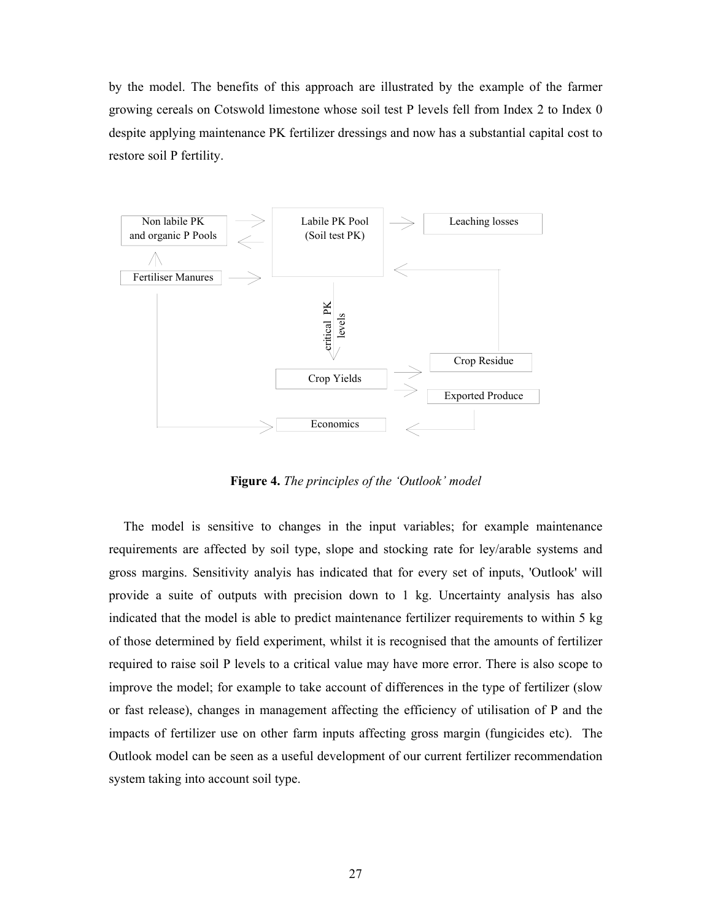by the model. The benefits of this approach are illustrated by the example of the farmer growing cereals on Cotswold limestone whose soil test P levels fell from Index 2 to Index 0 despite applying maintenance PK fertilizer dressings and now has a substantial capital cost to restore soil P fertility.

**Figure 4.** *The principles of the 'Outlook' model*

The model is sensitive to changes in the input variables; for example maintenance requirements are affected by soil type, slope and stocking rate for ley/arable systems and gross margins. Sensitivity analyis has indicated that for every set of inputs, 'Outlook' will provide a suite of outputs with precision down to 1 kg. Uncertainty analysis has also indicated that the model is able to predict maintenance fertilizer requirements to within 5 kg of those determined by field experiment, whilst it is recognised that the amounts of fertilizer required to raise soil P levels to a critical value may have more error. There is also scope to improve the model; for example to take account of differences in the type of fertilizer (slow or fast release), changes in management affecting the efficiency of utilisation of P and the impacts of fertilizer use on other farm inputs affecting gross margin (fungicides etc). The Outlook model can be seen as a useful development of our current fertilizer recommendation system taking into account soil type.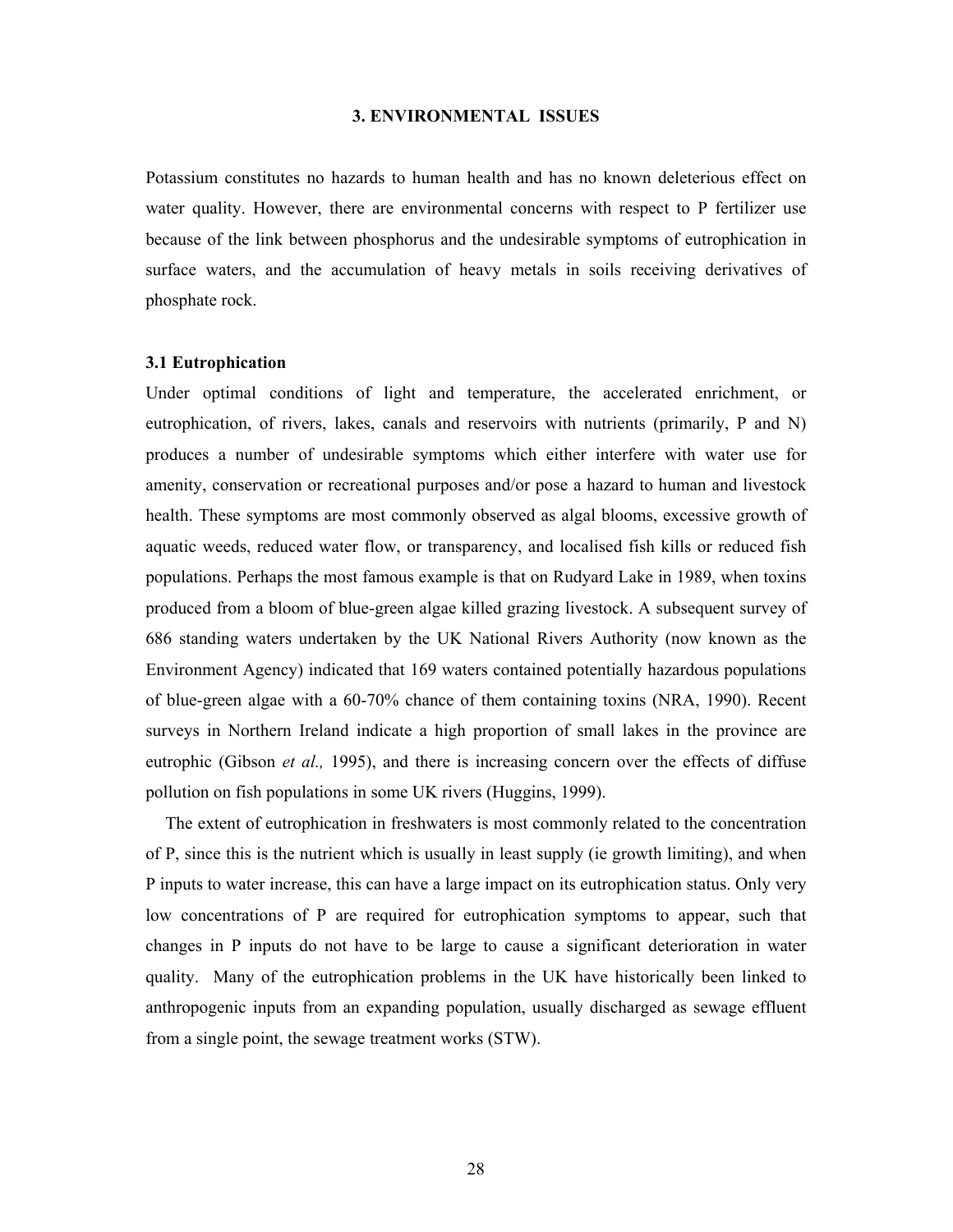## 3. ENVIRONMENTAL ISSUES

Potassium constitutes no hazards to human health and has no known deleterious effect on water quality. However, there are environmental concerns with respect to P fertilizer use because of the link between phosphorus and the undesirable symptoms of eutrophication in surface waters, and the accumulation of heavy metals in soils receiving derivatives of phosphate rock.

### 3.1 Eutrophication

Under optimal conditions of light and temperature, the accelerated enrichment, or eutrophication, of rivers, lakes, canals and reservoirs with nutrients (primarily, P and N) produces a number of undesirable symptoms which either interfere with water use for amenity, conservation or recreational purposes and/or pose a hazard to human and livestock health. These symptoms are most commonly observed as algal blooms, excessive growth of aquatic weeds, reduced water flow, or transparency, and localised fish kills or reduced fish populations. Perhaps the most famous example is that on Rudyard Lake in 1989, when toxins produced from a bloom of blue-green algae killed grazing livestock. A subsequent survey of 686 standing waters undertaken by the UK National Rivers Authority (now known as the Environment Agency) indicated that 169 waters contained potentially hazardous populations of blue-green algae with a 60-70% chance of them containing toxins (NRA, 1990). Recent surveys in Northern Ireland indicate a high proportion of small lakes in the province are eutrophic (Gibson *et al.,* 1995), and there is increasing concern over the effects of diffuse pollution on fish populations in some UK rivers (Huggins, 1999).

The extent of eutrophication in freshwaters is most commonly related to the concentration of P, since this is the nutrient which is usually in least supply (ie growth limiting), and when P inputs to water increase, this can have a large impact on its eutrophication status. Only very low concentrations of P are required for eutrophication symptoms to appear, such that changes in P inputs do not have to be large to cause a significant deterioration in water quality. Many of the eutrophication problems in the UK have historically been linked to anthropogenic inputs from an expanding population, usually discharged as sewage effluent from a single point, the sewage treatment works (STW).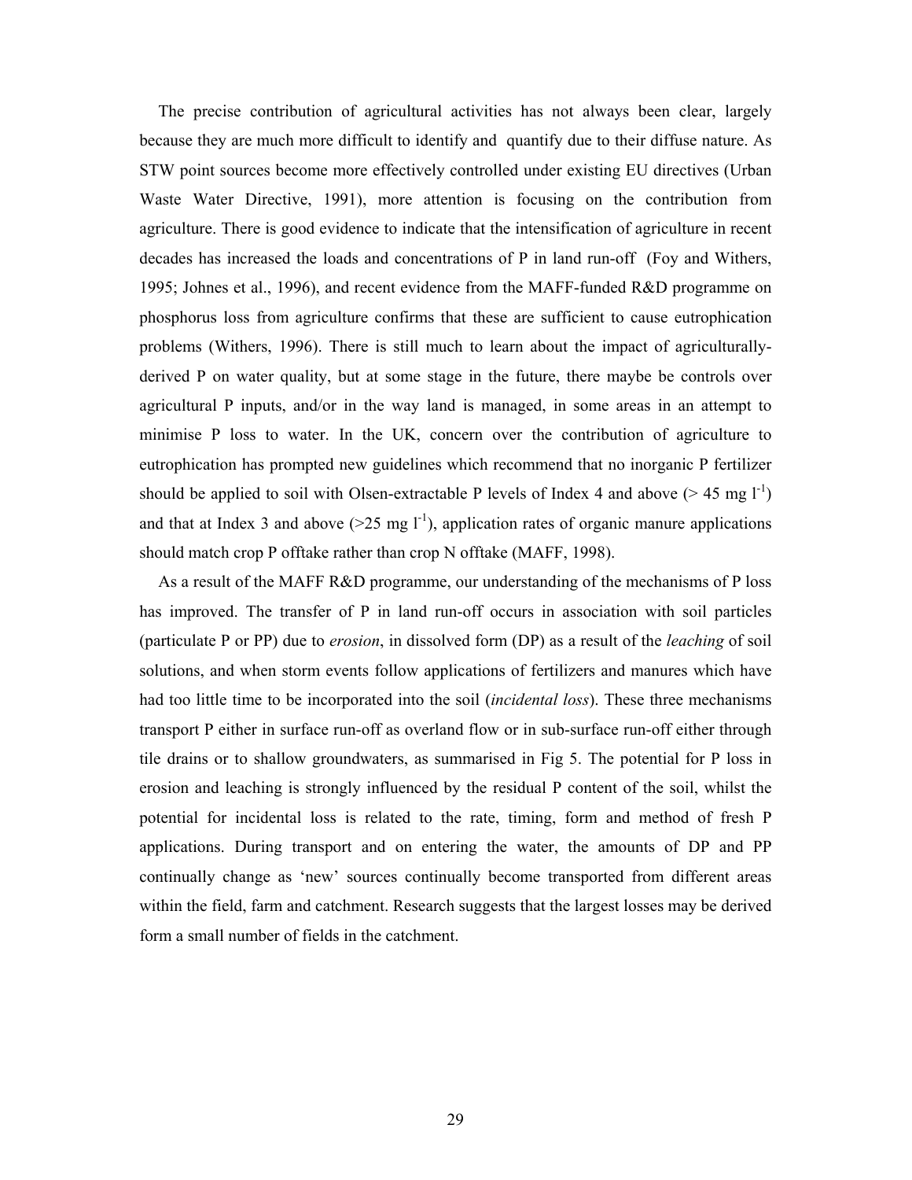The precise contribution of agricultural activities has not always been clear, largely because they are much more difficult to identify and quantify due to their diffuse nature. As STW point sources become more effectively controlled under existing EU directives (Urban Waste Water Directive, 1991), more attention is focusing on the contribution from agriculture. There is good evidence to indicate that the intensification of agriculture in recent decades has increased the loads and concentrations of P in land run-off (Foy and Withers, 1995; Johnes et al., 1996), and recent evidence from the MAFF-funded R&D programme on phosphorus loss from agriculture confirms that these are sufficient to cause eutrophication problems (Withers, 1996). There is still much to learn about the impact of agriculturally-derived P on water quality, but at some stage in the future, there maybe be controls over agricultural P inputs, and/or in the way land is managed, in some areas in an attempt to minimise P loss to water. In the UK, concern over the contribution of agriculture to eutrophication has prompted new guidelines which recommend that no inorganic P fertilizer should be applied to soil with Olsen-extractable P levels of Index 4 and above (> 45 mg $l^{-1}$) and that at Index 3 and above (>25 mg $l^{-1}$), application rates of organic manure applications should match crop P offtake rather than crop N offtake (MAFF, 1998).

As a result of the MAFF R&D programme, our understanding of the mechanisms of P loss has improved. The transfer of P in land run-off occurs in association with soil particles (particulate P or PP) due to *erosion*, in dissolved form (DP) as a result of the *leaching* of soil solutions, and when storm events follow applications of fertilizers and manures which have had too little time to be incorporated into the soil (*incidental loss*). These three mechanisms transport P either in surface run-off as overland flow or in sub-surface run-off either through tile drains or to shallow groundwaters, as summarised in Fig 5. The potential for P loss in erosion and leaching is strongly influenced by the residual P content of the soil, whilst the potential for incidental loss is related to the rate, timing, form and method of fresh P applications. During transport and on entering the water, the amounts of DP and PP continually change as 'new' sources continually become transported from different areas within the field, farm and catchment. Research suggests that the largest losses may be derived form a small number of fields in the catchment.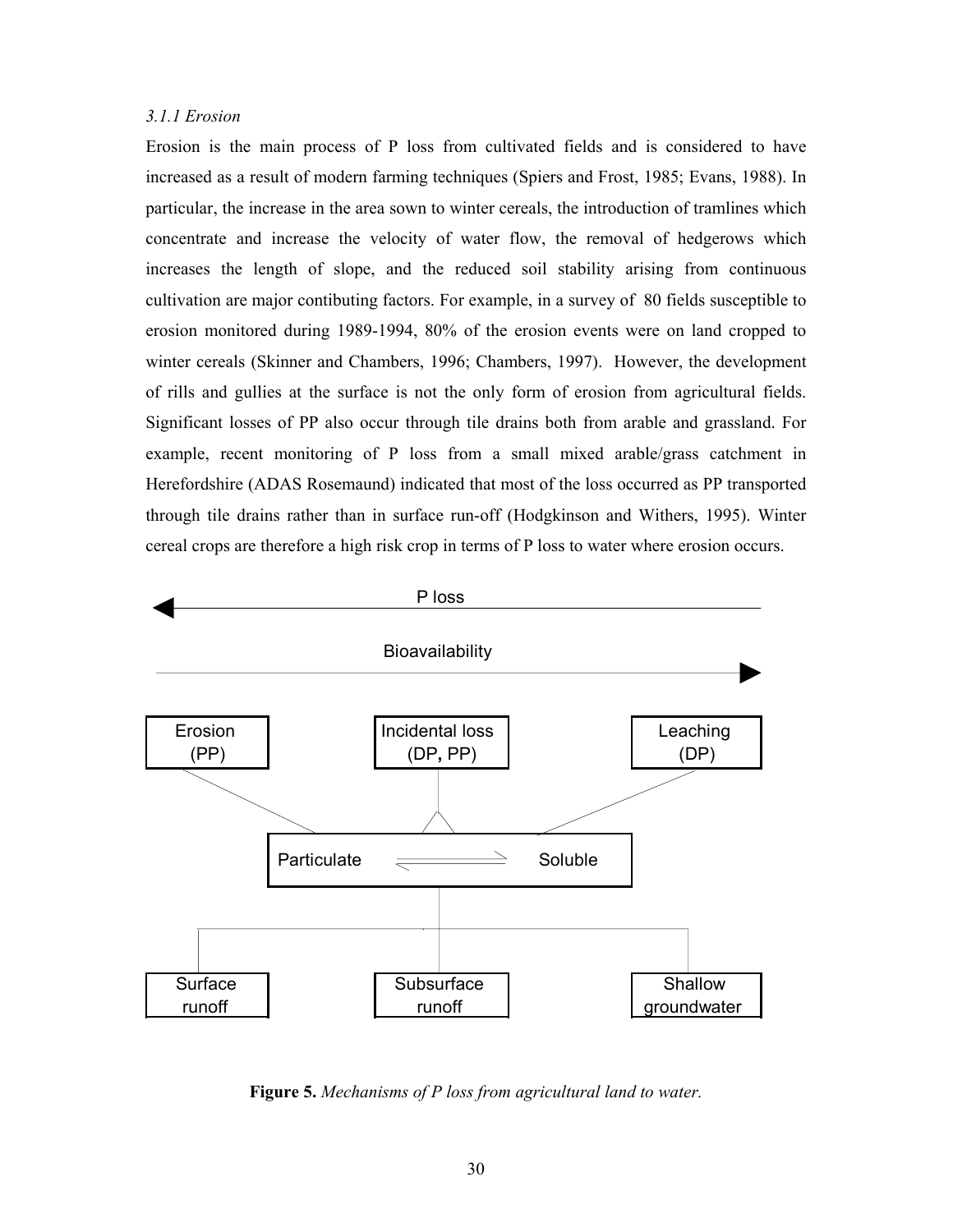*3.1.1 Erosion*

Erosion is the main process of P loss from cultivated fields and is considered to have increased as a result of modern farming techniques (Spiers and Frost, 1985; Evans, 1988). In particular, the increase in the area sown to winter cereals, the introduction of tramlines which concentrate and increase the velocity of water flow, the removal of hedgerows which increases the length of slope, and the reduced soil stability arising from continuous cultivation are major contibuting factors. For example, in a survey of 80 fields susceptible to erosion monitored during 1989-1994, 80% of the erosion events were on land cropped to winter cereals (Skinner and Chambers, 1996; Chambers, 1997). However, the development of rills and gullies at the surface is not the only form of erosion from agricultural fields. Significant losses of PP also occur through tile drains both from arable and grassland. For example, recent monitoring of P loss from a small mixed arable/grass catchment in Herefordshire (ADAS Rosemaund) indicated that most of the loss occurred as PP transported through tile drains rather than in surface run-off (Hodgkinson and Withers, 1995). Winter cereal crops are therefore a high risk crop in terms of P loss to water where erosion occurs.

P loss

Bioavailability

Erosion (PP)

Incidental loss (DP, PP)

Leaching (DP)

Particulate ⇌ Soluble

Surface runoff

Subsurface runoff

Shallow groundwater

**Figure 5.** *Mechanisms of P loss from agricultural land to water.*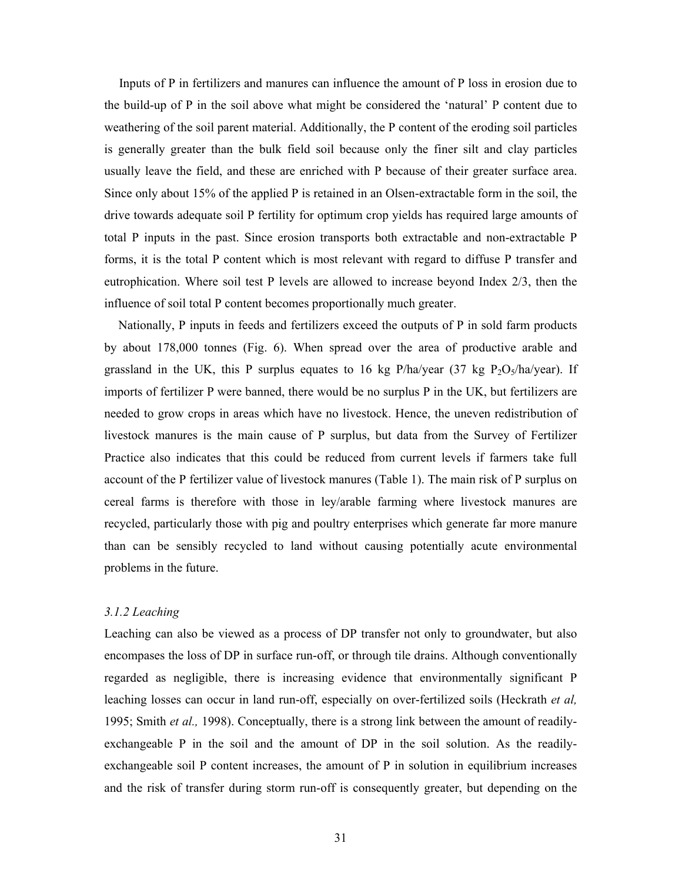Inputs of P in fertilizers and manures can influence the amount of P loss in erosion due to the build-up of P in the soil above what might be considered the 'natural' P content due to weathering of the soil parent material. Additionally, the P content of the eroding soil particles is generally greater than the bulk field soil because only the finer silt and clay particles usually leave the field, and these are enriched with P because of their greater surface area. Since only about 15% of the applied P is retained in an Olsen-extractable form in the soil, the drive towards adequate soil P fertility for optimum crop yields has required large amounts of total P inputs in the past. Since erosion transports both extractable and non-extractable P forms, it is the total P content which is most relevant with regard to diffuse P transfer and eutrophication. Where soil test P levels are allowed to increase beyond Index 2/3, then the influence of soil total P content becomes proportionally much greater.

Nationally, P inputs in feeds and fertilizers exceed the outputs of P in sold farm products by about 178,000 tonnes (Fig. 6). When spread over the area of productive arable and grassland in the UK, this P surplus equates to 16 kg P/ha/year (37 kg $P_2O_5$/ha/year). If imports of fertilizer P were banned, there would be no surplus P in the UK, but fertilizers are needed to grow crops in areas which have no livestock. Hence, the uneven redistribution of livestock manures is the main cause of P surplus, but data from the Survey of Fertilizer Practice also indicates that this could be reduced from current levels if farmers take full account of the P fertilizer value of livestock manures (Table 1). The main risk of P surplus on cereal farms is therefore with those in ley/arable farming where livestock manures are recycled, particularly those with pig and poultry enterprises which generate far more manure than can be sensibly recycled to land without causing potentially acute environmental problems in the future.

### *3.1.2 Leaching*

Leaching can also be viewed as a process of DP transfer not only to groundwater, but also encompases the loss of DP in surface run-off, or through tile drains. Although conventionally regarded as negligible, there is increasing evidence that environmentally significant P leaching losses can occur in land run-off, especially on over-fertilized soils (Heckrath *et al,* 1995; Smith *et al.,* 1998). Conceptually, there is a strong link between the amount of readily-exchangeable P in the soil and the amount of DP in the soil solution. As the readily-exchangeable soil P content increases, the amount of P in solution in equilibrium increases and the risk of transfer during storm run-off is consequently greater, but depending on the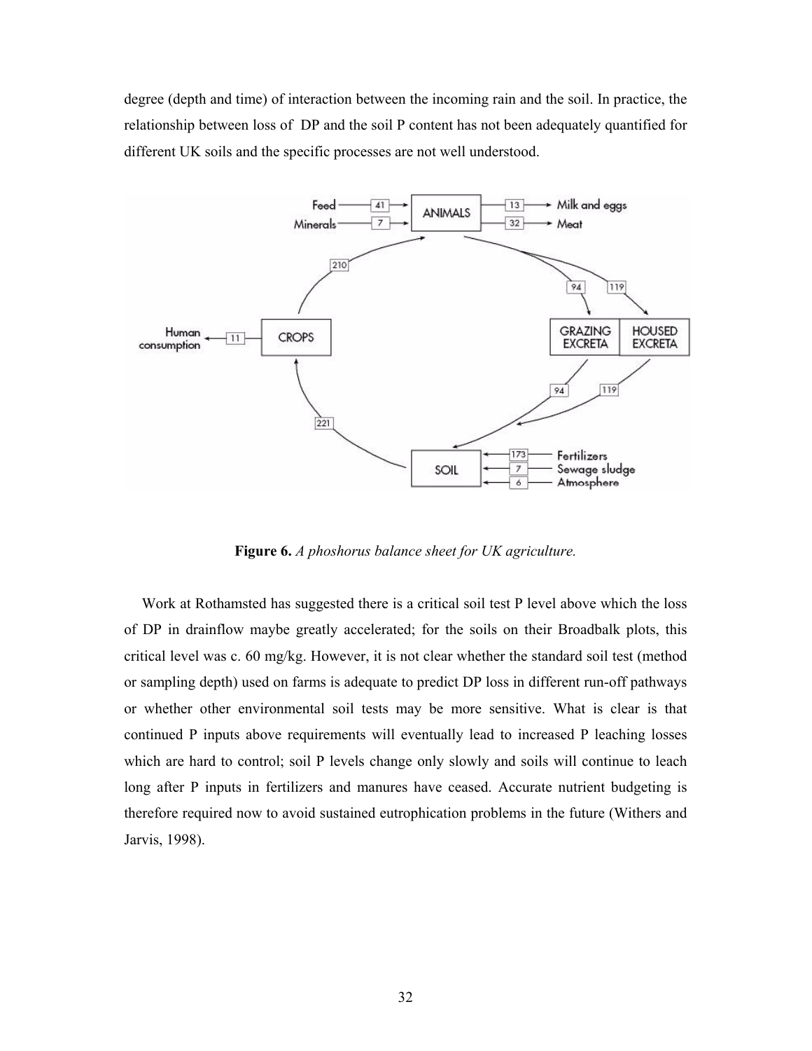degree (depth and time) of interaction between the incoming rain and the soil. In practice, the relationship between loss of DP and the soil P content has not been adequately quantified for different UK soils and the specific processes are not well understood.

**Figure 6.** *A phoshorus balance sheet for UK agriculture.*

Work at Rothamsted has suggested there is a critical soil test P level above which the loss of DP in drainflow maybe greatly accelerated; for the soils on their Broadbalk plots, this critical level was c. 60 mg/kg. However, it is not clear whether the standard soil test (method or sampling depth) used on farms is adequate to predict DP loss in different run-off pathways or whether other environmental soil tests may be more sensitive. What is clear is that continued P inputs above requirements will eventually lead to increased P leaching losses which are hard to control; soil P levels change only slowly and soils will continue to leach long after P inputs in fertilizers and manures have ceased. Accurate nutrient budgeting is therefore required now to avoid sustained eutrophication problems in the future (Withers and Jarvis, 1998).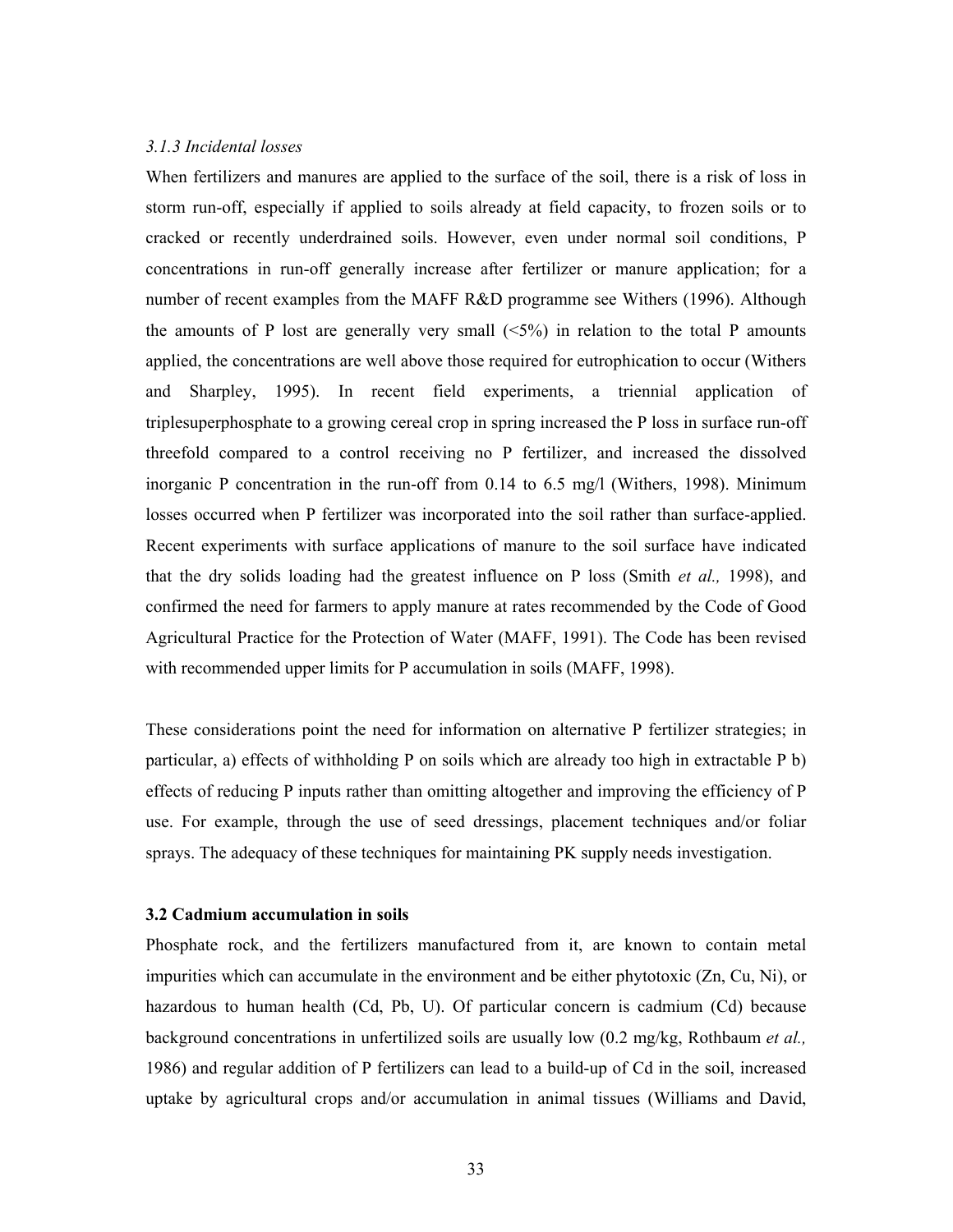### *3.1.3 Incidental losses*

When fertilizers and manures are applied to the surface of the soil, there is a risk of loss in storm run-off, especially if applied to soils already at field capacity, to frozen soils or to cracked or recently underdrained soils. However, even under normal soil conditions, P concentrations in run-off generally increase after fertilizer or manure application; for a number of recent examples from the MAFF R&D programme see Withers (1996). Although the amounts of P lost are generally very small (<5%) in relation to the total P amounts applied, the concentrations are well above those required for eutrophication to occur (Withers and Sharpley, 1995). In recent field experiments, a triennial application of triplesuperphosphate to a growing cereal crop in spring increased the P loss in surface run-off threefold compared to a control receiving no P fertilizer, and increased the dissolved inorganic P concentration in the run-off from 0.14 to 6.5 mg/l (Withers, 1998). Minimum losses occurred when P fertilizer was incorporated into the soil rather than surface-applied. Recent experiments with surface applications of manure to the soil surface have indicated that the dry solids loading had the greatest influence on P loss (Smith *et al.,* 1998), and confirmed the need for farmers to apply manure at rates recommended by the Code of Good Agricultural Practice for the Protection of Water (MAFF, 1991). The Code has been revised with recommended upper limits for P accumulation in soils (MAFF, 1998).

These considerations point the need for information on alternative P fertilizer strategies; in particular, a) effects of withholding P on soils which are already too high in extractable P b) effects of reducing P inputs rather than omitting altogether and improving the efficiency of P use. For example, through the use of seed dressings, placement techniques and/or foliar sprays. The adequacy of these techniques for maintaining PK supply needs investigation.

### **3.2 Cadmium accumulation in soils**

Phosphate rock, and the fertilizers manufactured from it, are known to contain metal impurities which can accumulate in the environment and be either phytotoxic (Zn, Cu, Ni), or hazardous to human health (Cd, Pb, U). Of particular concern is cadmium (Cd) because background concentrations in unfertilized soils are usually low (0.2 mg/kg, Rothbaum *et al.,* 1986) and regular addition of P fertilizers can lead to a build-up of Cd in the soil, increased uptake by agricultural crops and/or accumulation in animal tissues (Williams and David,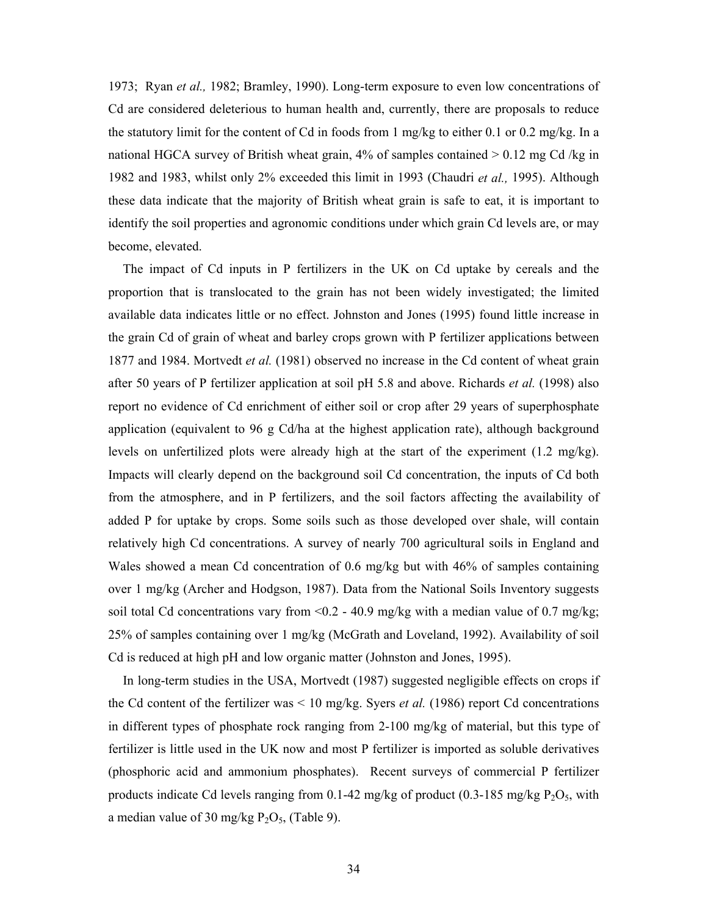1973; Ryan *et al.,* 1982; Bramley, 1990). Long-term exposure to even low concentrations of Cd are considered deleterious to human health and, currently, there are proposals to reduce the statutory limit for the content of Cd in foods from 1 mg/kg to either 0.1 or 0.2 mg/kg. In a national HGCA survey of British wheat grain, 4% of samples contained > 0.12 mg Cd /kg in 1982 and 1983, whilst only 2% exceeded this limit in 1993 (Chaudri *et al.,* 1995). Although these data indicate that the majority of British wheat grain is safe to eat, it is important to identify the soil properties and agronomic conditions under which grain Cd levels are, or may become, elevated.

The impact of Cd inputs in P fertilizers in the UK on Cd uptake by cereals and the proportion that is translocated to the grain has not been widely investigated; the limited available data indicates little or no effect. Johnston and Jones (1995) found little increase in the grain Cd of grain of wheat and barley crops grown with P fertilizer applications between 1877 and 1984. Mortvedt *et al.* (1981) observed no increase in the Cd content of wheat grain after 50 years of P fertilizer application at soil pH 5.8 and above. Richards *et al.* (1998) also report no evidence of Cd enrichment of either soil or crop after 29 years of superphosphate application (equivalent to 96 g Cd/ha at the highest application rate), although background levels on unfertilized plots were already high at the start of the experiment (1.2 mg/kg). Impacts will clearly depend on the background soil Cd concentration, the inputs of Cd both from the atmosphere, and in P fertilizers, and the soil factors affecting the availability of added P for uptake by crops. Some soils such as those developed over shale, will contain relatively high Cd concentrations. A survey of nearly 700 agricultural soils in England and Wales showed a mean Cd concentration of 0.6 mg/kg but with 46% of samples containing over 1 mg/kg (Archer and Hodgson, 1987). Data from the National Soils Inventory suggests soil total Cd concentrations vary from <0.2 - 40.9 mg/kg with a median value of 0.7 mg/kg; 25% of samples containing over 1 mg/kg (McGrath and Loveland, 1992). Availability of soil Cd is reduced at high pH and low organic matter (Johnston and Jones, 1995).

In long-term studies in the USA, Mortvedt (1987) suggested negligible effects on crops if the Cd content of the fertilizer was < 10 mg/kg. Syers *et al.* (1986) report Cd concentrations in different types of phosphate rock ranging from 2-100 mg/kg of material, but this type of fertilizer is little used in the UK now and most P fertilizer is imported as soluble derivatives (phosphoric acid and ammonium phosphates). Recent surveys of commercial P fertilizer products indicate Cd levels ranging from 0.1-42 mg/kg of product (0.3-185 mg/kg $P_2O_5$, with a median value of 30 mg/kg $P_2O_5$, (Table 9).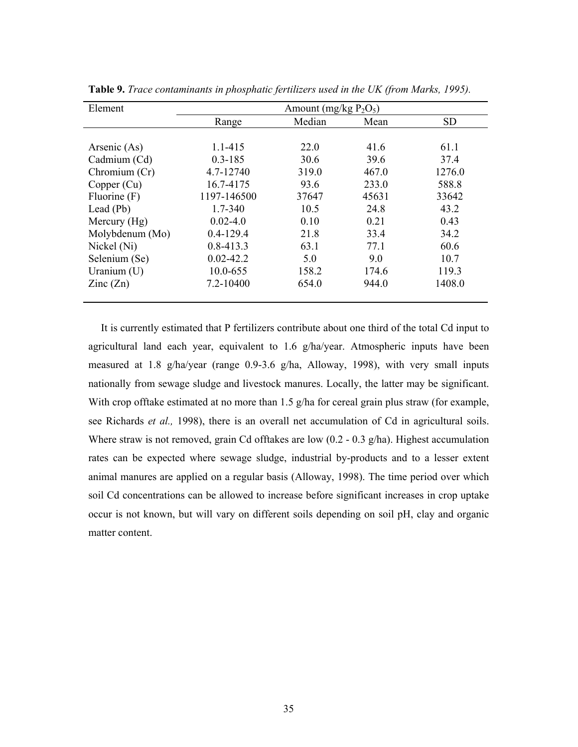**Table 9.** *Trace contaminants in phosphatic fertilizers used in the UK (from Marks, 1995).*

| Element | Amount (mg/kg $P_2O_5$) | | | |
|---|---|---|---|---|
| | Range | Median | Mean | SD |
| Arsenic (As) | 1.1-415 | 22.0 | 41.6 | 61.1 |
| Cadmium (Cd) | 0.3-185 | 30.6 | 39.6 | 37.4 |
| Chromium (Cr) | 4.7-12740 | 319.0 | 467.0 | 1276.0 |
| Copper (Cu) | 16.7-4175 | 93.6 | 233.0 | 588.8 |
| Fluorine (F) | 1197-146500 | 37647 | 45631 | 33642 |
| Lead (Pb) | 1.7-340 | 10.5 | 24.8 | 43.2 |
| Mercury (Hg) | 0.02-4.0 | 0.10 | 0.21 | 0.43 |
| Molybdenum (Mo) | 0.4-129.4 | 21.8 | 33.4 | 34.2 |
| Nickel (Ni) | 0.8-413.3 | 63.1 | 77.1 | 60.6 |
| Selenium (Se) | 0.02-42.2 | 5.0 | 9.0 | 10.7 |
| Uranium (U) | 10.0-655 | 158.2 | 174.6 | 119.3 |
| Zinc (Zn) | 7.2-10400 | 654.0 | 944.0 | 1408.0 |

It is currently estimated that P fertilizers contribute about one third of the total Cd input to agricultural land each year, equivalent to 1.6 g/ha/year. Atmospheric inputs have been measured at 1.8 g/ha/year (range 0.9-3.6 g/ha, Alloway, 1998), with very small inputs nationally from sewage sludge and livestock manures. Locally, the latter may be significant. With crop offtake estimated at no more than 1.5 g/ha for cereal grain plus straw (for example, see Richards *et al.,* 1998), there is an overall net accumulation of Cd in agricultural soils. Where straw is not removed, grain Cd offtakes are low (0.2 - 0.3 g/ha). Highest accumulation rates can be expected where sewage sludge, industrial by-products and to a lesser extent animal manures are applied on a regular basis (Alloway, 1998). The time period over which soil Cd concentrations can be allowed to increase before significant increases in crop uptake occur is not known, but will vary on different soils depending on soil pH, clay and organic matter content.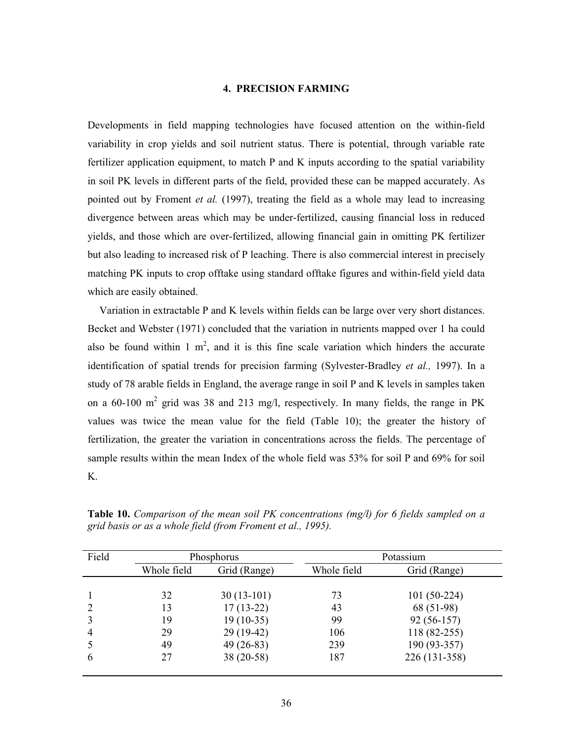## 4. PRECISION FARMING

Developments in field mapping technologies have focused attention on the within-field variability in crop yields and soil nutrient status. There is potential, through variable rate fertilizer application equipment, to match P and K inputs according to the spatial variability in soil PK levels in different parts of the field, provided these can be mapped accurately. As pointed out by Froment *et al.* (1997), treating the field as a whole may lead to increasing divergence between areas which may be under-fertilized, causing financial loss in reduced yields, and those which are over-fertilized, allowing financial gain in omitting PK fertilizer but also leading to increased risk of P leaching. There is also commercial interest in precisely matching PK inputs to crop offtake using standard offtake figures and within-field yield data which are easily obtained.

Variation in extractable P and K levels within fields can be large over very short distances. Becket and Webster (1971) concluded that the variation in nutrients mapped over 1 ha could also be found within 1 $m^2$, and it is this fine scale variation which hinders the accurate identification of spatial trends for precision farming (Sylvester-Bradley *et al.,* 1997). In a study of 78 arable fields in England, the average range in soil P and K levels in samples taken on a 60-100 $m^2$ grid was 38 and 213 mg/l, respectively. In many fields, the range in PK values was twice the mean value for the field (Table 10); the greater the history of fertilization, the greater the variation in concentrations across the fields. The percentage of sample results within the mean Index of the whole field was 53% for soil P and 69% for soil K.

**Table 10.** *Comparison of the mean soil PK concentrations (mg/l) for 6 fields sampled on a grid basis or as a whole field (from Froment et al., 1995).*

| Field | Phosphorus | | Potassium | |
|---|---|---|---|---|
| | Whole field | Grid (Range) | Whole field | Grid (Range) |
| 1 | 32 | 30 (13-101) | 73 | 101 (50-224) |
| 2 | 13 | 17 (13-22) | 43 | 68 (51-98) |
| 3 | 19 | 19 (10-35) | 99 | 92 (56-157) |
| 4 | 29 | 29 (19-42) | 106 | 118 (82-255) |
| 5 | 49 | 49 (26-83) | 239 | 190 (93-357) |
| 6 | 27 | 38 (20-58) | 187 | 226 (131-358) |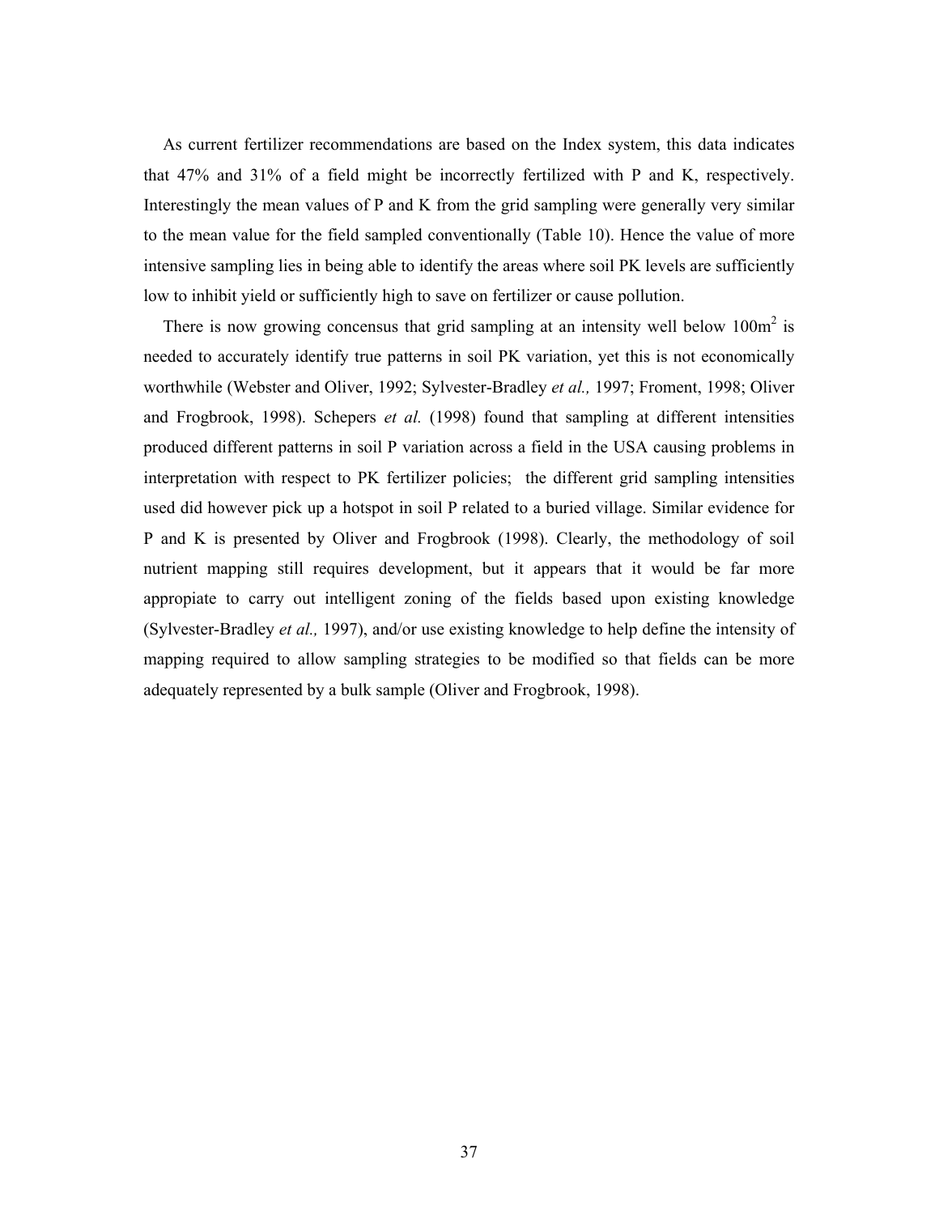As current fertilizer recommendations are based on the Index system, this data indicates that 47% and 31% of a field might be incorrectly fertilized with P and K, respectively. Interestingly the mean values of P and K from the grid sampling were generally very similar to the mean value for the field sampled conventionally (Table 10). Hence the value of more intensive sampling lies in being able to identify the areas where soil PK levels are sufficiently low to inhibit yield or sufficiently high to save on fertilizer or cause pollution.

There is now growing concensus that grid sampling at an intensity well below $100m^2$ is needed to accurately identify true patterns in soil PK variation, yet this is not economically worthwhile (Webster and Oliver, 1992; Sylvester-Bradley *et al.,* 1997; Froment, 1998; Oliver and Frogbrook, 1998). Schepers *et al.* (1998) found that sampling at different intensities produced different patterns in soil P variation across a field in the USA causing problems in interpretation with respect to PK fertilizer policies; the different grid sampling intensities used did however pick up a hotspot in soil P related to a buried village. Similar evidence for P and K is presented by Oliver and Frogbrook (1998). Clearly, the methodology of soil nutrient mapping still requires development, but it appears that it would be far more appropiate to carry out intelligent zoning of the fields based upon existing knowledge (Sylvester-Bradley *et al.,* 1997), and/or use existing knowledge to help define the intensity of mapping required to allow sampling strategies to be modified so that fields can be more adequately represented by a bulk sample (Oliver and Frogbrook, 1998).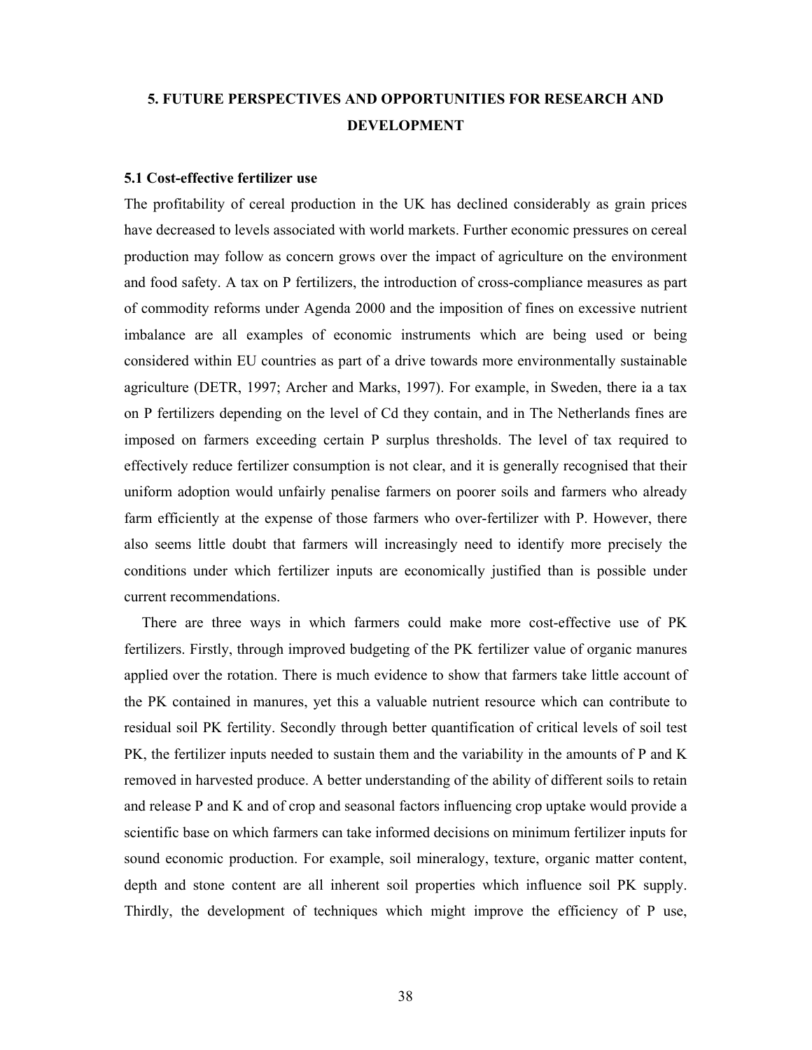## 5. FUTURE PERSPECTIVES AND OPPORTUNITIES FOR RESEARCH AND DEVELOPMENT

### 5.1 Cost-effective fertilizer use

The profitability of cereal production in the UK has declined considerably as grain prices have decreased to levels associated with world markets. Further economic pressures on cereal production may follow as concern grows over the impact of agriculture on the environment and food safety. A tax on P fertilizers, the introduction of cross-compliance measures as part of commodity reforms under Agenda 2000 and the imposition of fines on excessive nutrient imbalance are all examples of economic instruments which are being used or being considered within EU countries as part of a drive towards more environmentally sustainable agriculture (DETR, 1997; Archer and Marks, 1997). For example, in Sweden, there ia a tax on P fertilizers depending on the level of Cd they contain, and in The Netherlands fines are imposed on farmers exceeding certain P surplus thresholds. The level of tax required to effectively reduce fertilizer consumption is not clear, and it is generally recognised that their uniform adoption would unfairly penalise farmers on poorer soils and farmers who already farm efficiently at the expense of those farmers who over-fertilizer with P. However, there also seems little doubt that farmers will increasingly need to identify more precisely the conditions under which fertilizer inputs are economically justified than is possible under current recommendations.

There are three ways in which farmers could make more cost-effective use of PK fertilizers. Firstly, through improved budgeting of the PK fertilizer value of organic manures applied over the rotation. There is much evidence to show that farmers take little account of the PK contained in manures, yet this a valuable nutrient resource which can contribute to residual soil PK fertility. Secondly through better quantification of critical levels of soil test PK, the fertilizer inputs needed to sustain them and the variability in the amounts of P and K removed in harvested produce. A better understanding of the ability of different soils to retain and release P and K and of crop and seasonal factors influencing crop uptake would provide a scientific base on which farmers can take informed decisions on minimum fertilizer inputs for sound economic production. For example, soil mineralogy, texture, organic matter content, depth and stone content are all inherent soil properties which influence soil PK supply. Thirdly, the development of techniques which might improve the efficiency of P use,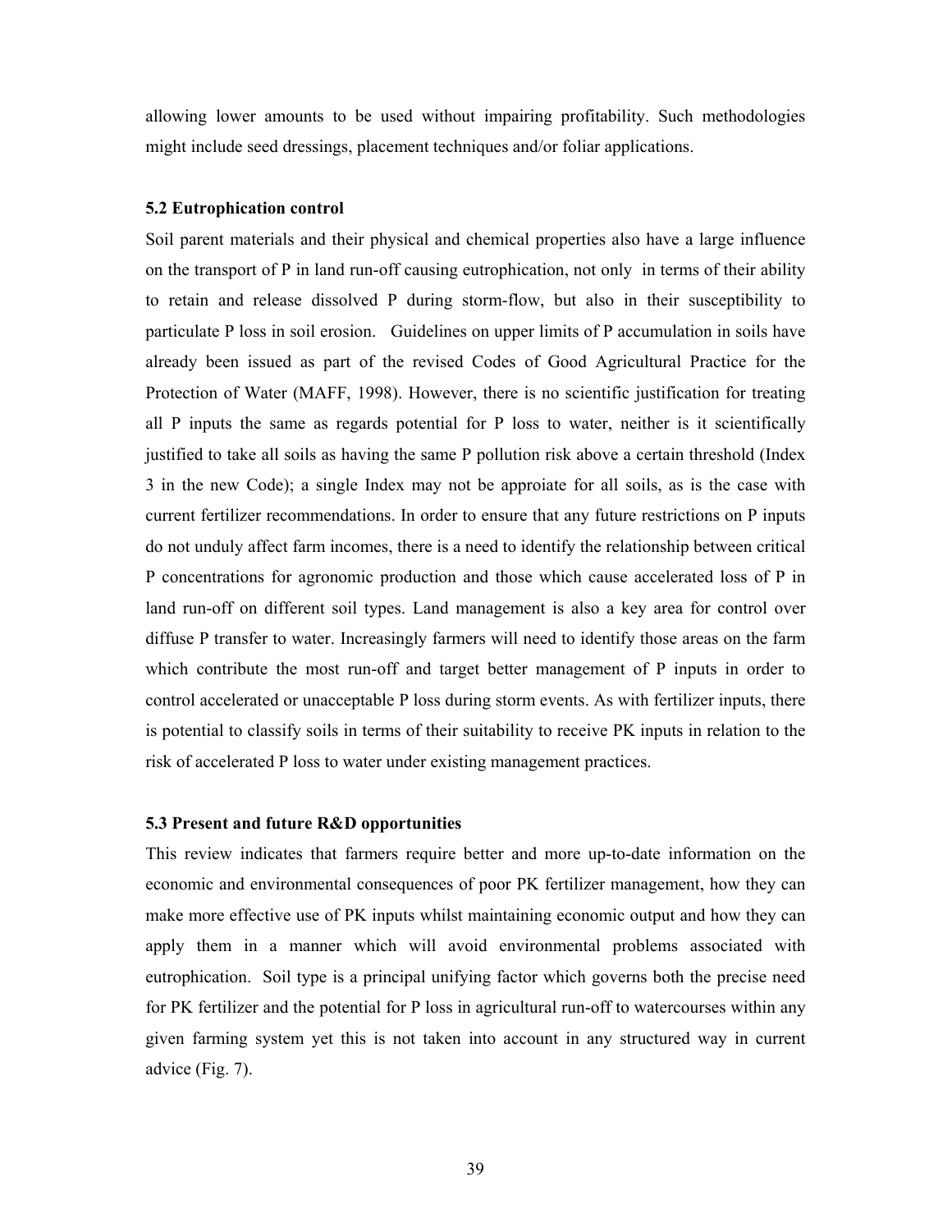allowing lower amounts to be used without impairing profitability. Such methodologies might include seed dressings, placement techniques and/or foliar applications.

### 5.2 Eutrophication control

Soil parent materials and their physical and chemical properties also have a large influence on the transport of P in land run-off causing eutrophication, not only in terms of their ability to retain and release dissolved P during storm-flow, but also in their susceptibility to particulate P loss in soil erosion. Guidelines on upper limits of P accumulation in soils have already been issued as part of the revised Codes of Good Agricultural Practice for the Protection of Water (MAFF, 1998). However, there is no scientific justification for treating all P inputs the same as regards potential for P loss to water, neither is it scientifically justified to take all soils as having the same P pollution risk above a certain threshold (Index 3 in the new Code); a single Index may not be approiate for all soils, as is the case with current fertilizer recommendations. In order to ensure that any future restrictions on P inputs do not unduly affect farm incomes, there is a need to identify the relationship between critical P concentrations for agronomic production and those which cause accelerated loss of P in land run-off on different soil types. Land management is also a key area for control over diffuse P transfer to water. Increasingly farmers will need to identify those areas on the farm which contribute the most run-off and target better management of P inputs in order to control accelerated or unacceptable P loss during storm events. As with fertilizer inputs, there is potential to classify soils in terms of their suitability to receive PK inputs in relation to the risk of accelerated P loss to water under existing management practices.

### 5.3 Present and future R&D opportunities

This review indicates that farmers require better and more up-to-date information on the economic and environmental consequences of poor PK fertilizer management, how they can make more effective use of PK inputs whilst maintaining economic output and how they can apply them in a manner which will avoid environmental problems associated with eutrophication. Soil type is a principal unifying factor which governs both the precise need for PK fertilizer and the potential for P loss in agricultural run-off to watercourses within any given farming system yet this is not taken into account in any structured way in current advice (Fig. 7).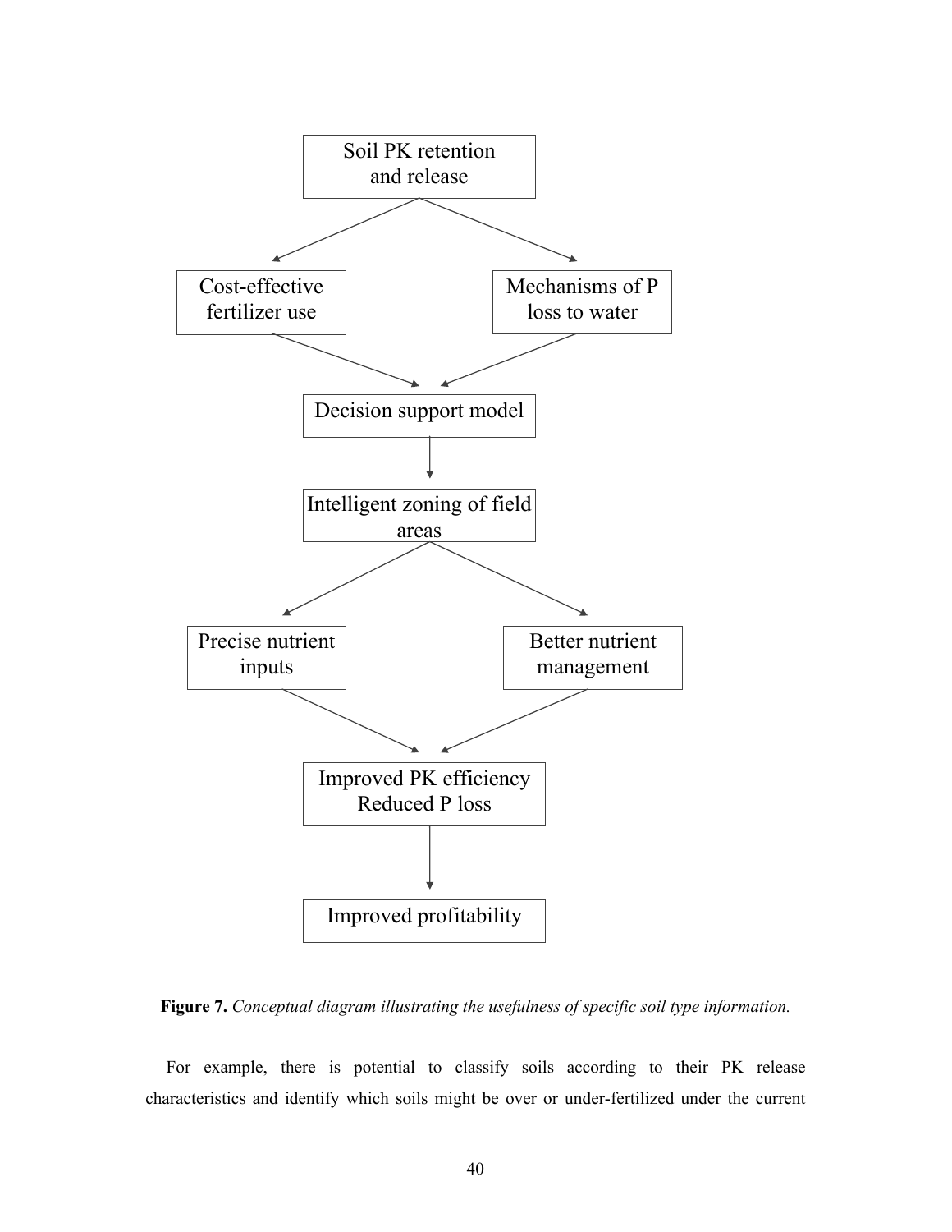Soil PK retention and release

Cost-effective fertilizer use

Mechanisms of P loss to water

Decision support model

Intelligent zoning of field areas

Precise nutrient inputs

Better nutrient management

Improved PK efficiency
Reduced P loss

Improved profitability

**Figure 7.** *Conceptual diagram illustrating the usefulness of specific soil type information.*

For example, there is potential to classify soils according to their PK release characteristics and identify which soils might be over or under-fertilized under the current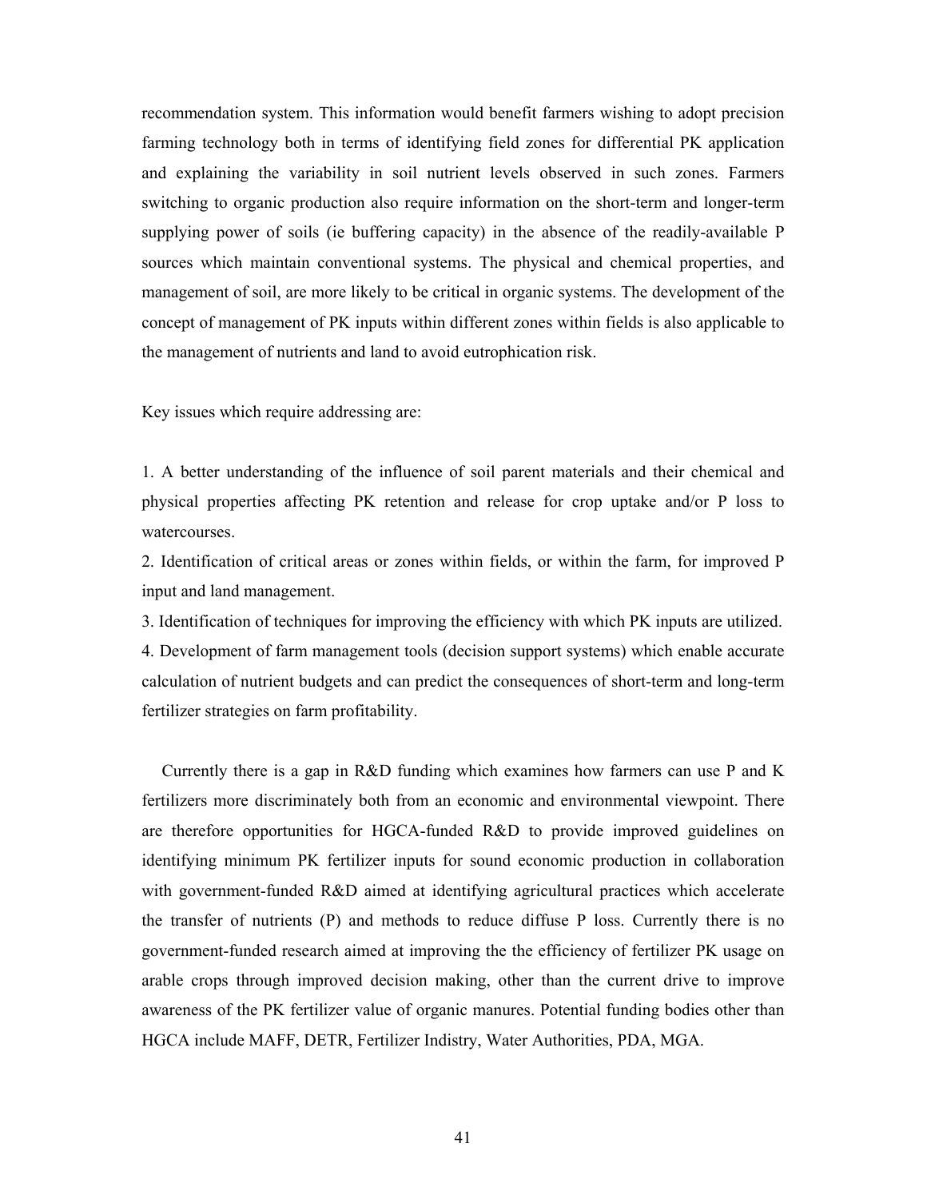recommendation system. This information would benefit farmers wishing to adopt precision farming technology both in terms of identifying field zones for differential PK application and explaining the variability in soil nutrient levels observed in such zones. Farmers switching to organic production also require information on the short-term and longer-term supplying power of soils (ie buffering capacity) in the absence of the readily-available P sources which maintain conventional systems. The physical and chemical properties, and management of soil, are more likely to be critical in organic systems. The development of the concept of management of PK inputs within different zones within fields is also applicable to the management of nutrients and land to avoid eutrophication risk.

Key issues which require addressing are:

1. A better understanding of the influence of soil parent materials and their chemical and physical properties affecting PK retention and release for crop uptake and/or P loss to watercourses.
2. Identification of critical areas or zones within fields, or within the farm, for improved P input and land management.
3. Identification of techniques for improving the efficiency with which PK inputs are utilized.
4. Development of farm management tools (decision support systems) which enable accurate calculation of nutrient budgets and can predict the consequences of short-term and long-term fertilizer strategies on farm profitability.

Currently there is a gap in R&D funding which examines how farmers can use P and K fertilizers more discriminately both from an economic and environmental viewpoint. There are therefore opportunities for HGCA-funded R&D to provide improved guidelines on identifying minimum PK fertilizer inputs for sound economic production in collaboration with government-funded R&D aimed at identifying agricultural practices which accelerate the transfer of nutrients (P) and methods to reduce diffuse P loss. Currently there is no government-funded research aimed at improving the the efficiency of fertilizer PK usage on arable crops through improved decision making, other than the current drive to improve awareness of the PK fertilizer value of organic manures. Potential funding bodies other than HGCA include MAFF, DETR, Fertilizer Indistry, Water Authorities, PDA, MGA.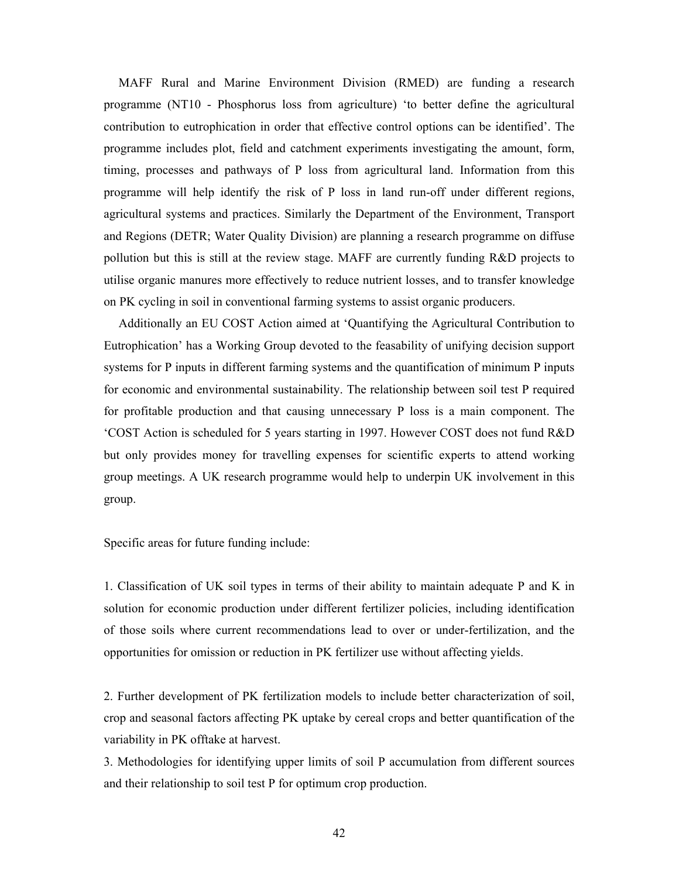MAFF Rural and Marine Environment Division (RMED) are funding a research programme (NT10 - Phosphorus loss from agriculture) 'to better define the agricultural contribution to eutrophication in order that effective control options can be identified'. The programme includes plot, field and catchment experiments investigating the amount, form, timing, processes and pathways of P loss from agricultural land. Information from this programme will help identify the risk of P loss in land run-off under different regions, agricultural systems and practices. Similarly the Department of the Environment, Transport and Regions (DETR; Water Quality Division) are planning a research programme on diffuse pollution but this is still at the review stage. MAFF are currently funding R&D projects to utilise organic manures more effectively to reduce nutrient losses, and to transfer knowledge on PK cycling in soil in conventional farming systems to assist organic producers.

Additionally an EU COST Action aimed at 'Quantifying the Agricultural Contribution to Eutrophication' has a Working Group devoted to the feasability of unifying decision support systems for P inputs in different farming systems and the quantification of minimum P inputs for economic and environmental sustainability. The relationship between soil test P required for profitable production and that causing unnecessary P loss is a main component. The 'COST Action is scheduled for 5 years starting in 1997. However COST does not fund R&D but only provides money for travelling expenses for scientific experts to attend working group meetings. A UK research programme would help to underpin UK involvement in this group.

Specific areas for future funding include:

1. Classification of UK soil types in terms of their ability to maintain adequate P and K in solution for economic production under different fertilizer policies, including identification of those soils where current recommendations lead to over or under-fertilization, and the opportunities for omission or reduction in PK fertilizer use without affecting yields.

2. Further development of PK fertilization models to include better characterization of soil, crop and seasonal factors affecting PK uptake by cereal crops and better quantification of the variability in PK offtake at harvest.

3. Methodologies for identifying upper limits of soil P accumulation from different sources and their relationship to soil test P for optimum crop production.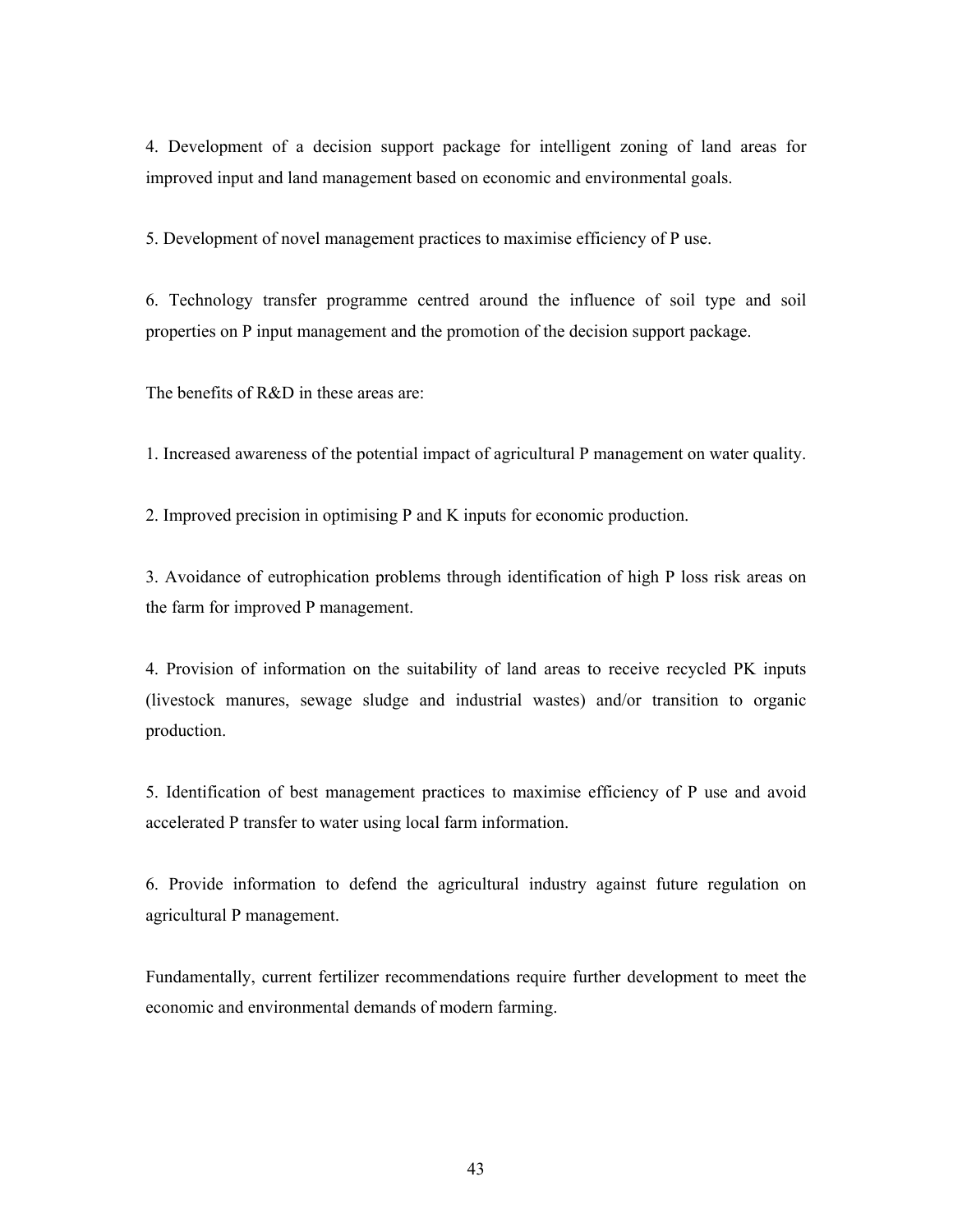4. Development of a decision support package for intelligent zoning of land areas for improved input and land management based on economic and environmental goals.

5. Development of novel management practices to maximise efficiency of P use.

6. Technology transfer programme centred around the influence of soil type and soil properties on P input management and the promotion of the decision support package.

The benefits of R&D in these areas are:

1. Increased awareness of the potential impact of agricultural P management on water quality.

2. Improved precision in optimising P and K inputs for economic production.

3. Avoidance of eutrophication problems through identification of high P loss risk areas on the farm for improved P management.

4. Provision of information on the suitability of land areas to receive recycled PK inputs (livestock manures, sewage sludge and industrial wastes) and/or transition to organic production.

5. Identification of best management practices to maximise efficiency of P use and avoid accelerated P transfer to water using local farm information.

6. Provide information to defend the agricultural industry against future regulation on agricultural P management.

Fundamentally, current fertilizer recommendations require further development to meet the economic and environmental demands of modern farming.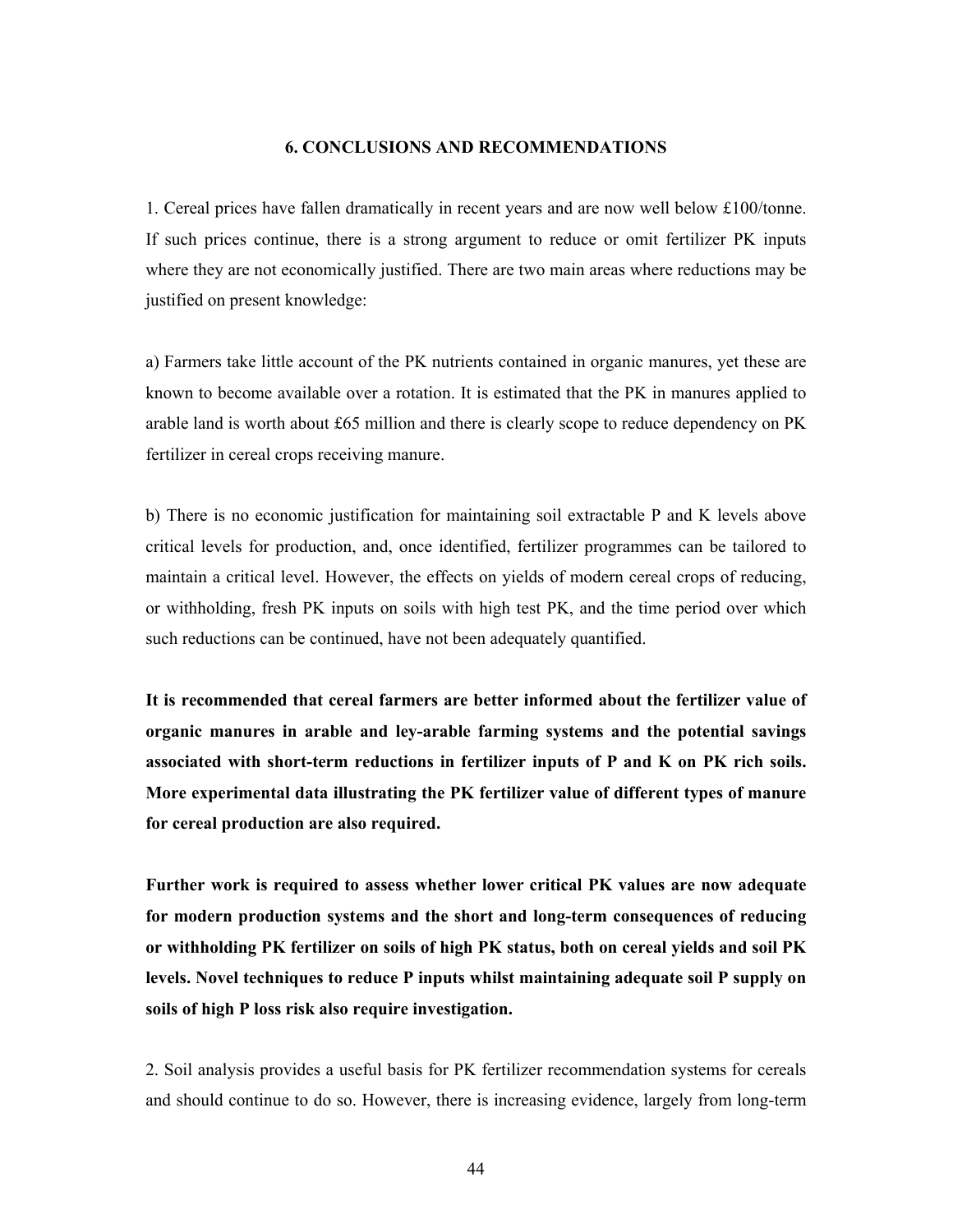## 6. CONCLUSIONS AND RECOMMENDATIONS

1. Cereal prices have fallen dramatically in recent years and are now well below £100/tonne. If such prices continue, there is a strong argument to reduce or omit fertilizer PK inputs where they are not economically justified. There are two main areas where reductions may be justified on present knowledge:

a) Farmers take little account of the PK nutrients contained in organic manures, yet these are known to become available over a rotation. It is estimated that the PK in manures applied to arable land is worth about £65 million and there is clearly scope to reduce dependency on PK fertilizer in cereal crops receiving manure.

b) There is no economic justification for maintaining soil extractable P and K levels above critical levels for production, and, once identified, fertilizer programmes can be tailored to maintain a critical level. However, the effects on yields of modern cereal crops of reducing, or withholding, fresh PK inputs on soils with high test PK, and the time period over which such reductions can be continued, have not been adequately quantified.

**It is recommended that cereal farmers are better informed about the fertilizer value of organic manures in arable and ley-arable farming systems and the potential savings associated with short-term reductions in fertilizer inputs of P and K on PK rich soils. More experimental data illustrating the PK fertilizer value of different types of manure for cereal production are also required.**

**Further work is required to assess whether lower critical PK values are now adequate for modern production systems and the short and long-term consequences of reducing or withholding PK fertilizer on soils of high PK status, both on cereal yields and soil PK levels. Novel techniques to reduce P inputs whilst maintaining adequate soil P supply on soils of high P loss risk also require investigation.**

2. Soil analysis provides a useful basis for PK fertilizer recommendation systems for cereals and should continue to do so. However, there is increasing evidence, largely from long-term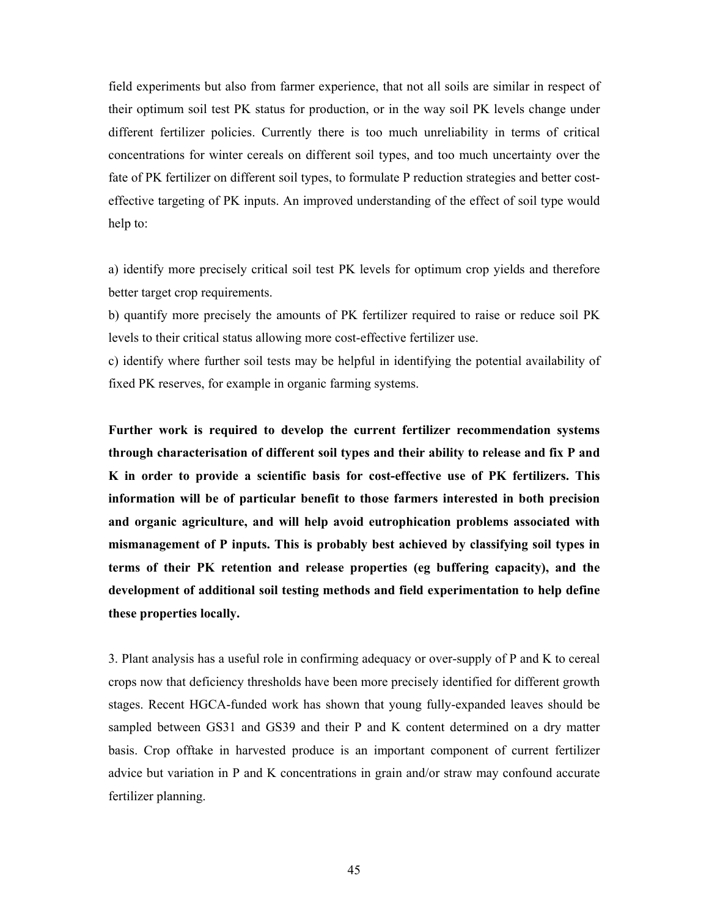field experiments but also from farmer experience, that not all soils are similar in respect of their optimum soil test PK status for production, or in the way soil PK levels change under different fertilizer policies. Currently there is too much unreliability in terms of critical concentrations for winter cereals on different soil types, and too much uncertainty over the fate of PK fertilizer on different soil types, to formulate P reduction strategies and better cost-effective targeting of PK inputs. An improved understanding of the effect of soil type would help to:

a) identify more precisely critical soil test PK levels for optimum crop yields and therefore better target crop requirements.
b) quantify more precisely the amounts of PK fertilizer required to raise or reduce soil PK levels to their critical status allowing more cost-effective fertilizer use.
c) identify where further soil tests may be helpful in identifying the potential availability of fixed PK reserves, for example in organic farming systems.

**Further work is required to develop the current fertilizer recommendation systems through characterisation of different soil types and their ability to release and fix P and K in order to provide a scientific basis for cost-effective use of PK fertilizers. This information will be of particular benefit to those farmers interested in both precision and organic agriculture, and will help avoid eutrophication problems associated with mismanagement of P inputs. This is probably best achieved by classifying soil types in terms of their PK retention and release properties (eg buffering capacity), and the development of additional soil testing methods and field experimentation to help define these properties locally.**

3. Plant analysis has a useful role in confirming adequacy or over-supply of P and K to cereal crops now that deficiency thresholds have been more precisely identified for different growth stages. Recent HGCA-funded work has shown that young fully-expanded leaves should be sampled between GS31 and GS39 and their P and K content determined on a dry matter basis. Crop offtake in harvested produce is an important component of current fertilizer advice but variation in P and K concentrations in grain and/or straw may confound accurate fertilizer planning.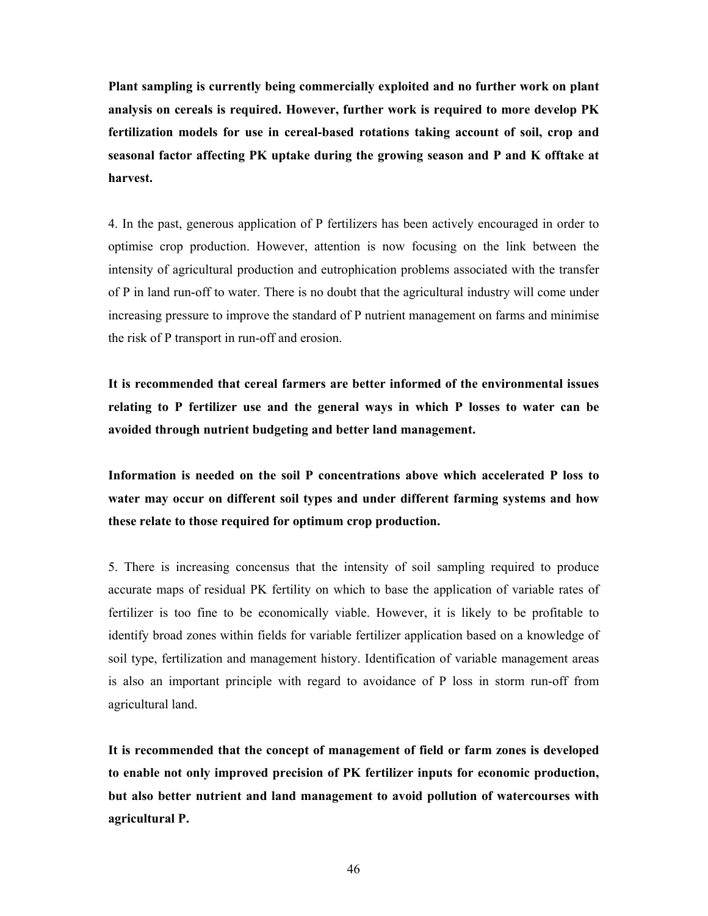**Plant sampling is currently being commercially exploited and no further work on plant analysis on cereals is required. However, further work is required to more develop PK fertilization models for use in cereal-based rotations taking account of soil, crop and seasonal factor affecting PK uptake during the growing season and P and K offtake at harvest.**

4. In the past, generous application of P fertilizers has been actively encouraged in order to optimise crop production. However, attention is now focusing on the link between the intensity of agricultural production and eutrophication problems associated with the transfer of P in land run-off to water. There is no doubt that the agricultural industry will come under increasing pressure to improve the standard of P nutrient management on farms and minimise the risk of P transport in run-off and erosion.

**It is recommended that cereal farmers are better informed of the environmental issues relating to P fertilizer use and the general ways in which P losses to water can be avoided through nutrient budgeting and better land management.**

**Information is needed on the soil P concentrations above which accelerated P loss to water may occur on different soil types and under different farming systems and how these relate to those required for optimum crop production.**

5. There is increasing concensus that the intensity of soil sampling required to produce accurate maps of residual PK fertility on which to base the application of variable rates of fertilizer is too fine to be economically viable. However, it is likely to be profitable to identify broad zones within fields for variable fertilizer application based on a knowledge of soil type, fertilization and management history. Identification of variable management areas is also an important principle with regard to avoidance of P loss in storm run-off from agricultural land.

**It is recommended that the concept of management of field or farm zones is developed to enable not only improved precision of PK fertilizer inputs for economic production, but also better nutrient and land management to avoid pollution of watercourses with agricultural P.**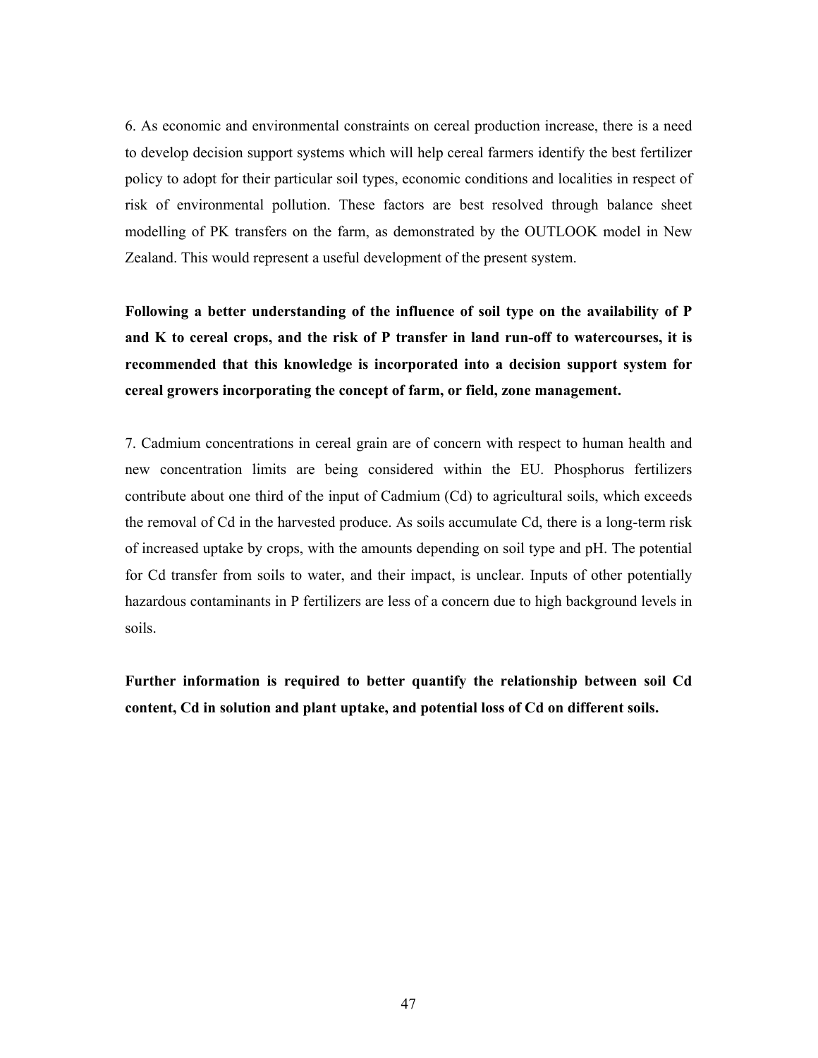6. As economic and environmental constraints on cereal production increase, there is a need to develop decision support systems which will help cereal farmers identify the best fertilizer policy to adopt for their particular soil types, economic conditions and localities in respect of risk of environmental pollution. These factors are best resolved through balance sheet modelling of PK transfers on the farm, as demonstrated by the OUTLOOK model in New Zealand. This would represent a useful development of the present system.

**Following a better understanding of the influence of soil type on the availability of P and K to cereal crops, and the risk of P transfer in land run-off to watercourses, it is recommended that this knowledge is incorporated into a decision support system for cereal growers incorporating the concept of farm, or field, zone management.**

7. Cadmium concentrations in cereal grain are of concern with respect to human health and new concentration limits are being considered within the EU. Phosphorus fertilizers contribute about one third of the input of Cadmium (Cd) to agricultural soils, which exceeds the removal of Cd in the harvested produce. As soils accumulate Cd, there is a long-term risk of increased uptake by crops, with the amounts depending on soil type and pH. The potential for Cd transfer from soils to water, and their impact, is unclear. Inputs of other potentially hazardous contaminants in P fertilizers are less of a concern due to high background levels in soils.

**Further information is required to better quantify the relationship between soil Cd content, Cd in solution and plant uptake, and potential loss of Cd on different soils.**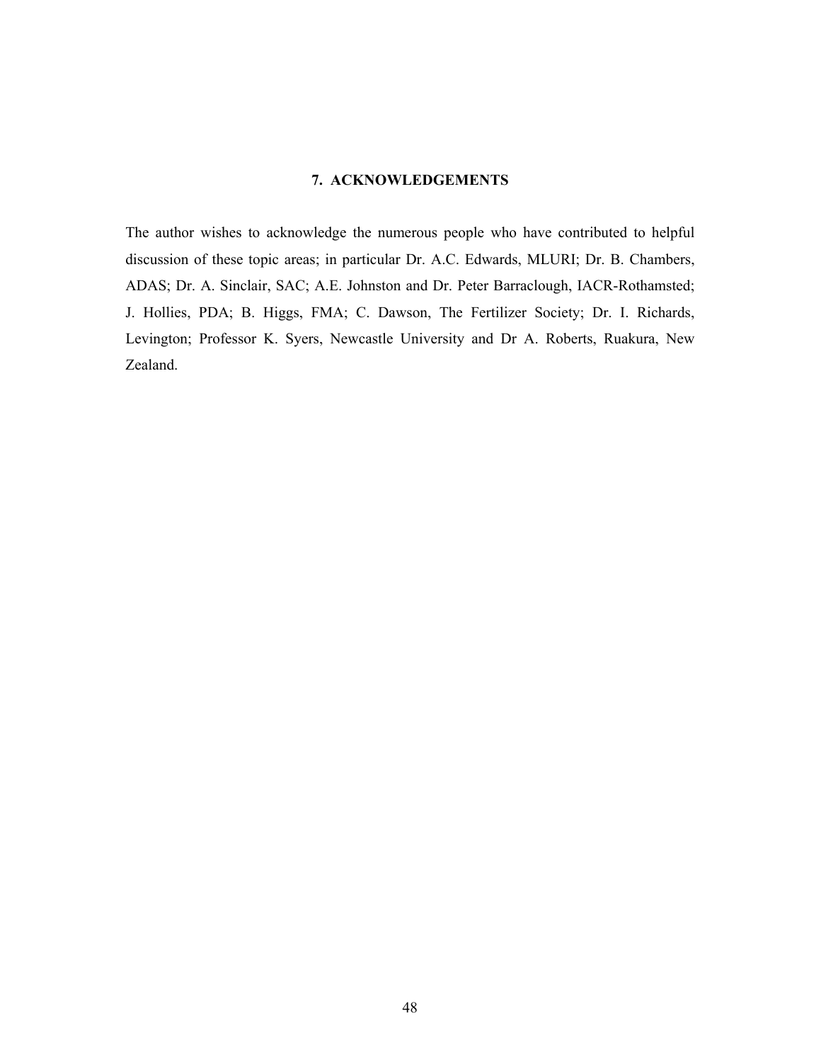## 7. ACKNOWLEDGEMENTS

The author wishes to acknowledge the numerous people who have contributed to helpful discussion of these topic areas; in particular Dr. A.C. Edwards, MLURI; Dr. B. Chambers, ADAS; Dr. A. Sinclair, SAC; A.E. Johnston and Dr. Peter Barraclough, IACR-Rothamsted; J. Hollies, PDA; B. Higgs, FMA; C. Dawson, The Fertilizer Society; Dr. I. Richards, Levington; Professor K. Syers, Newcastle University and Dr A. Roberts, Ruakura, New Zealand.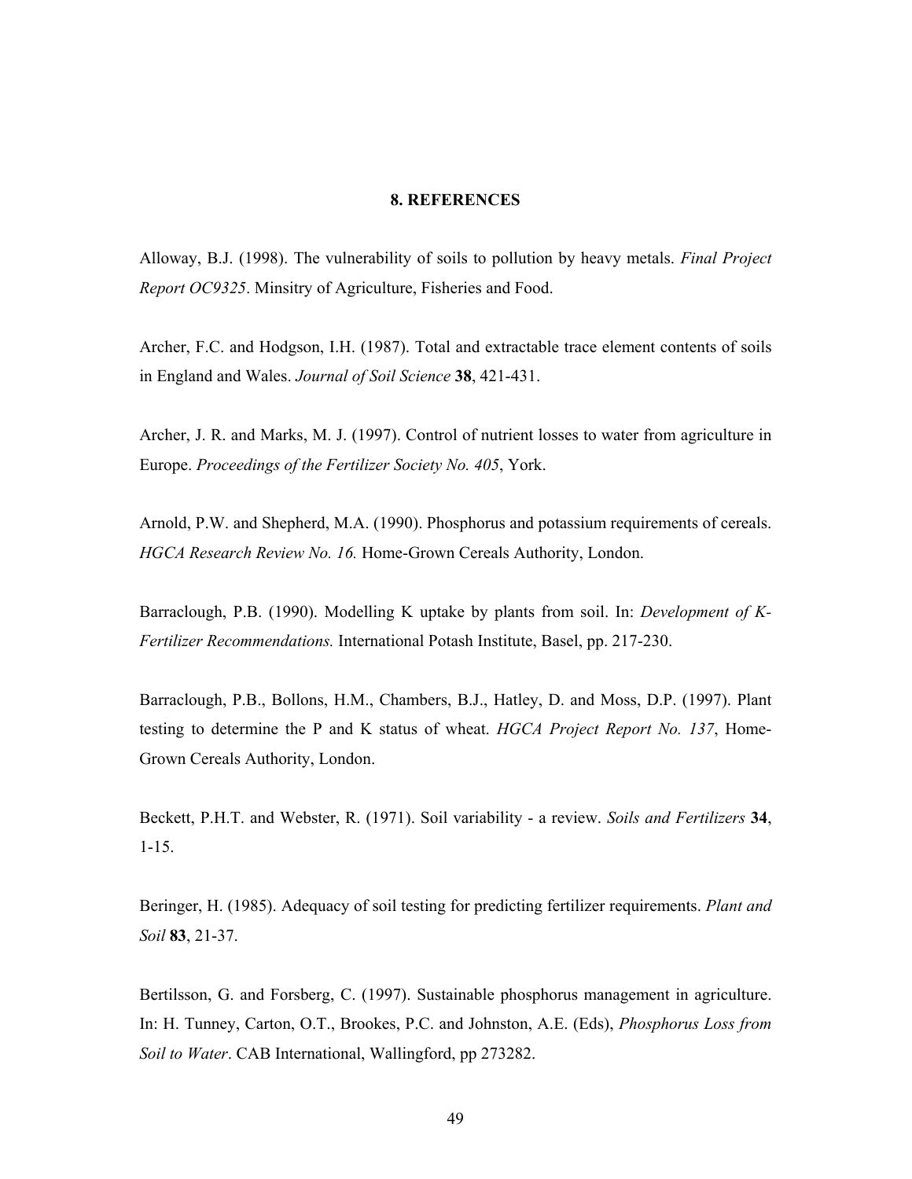# 8. REFERENCES

Alloway, B.J. (1998). The vulnerability of soils to pollution by heavy metals. *Final Project Report OC9325*. Minsitry of Agriculture, Fisheries and Food.

Archer, F.C. and Hodgson, I.H. (1987). Total and extractable trace element contents of soils in England and Wales. *Journal of Soil Science* **38**, 421-431.

Archer, J. R. and Marks, M. J. (1997). Control of nutrient losses to water from agriculture in Europe. *Proceedings of the Fertilizer Society No. 405*, York.

Arnold, P.W. and Shepherd, M.A. (1990). Phosphorus and potassium requirements of cereals. *HGCA Research Review No. 16.* Home-Grown Cereals Authority, London.

Barraclough, P.B. (1990). Modelling K uptake by plants from soil. In: *Development of K-Fertilizer Recommendations.* International Potash Institute, Basel, pp. 217-230.

Barraclough, P.B., Bollons, H.M., Chambers, B.J., Hatley, D. and Moss, D.P. (1997). Plant testing to determine the P and K status of wheat. *HGCA Project Report No. 137*, Home-Grown Cereals Authority, London.

Beckett, P.H.T. and Webster, R. (1971). Soil variability - a review. *Soils and Fertilizers* **34**, 1-15.

Beringer, H. (1985). Adequacy of soil testing for predicting fertilizer requirements. *Plant and Soil* **83**, 21-37.

Bertilsson, G. and Forsberg, C. (1997). Sustainable phosphorus management in agriculture. In: H. Tunney, Carton, O.T., Brookes, P.C. and Johnston, A.E. (Eds), *Phosphorus Loss from Soil to Water*. CAB International, Wallingford, pp 273282.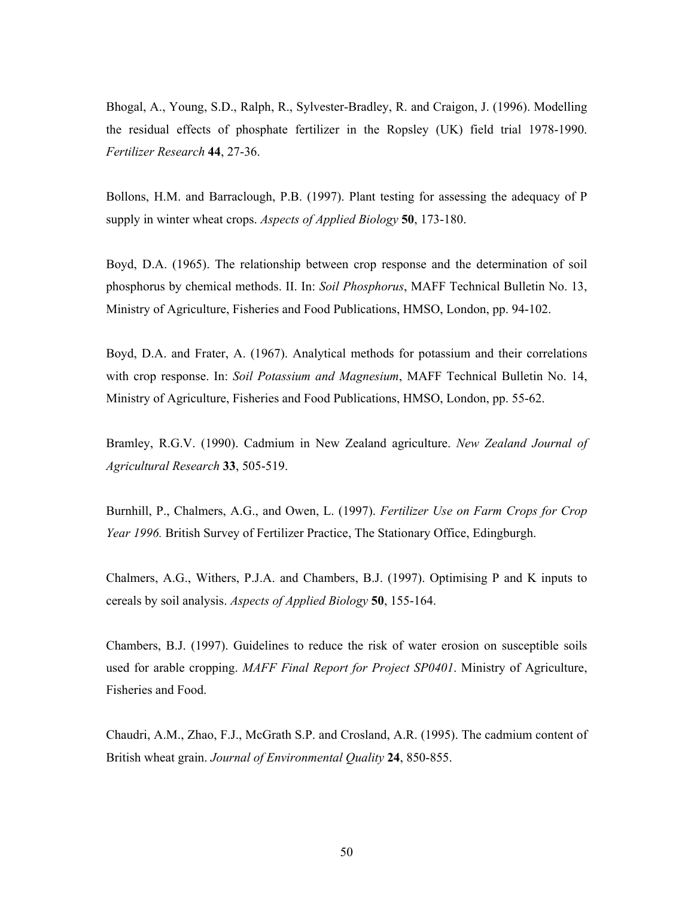Bhogal, A., Young, S.D., Ralph, R., Sylvester-Bradley, R. and Craigon, J. (1996). Modelling the residual effects of phosphate fertilizer in the Ropsley (UK) field trial 1978-1990. *Fertilizer Research* **44**, 27-36.

Bollons, H.M. and Barraclough, P.B. (1997). Plant testing for assessing the adequacy of P supply in winter wheat crops. *Aspects of Applied Biology* **50**, 173-180.

Boyd, D.A. (1965). The relationship between crop response and the determination of soil phosphorus by chemical methods. II. In: *Soil Phosphorus*, MAFF Technical Bulletin No. 13, Ministry of Agriculture, Fisheries and Food Publications, HMSO, London, pp. 94-102.

Boyd, D.A. and Frater, A. (1967). Analytical methods for potassium and their correlations with crop response. In: *Soil Potassium and Magnesium*, MAFF Technical Bulletin No. 14, Ministry of Agriculture, Fisheries and Food Publications, HMSO, London, pp. 55-62.

Bramley, R.G.V. (1990). Cadmium in New Zealand agriculture. *New Zealand Journal of Agricultural Research* **33**, 505-519.

Burnhill, P., Chalmers, A.G., and Owen, L. (1997). *Fertilizer Use on Farm Crops for Crop Year 1996.* British Survey of Fertilizer Practice, The Stationary Office, Edingburgh.

Chalmers, A.G., Withers, P.J.A. and Chambers, B.J. (1997). Optimising P and K inputs to cereals by soil analysis. *Aspects of Applied Biology* **50**, 155-164.

Chambers, B.J. (1997). Guidelines to reduce the risk of water erosion on susceptible soils used for arable cropping. *MAFF Final Report for Project SP0401*. Ministry of Agriculture, Fisheries and Food.

Chaudri, A.M., Zhao, F.J., McGrath S.P. and Crosland, A.R. (1995). The cadmium content of British wheat grain. *Journal of Environmental Quality* **24**, 850-855.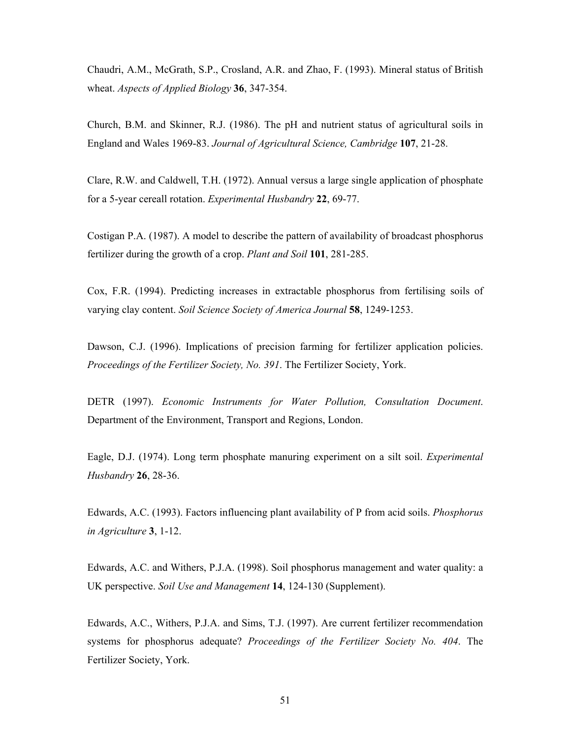Chaudri, A.M., McGrath, S.P., Crosland, A.R. and Zhao, F. (1993). Mineral status of British wheat. *Aspects of Applied Biology* **36**, 347-354.

Church, B.M. and Skinner, R.J. (1986). The pH and nutrient status of agricultural soils in England and Wales 1969-83. *Journal of Agricultural Science, Cambridge* **107**, 21-28.

Clare, R.W. and Caldwell, T.H. (1972). Annual versus a large single application of phosphate for a 5-year cereall rotation. *Experimental Husbandry* **22**, 69-77.

Costigan P.A. (1987). A model to describe the pattern of availability of broadcast phosphorus fertilizer during the growth of a crop. *Plant and Soil* **101**, 281-285.

Cox, F.R. (1994). Predicting increases in extractable phosphorus from fertilising soils of varying clay content. *Soil Science Society of America Journal* **58**, 1249-1253.

Dawson, C.J. (1996). Implications of precision farming for fertilizer application policies. *Proceedings of the Fertilizer Society, No. 391*. The Fertilizer Society, York.

DETR (1997). *Economic Instruments for Water Pollution, Consultation Document*. Department of the Environment, Transport and Regions, London.

Eagle, D.J. (1974). Long term phosphate manuring experiment on a silt soil. *Experimental Husbandry* **26**, 28-36.

Edwards, A.C. (1993). Factors influencing plant availability of P from acid soils. *Phosphorus in Agriculture* **3**, 1-12.

Edwards, A.C. and Withers, P.J.A. (1998). Soil phosphorus management and water quality: a UK perspective. *Soil Use and Management* **14**, 124-130 (Supplement).

Edwards, A.C., Withers, P.J.A. and Sims, T.J. (1997). Are current fertilizer recommendation systems for phosphorus adequate? *Proceedings of the Fertilizer Society No. 404*. The Fertilizer Society, York.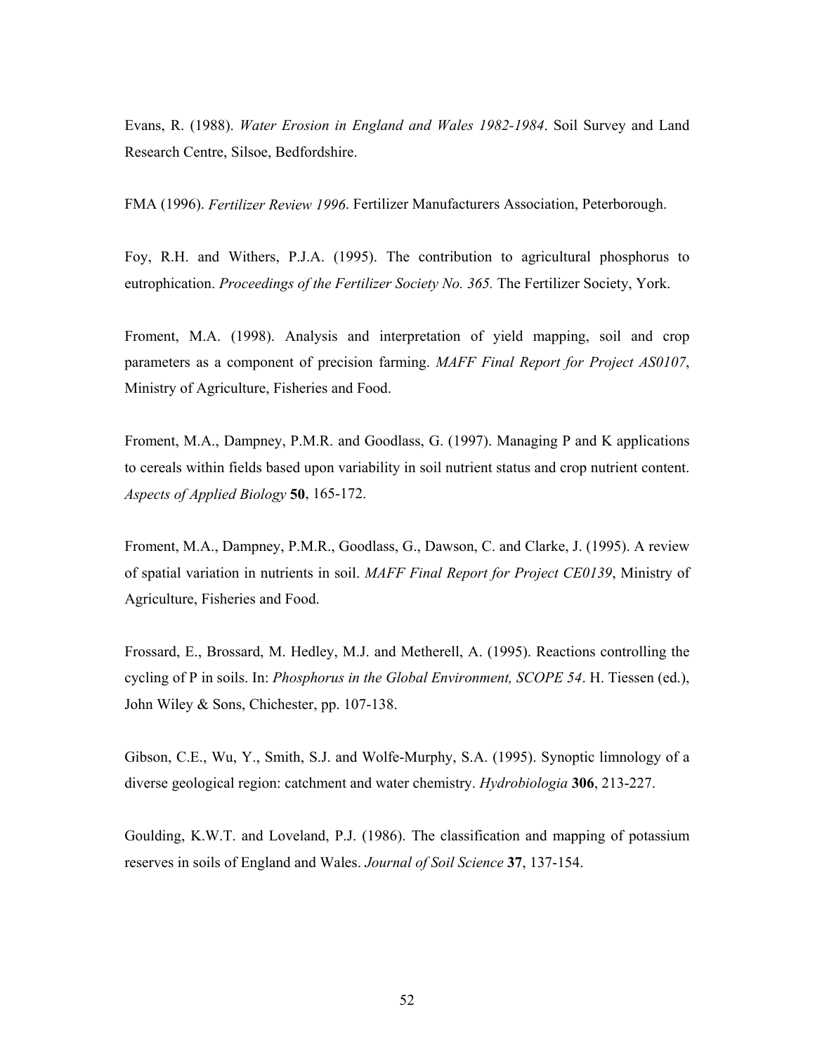Evans, R. (1988). *Water Erosion in England and Wales 1982-1984*. Soil Survey and Land Research Centre, Silsoe, Bedfordshire.

FMA (1996). *Fertilizer Review 1996*. Fertilizer Manufacturers Association, Peterborough.

Foy, R.H. and Withers, P.J.A. (1995). The contribution to agricultural phosphorus to eutrophication. *Proceedings of the Fertilizer Society No. 365.* The Fertilizer Society, York.

Froment, M.A. (1998). Analysis and interpretation of yield mapping, soil and crop parameters as a component of precision farming. *MAFF Final Report for Project AS0107*, Ministry of Agriculture, Fisheries and Food.

Froment, M.A., Dampney, P.M.R. and Goodlass, G. (1997). Managing P and K applications to cereals within fields based upon variability in soil nutrient status and crop nutrient content. *Aspects of Applied Biology* **50**, 165-172.

Froment, M.A., Dampney, P.M.R., Goodlass, G., Dawson, C. and Clarke, J. (1995). A review of spatial variation in nutrients in soil. *MAFF Final Report for Project CE0139*, Ministry of Agriculture, Fisheries and Food.

Frossard, E., Brossard, M. Hedley, M.J. and Metherell, A. (1995). Reactions controlling the cycling of P in soils. In: *Phosphorus in the Global Environment, SCOPE 54*. H. Tiessen (ed.), John Wiley & Sons, Chichester, pp. 107-138.

Gibson, C.E., Wu, Y., Smith, S.J. and Wolfe-Murphy, S.A. (1995). Synoptic limnology of a diverse geological region: catchment and water chemistry. *Hydrobiologia* **306**, 213-227.

Goulding, K.W.T. and Loveland, P.J. (1986). The classification and mapping of potassium reserves in soils of England and Wales. *Journal of Soil Science* **37**, 137-154.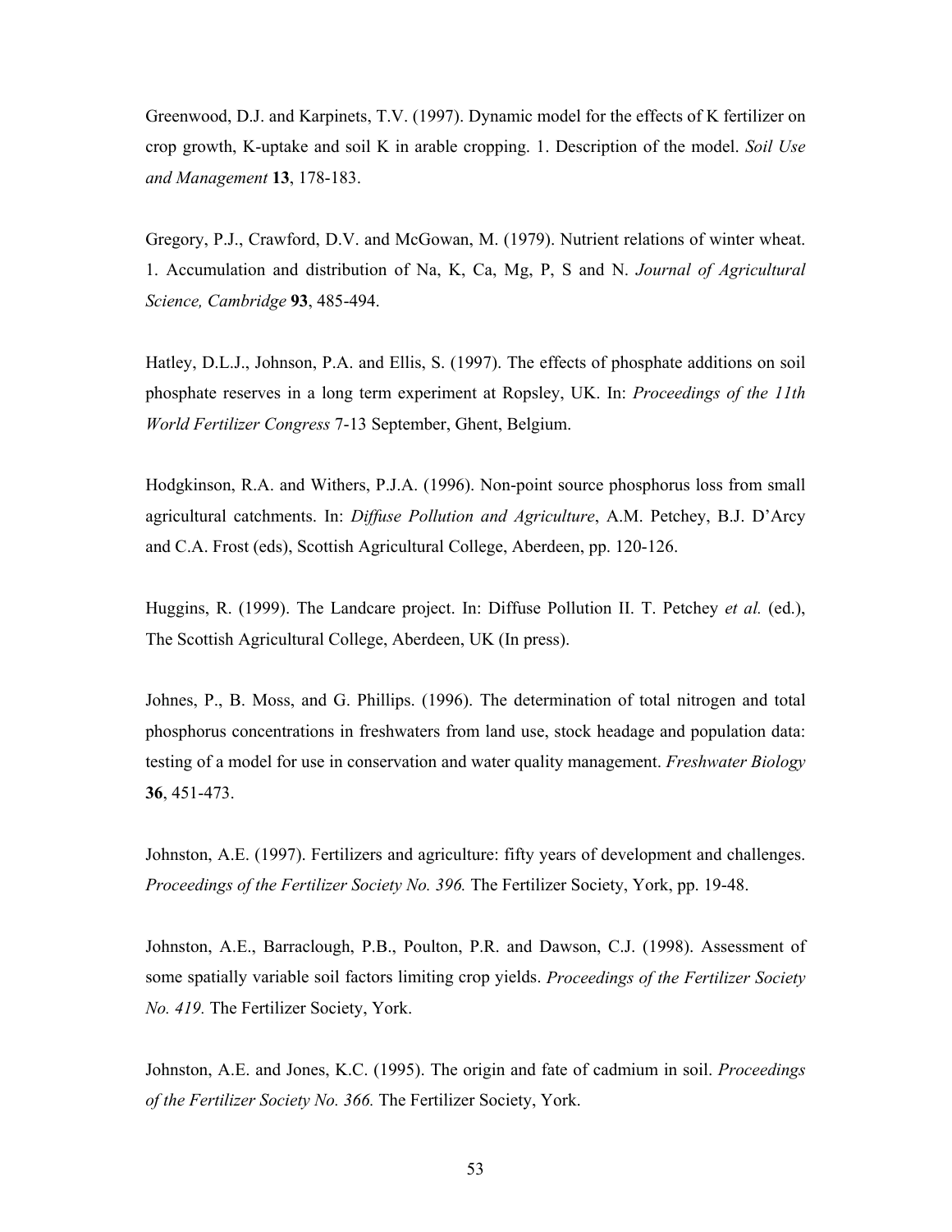Greenwood, D.J. and Karpinets, T.V. (1997). Dynamic model for the effects of K fertilizer on crop growth, K-uptake and soil K in arable cropping. 1. Description of the model. *Soil Use and Management* **13**, 178-183.

Gregory, P.J., Crawford, D.V. and McGowan, M. (1979). Nutrient relations of winter wheat. 1. Accumulation and distribution of Na, K, Ca, Mg, P, S and N. *Journal of Agricultural Science, Cambridge* **93**, 485-494.

Hatley, D.L.J., Johnson, P.A. and Ellis, S. (1997). The effects of phosphate additions on soil phosphate reserves in a long term experiment at Ropsley, UK. In: *Proceedings of the 11th World Fertilizer Congress* 7-13 September, Ghent, Belgium.

Hodgkinson, R.A. and Withers, P.J.A. (1996). Non-point source phosphorus loss from small agricultural catchments. In: *Diffuse Pollution and Agriculture*, A.M. Petchey, B.J. D'Arcy and C.A. Frost (eds), Scottish Agricultural College, Aberdeen, pp. 120-126.

Huggins, R. (1999). The Landcare project. In: Diffuse Pollution II. T. Petchey *et al.* (ed.), The Scottish Agricultural College, Aberdeen, UK (In press).

Johnes, P., B. Moss, and G. Phillips. (1996). The determination of total nitrogen and total phosphorus concentrations in freshwaters from land use, stock headage and population data: testing of a model for use in conservation and water quality management. *Freshwater Biology* **36**, 451-473.

Johnston, A.E. (1997). Fertilizers and agriculture: fifty years of development and challenges. *Proceedings of the Fertilizer Society No. 396.* The Fertilizer Society, York, pp. 19-48.

Johnston, A.E., Barraclough, P.B., Poulton, P.R. and Dawson, C.J. (1998). Assessment of some spatially variable soil factors limiting crop yields. *Proceedings of the Fertilizer Society No. 419.* The Fertilizer Society, York.

Johnston, A.E. and Jones, K.C. (1995). The origin and fate of cadmium in soil. *Proceedings of the Fertilizer Society No. 366.* The Fertilizer Society, York.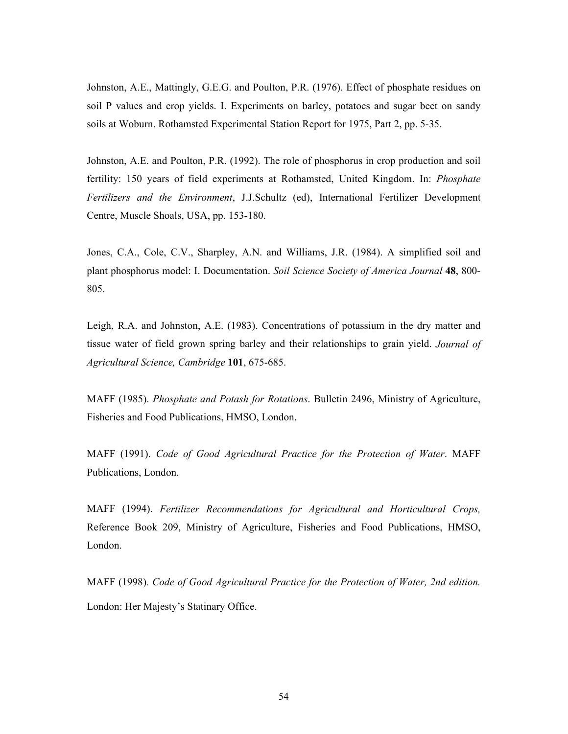Johnston, A.E., Mattingly, G.E.G. and Poulton, P.R. (1976). Effect of phosphate residues on soil P values and crop yields. I. Experiments on barley, potatoes and sugar beet on sandy soils at Woburn. Rothamsted Experimental Station Report for 1975, Part 2, pp. 5-35.

Johnston, A.E. and Poulton, P.R. (1992). The role of phosphorus in crop production and soil fertility: 150 years of field experiments at Rothamsted, United Kingdom. In: *Phosphate Fertilizers and the Environment*, J.J.Schultz (ed), International Fertilizer Development Centre, Muscle Shoals, USA, pp. 153-180.

Jones, C.A., Cole, C.V., Sharpley, A.N. and Williams, J.R. (1984). A simplified soil and plant phosphorus model: I. Documentation. *Soil Science Society of America Journal* **48**, 800-805.

Leigh, R.A. and Johnston, A.E. (1983). Concentrations of potassium in the dry matter and tissue water of field grown spring barley and their relationships to grain yield. *Journal of Agricultural Science, Cambridge* **101**, 675-685.

MAFF (1985). *Phosphate and Potash for Rotations*. Bulletin 2496, Ministry of Agriculture, Fisheries and Food Publications, HMSO, London.

MAFF (1991). *Code of Good Agricultural Practice for the Protection of Water*. MAFF Publications, London.

MAFF (1994). *Fertilizer Recommendations for Agricultural and Horticultural Crops,* Reference Book 209, Ministry of Agriculture, Fisheries and Food Publications, HMSO, London.

MAFF (1998). *Code of Good Agricultural Practice for the Protection of Water, 2nd edition.* London: Her Majesty's Statinary Office.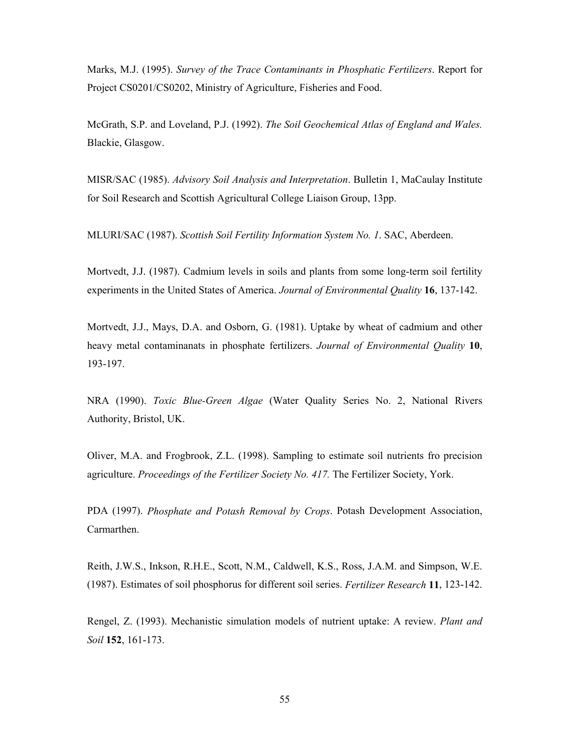Marks, M.J. (1995). *Survey of the Trace Contaminants in Phosphatic Fertilizers*. Report for Project CS0201/CS0202, Ministry of Agriculture, Fisheries and Food.

McGrath, S.P. and Loveland, P.J. (1992). *The Soil Geochemical Atlas of England and Wales.* Blackie, Glasgow.

MISR/SAC (1985). *Advisory Soil Analysis and Interpretation*. Bulletin 1, MaCaulay Institute for Soil Research and Scottish Agricultural College Liaison Group, 13pp.

MLURI/SAC (1987). *Scottish Soil Fertility Information System No. 1*. SAC, Aberdeen.

Mortvedt, J.J. (1987). Cadmium levels in soils and plants from some long-term soil fertility experiments in the United States of America. *Journal of Environmental Quality* **16**, 137-142.

Mortvedt, J.J., Mays, D.A. and Osborn, G. (1981). Uptake by wheat of cadmium and other heavy metal contaminanats in phosphate fertilizers. *Journal of Environmental Quality* **10**, 193-197.

NRA (1990). *Toxic Blue-Green Algae* (Water Quality Series No. 2, National Rivers Authority, Bristol, UK.

Oliver, M.A. and Frogbrook, Z.L. (1998). Sampling to estimate soil nutrients fro precision agriculture. *Proceedings of the Fertilizer Society No. 417.* The Fertilizer Society, York.

PDA (1997). *Phosphate and Potash Removal by Crops*. Potash Development Association, Carmarthen.

Reith, J.W.S., Inkson, R.H.E., Scott, N.M., Caldwell, K.S., Ross, J.A.M. and Simpson, W.E. (1987). Estimates of soil phosphorus for different soil series. *Fertilizer Research* **11**, 123-142.

Rengel, Z. (1993). Mechanistic simulation models of nutrient uptake: A review. *Plant and Soil* **152**, 161-173.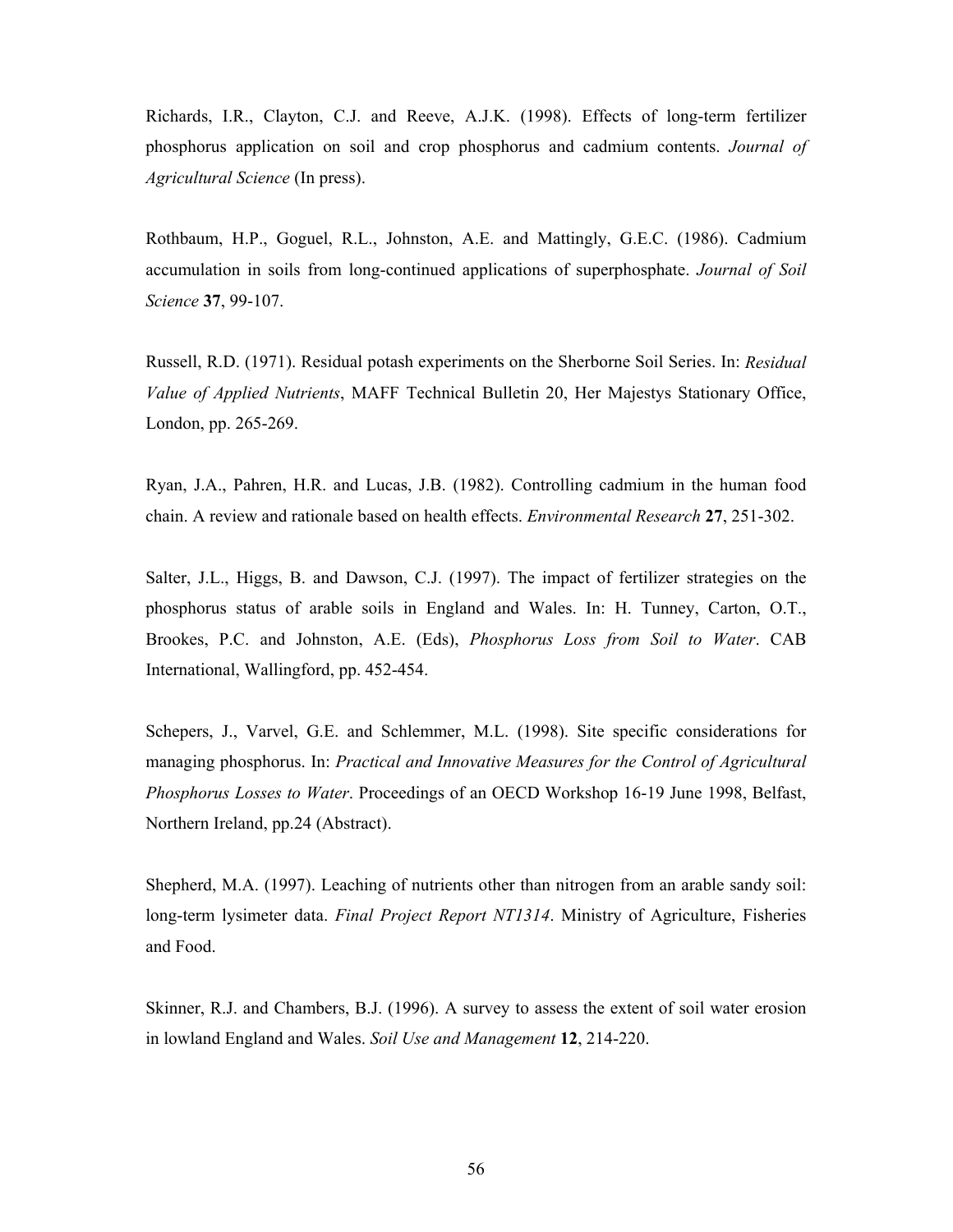Richards, I.R., Clayton, C.J. and Reeve, A.J.K. (1998). Effects of long-term fertilizer phosphorus application on soil and crop phosphorus and cadmium contents. *Journal of Agricultural Science* (In press).

Rothbaum, H.P., Goguel, R.L., Johnston, A.E. and Mattingly, G.E.C. (1986). Cadmium accumulation in soils from long-continued applications of superphosphate. *Journal of Soil Science* **37**, 99-107.

Russell, R.D. (1971). Residual potash experiments on the Sherborne Soil Series. In: *Residual Value of Applied Nutrients*, MAFF Technical Bulletin 20, Her Majestys Stationary Office, London, pp. 265-269.

Ryan, J.A., Pahren, H.R. and Lucas, J.B. (1982). Controlling cadmium in the human food chain. A review and rationale based on health effects. *Environmental Research* **27**, 251-302.

Salter, J.L., Higgs, B. and Dawson, C.J. (1997). The impact of fertilizer strategies on the phosphorus status of arable soils in England and Wales. In: H. Tunney, Carton, O.T., Brookes, P.C. and Johnston, A.E. (Eds), *Phosphorus Loss from Soil to Water*. CAB International, Wallingford, pp. 452-454.

Schepers, J., Varvel, G.E. and Schlemmer, M.L. (1998). Site specific considerations for managing phosphorus. In: *Practical and Innovative Measures for the Control of Agricultural Phosphorus Losses to Water*. Proceedings of an OECD Workshop 16-19 June 1998, Belfast, Northern Ireland, pp.24 (Abstract).

Shepherd, M.A. (1997). Leaching of nutrients other than nitrogen from an arable sandy soil: long-term lysimeter data. *Final Project Report NT1314*. Ministry of Agriculture, Fisheries and Food.

Skinner, R.J. and Chambers, B.J. (1996). A survey to assess the extent of soil water erosion in lowland England and Wales. *Soil Use and Management* **12**, 214-220.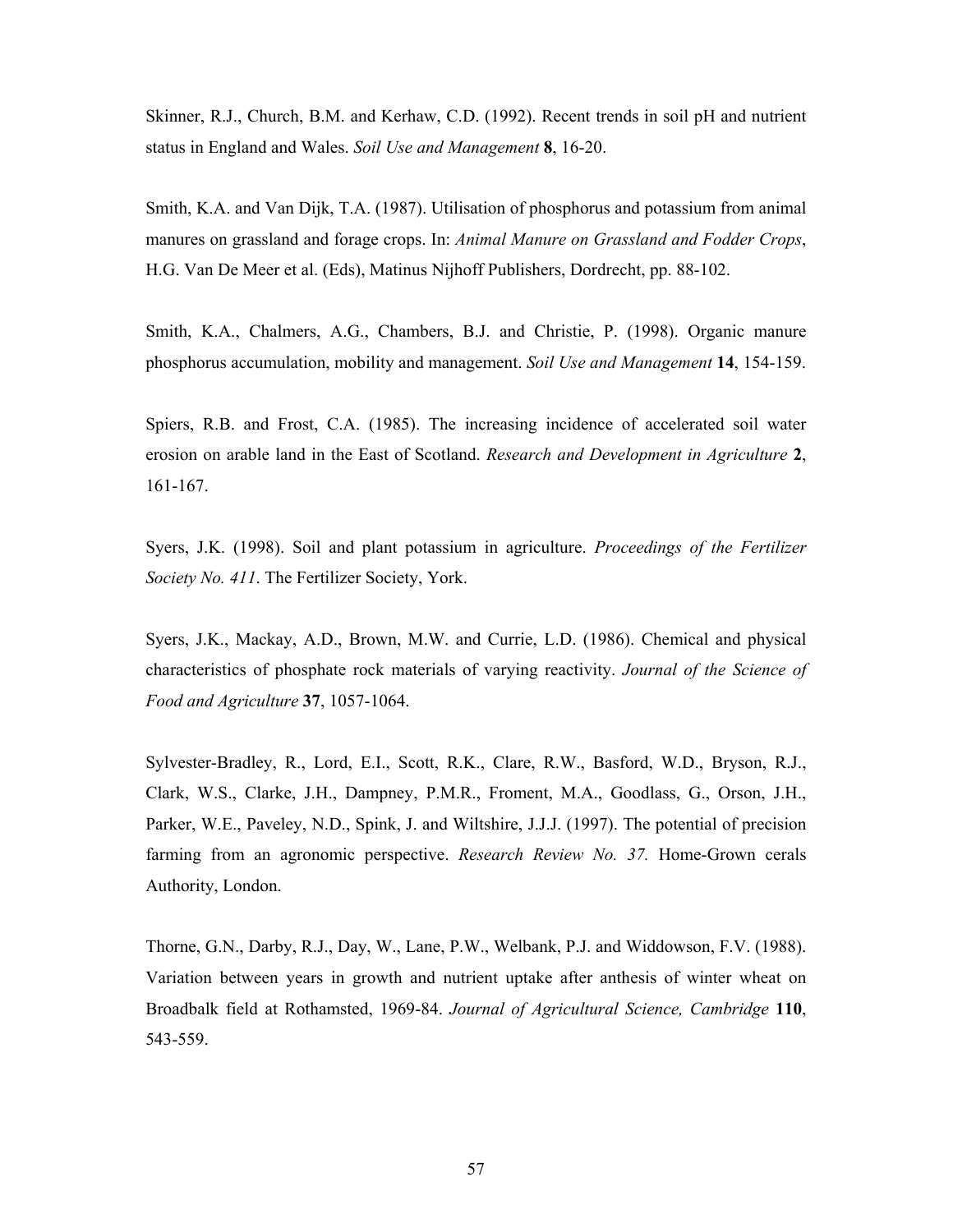Skinner, R.J., Church, B.M. and Kerhaw, C.D. (1992). Recent trends in soil pH and nutrient status in England and Wales. *Soil Use and Management* **8**, 16-20.

Smith, K.A. and Van Dijk, T.A. (1987). Utilisation of phosphorus and potassium from animal manures on grassland and forage crops. In: *Animal Manure on Grassland and Fodder Crops*, H.G. Van De Meer et al. (Eds), Matinus Nijhoff Publishers, Dordrecht, pp. 88-102.

Smith, K.A., Chalmers, A.G., Chambers, B.J. and Christie, P. (1998). Organic manure phosphorus accumulation, mobility and management. *Soil Use and Management* **14**, 154-159.

Spiers, R.B. and Frost, C.A. (1985). The increasing incidence of accelerated soil water erosion on arable land in the East of Scotland. *Research and Development in Agriculture* **2**, 161-167.

Syers, J.K. (1998). Soil and plant potassium in agriculture. *Proceedings of the Fertilizer Society No. 411*. The Fertilizer Society, York.

Syers, J.K., Mackay, A.D., Brown, M.W. and Currie, L.D. (1986). Chemical and physical characteristics of phosphate rock materials of varying reactivity. *Journal of the Science of Food and Agriculture* **37**, 1057-1064.

Sylvester-Bradley, R., Lord, E.I., Scott, R.K., Clare, R.W., Basford, W.D., Bryson, R.J., Clark, W.S., Clarke, J.H., Dampney, P.M.R., Froment, M.A., Goodlass, G., Orson, J.H., Parker, W.E., Paveley, N.D., Spink, J. and Wiltshire, J.J.J. (1997). The potential of precision farming from an agronomic perspective. *Research Review No. 37.* Home-Grown cerals Authority, London.

Thorne, G.N., Darby, R.J., Day, W., Lane, P.W., Welbank, P.J. and Widdowson, F.V. (1988). Variation between years in growth and nutrient uptake after anthesis of winter wheat on Broadbalk field at Rothamsted, 1969-84. *Journal of Agricultural Science, Cambridge* **110**, 543-559.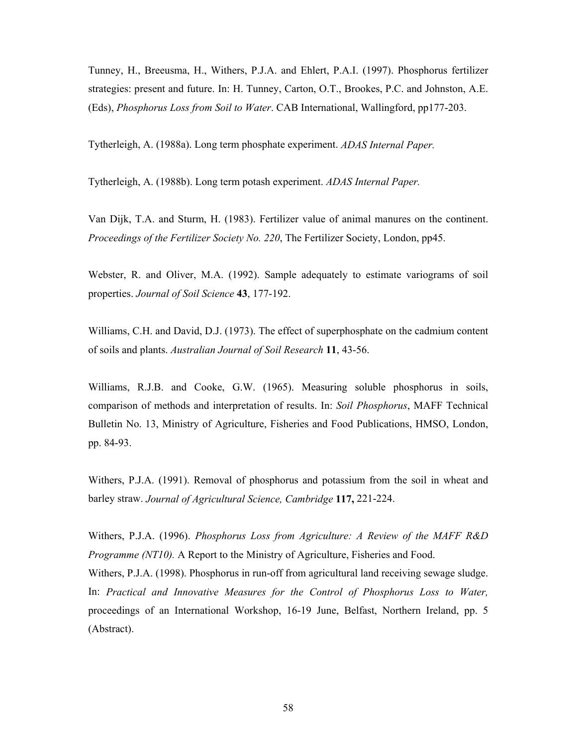Tunney, H., Breeusma, H., Withers, P.J.A. and Ehlert, P.A.I. (1997). Phosphorus fertilizer strategies: present and future. In: H. Tunney, Carton, O.T., Brookes, P.C. and Johnston, A.E. (Eds), *Phosphorus Loss from Soil to Water*. CAB International, Wallingford, pp177-203.

Tytherleigh, A. (1988a). Long term phosphate experiment. *ADAS Internal Paper.*

Tytherleigh, A. (1988b). Long term potash experiment. *ADAS Internal Paper.*

Van Dijk, T.A. and Sturm, H. (1983). Fertilizer value of animal manures on the continent. *Proceedings of the Fertilizer Society No. 220*, The Fertilizer Society, London, pp45.

Webster, R. and Oliver, M.A. (1992). Sample adequately to estimate variograms of soil properties. *Journal of Soil Science* **43**, 177-192.

Williams, C.H. and David, D.J. (1973). The effect of superphosphate on the cadmium content of soils and plants. *Australian Journal of Soil Research* **11**, 43-56.

Williams, R.J.B. and Cooke, G.W. (1965). Measuring soluble phosphorus in soils, comparison of methods and interpretation of results. In: *Soil Phosphorus*, MAFF Technical Bulletin No. 13, Ministry of Agriculture, Fisheries and Food Publications, HMSO, London, pp. 84-93.

Withers, P.J.A. (1991). Removal of phosphorus and potassium from the soil in wheat and barley straw. *Journal of Agricultural Science, Cambridge* **117,** 221-224.

Withers, P.J.A. (1996). *Phosphorus Loss from Agriculture: A Review of the MAFF R&D Programme (NT10).* A Report to the Ministry of Agriculture, Fisheries and Food.

Withers, P.J.A. (1998). Phosphorus in run-off from agricultural land receiving sewage sludge. In: *Practical and Innovative Measures for the Control of Phosphorus Loss to Water,* proceedings of an International Workshop, 16-19 June, Belfast, Northern Ireland, pp. 5 (Abstract).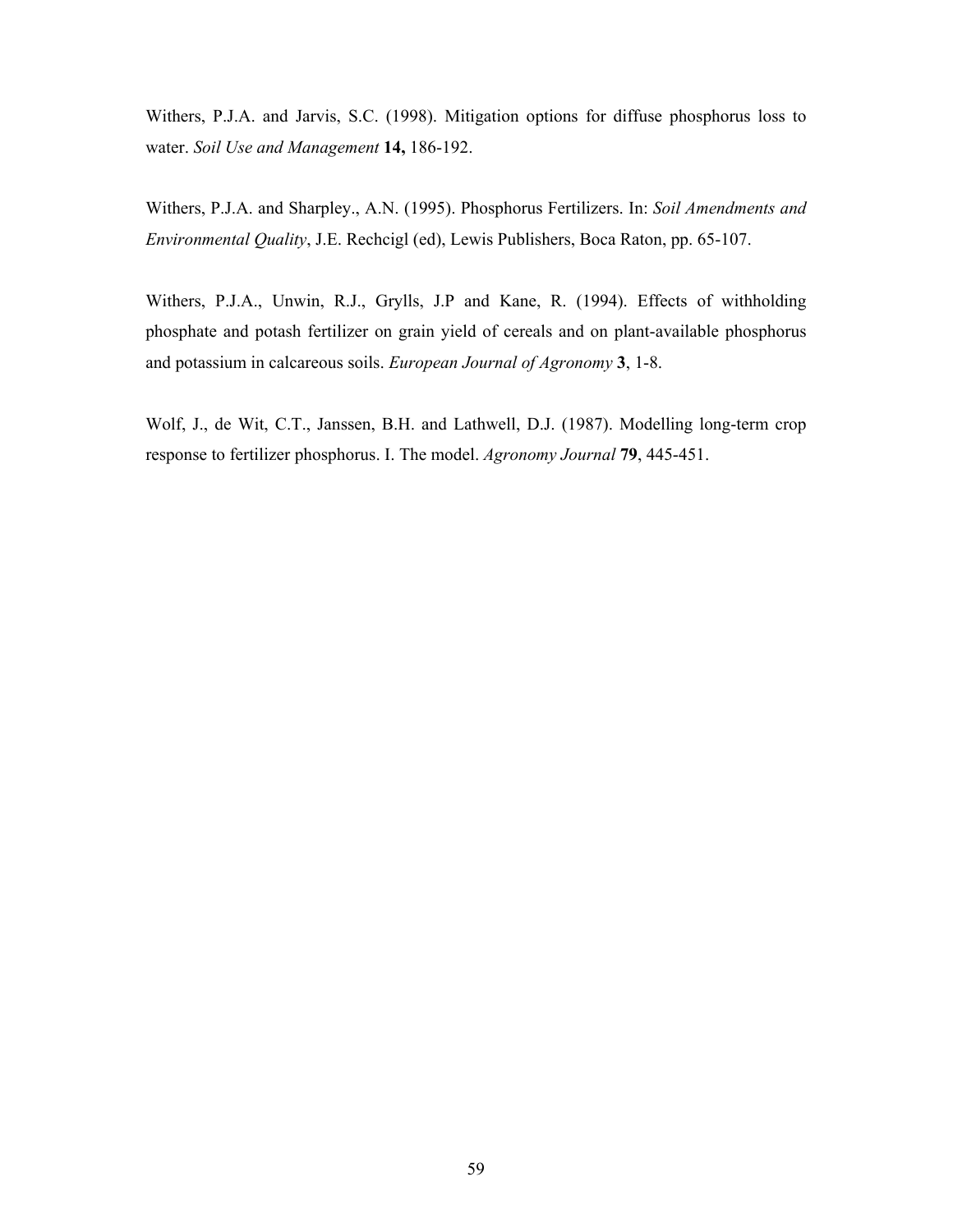Withers, P.J.A. and Jarvis, S.C. (1998). Mitigation options for diffuse phosphorus loss to water. *Soil Use and Management* **14,** 186-192.

Withers, P.J.A. and Sharpley., A.N. (1995). Phosphorus Fertilizers. In: *Soil Amendments and Environmental Quality*, J.E. Rechcigl (ed), Lewis Publishers, Boca Raton, pp. 65-107.

Withers, P.J.A., Unwin, R.J., Grylls, J.P and Kane, R. (1994). Effects of withholding phosphate and potash fertilizer on grain yield of cereals and on plant-available phosphorus and potassium in calcareous soils. *European Journal of Agronomy* **3**, 1-8.

Wolf, J., de Wit, C.T., Janssen, B.H. and Lathwell, D.J. (1987). Modelling long-term crop response to fertilizer phosphorus. I. The model. *Agronomy Journal* **79**, 445-451.